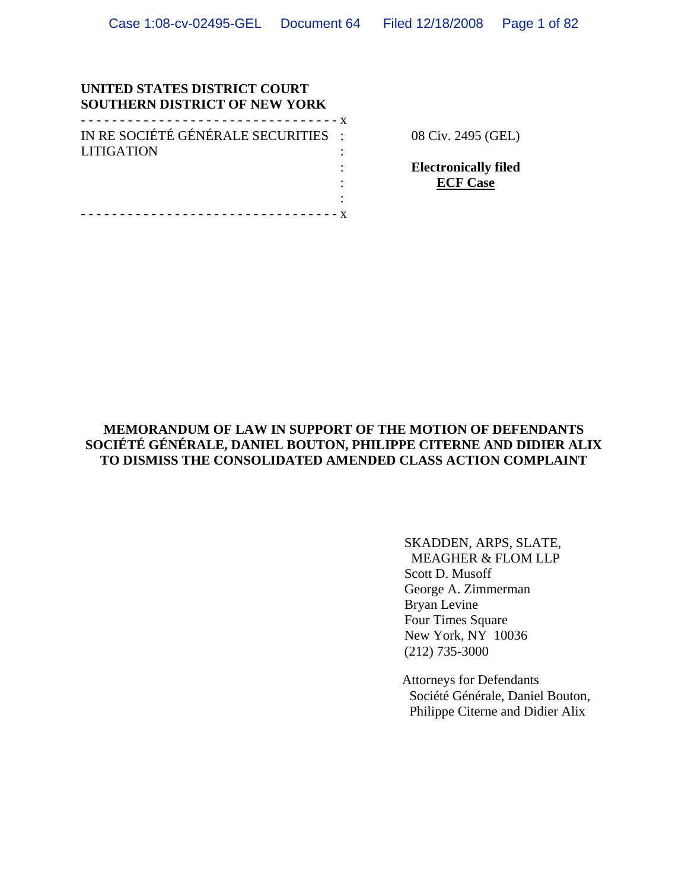**UNITED STATES DISTRICT COURT**
**SOUTHERN DISTRICT OF NEW YORK**

| | |
|---|---|
| IN RE SOCIÉTÉ GÉNÉRALE SECURITIES LITIGATION | 08 Civ. 2495 (GEL) |
| | **Electronically filed** |
| | **ECF Case** |

**MEMORANDUM OF LAW IN SUPPORT OF THE MOTION OF DEFENDANTS SOCIÉTÉ GÉNÉRALE, DANIEL BOUTON, PHILIPPE CITERNE AND DIDIER ALIX TO DISMISS THE CONSOLIDATED AMENDED CLASS ACTION COMPLAINT**

SKADDEN, ARPS, SLATE,
MEAGHER & FLOM LLP
Scott D. Musoff
George A. Zimmerman
Bryan Levine
Four Times Square
New York, NY 10036
(212) 735-3000

Attorneys for Defendants
Société Générale, Daniel Bouton,
Philippe Citerne and Didier Alix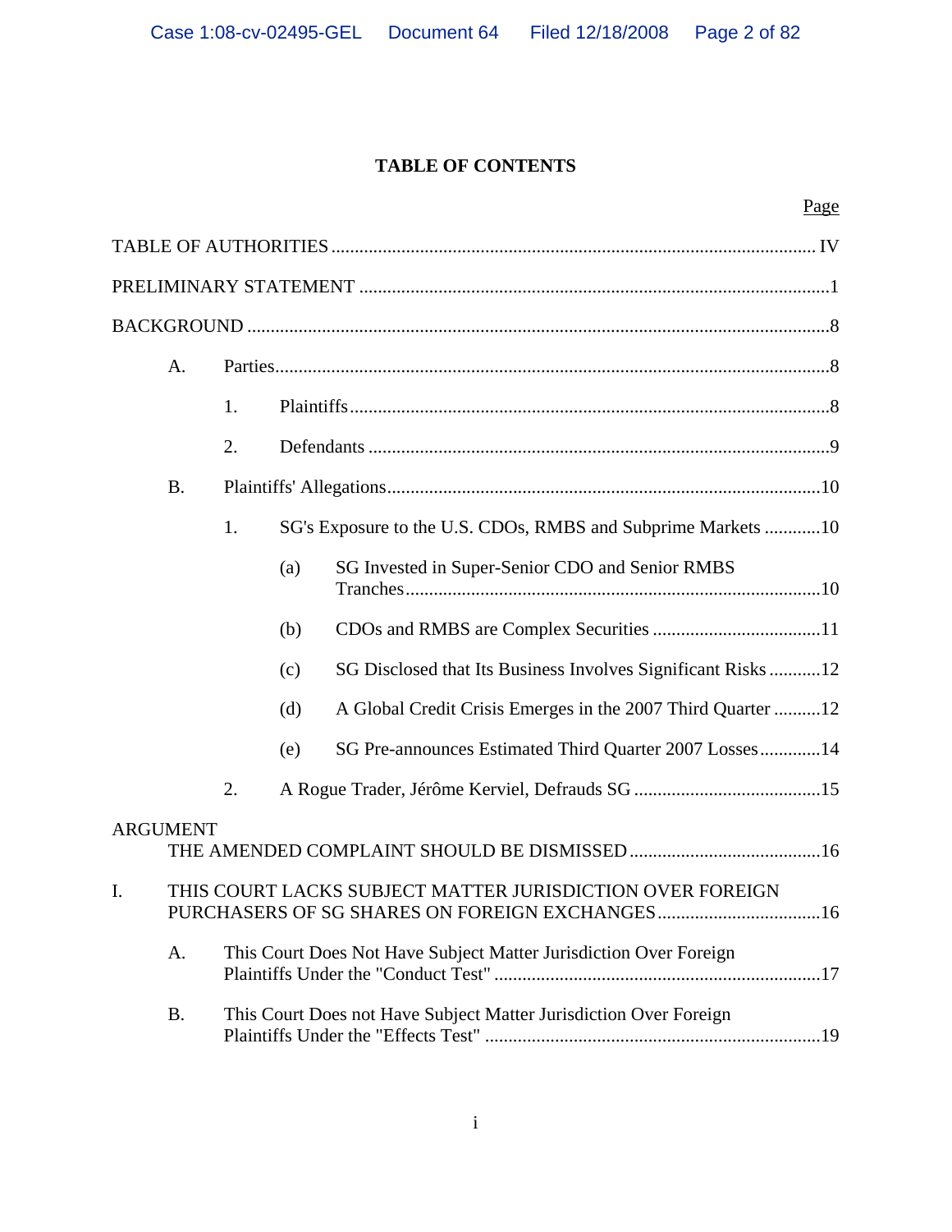# TABLE OF CONTENTS

| | Page |
|---|---|
| TABLE OF AUTHORITIES | IV |
| PRELIMINARY STATEMENT | 1 |
| BACKGROUND | 8 |
| A. Parties | 8 |
| 1. Plaintiffs | 8 |
| 2. Defendants | 9 |
| B. Plaintiffs' Allegations | 10 |
| 1. SG's Exposure to the U.S. CDOs, RMBS and Subprime Markets | 10 |
| (a) SG Invested in Super-Senior CDO and Senior RMBS Tranches | 10 |
| (b) CDOs and RMBS are Complex Securities | 11 |
| (c) SG Disclosed that Its Business Involves Significant Risks | 12 |
| (d) A Global Credit Crisis Emerges in the 2007 Third Quarter | 12 |
| (e) SG Pre-announces Estimated Third Quarter 2007 Losses | 14 |
| 2. A Rogue Trader, Jérôme Kerviel, Defrauds SG | 15 |
| ARGUMENT THE AMENDED COMPLAINT SHOULD BE DISMISSED | 16 |
| I. THIS COURT LACKS SUBJECT MATTER JURISDICTION OVER FOREIGN PURCHASERS OF SG SHARES ON FOREIGN EXCHANGES | 16 |
| A. This Court Does Not Have Subject Matter Jurisdiction Over Foreign Plaintiffs Under the "Conduct Test" | 17 |
| B. This Court Does not Have Subject Matter Jurisdiction Over Foreign Plaintiffs Under the "Effects Test" | 19 |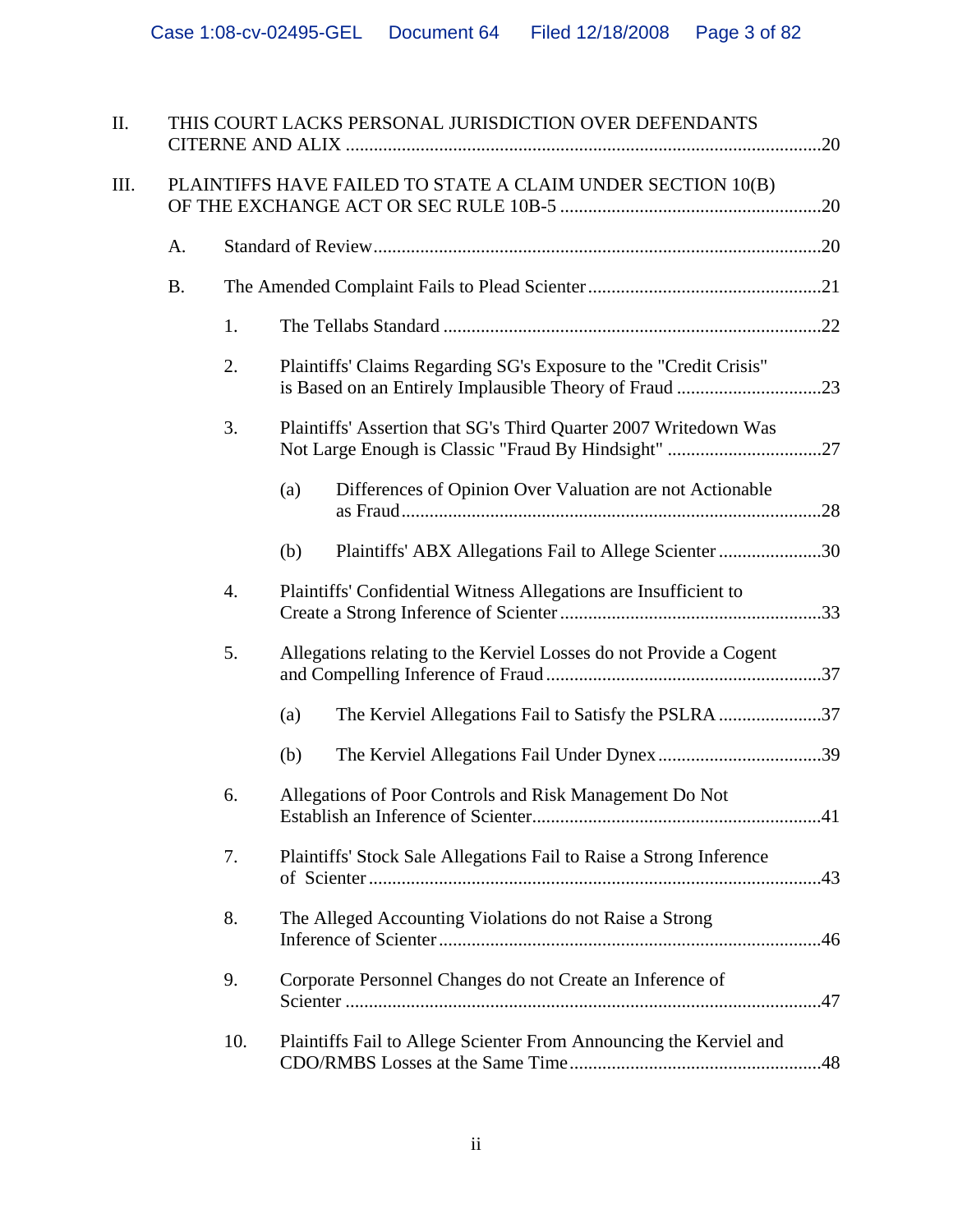II. THIS COURT LACKS PERSONAL JURISDICTION OVER DEFENDANTS CITERNE AND ALIX ....................................................................................................20

III. PLAINTIFFS HAVE FAILED TO STATE A CLAIM UNDER SECTION 10(B) OF THE EXCHANGE ACT OR SEC RULE 10B-5 ........................................................20

- A. Standard of Review...............................................................................................20
- B. The Amended Complaint Fails to Plead Scienter ..................................................21
  - 1. The Tellabs Standard ................................................................................22
  - 2. Plaintiffs' Claims Regarding SG's Exposure to the "Credit Crisis" is Based on an Entirely Implausible Theory of Fraud ..............................23
  - 3. Plaintiffs' Assertion that SG's Third Quarter 2007 Writedown Was Not Large Enough is Classic "Fraud By Hindsight" .................................27
    - (a) Differences of Opinion Over Valuation are not Actionable as Fraud.........................................................................................28
    - (b) Plaintiffs' ABX Allegations Fail to Allege Scienter ......................30
  - 4. Plaintiffs' Confidential Witness Allegations are Insufficient to Create a Strong Inference of Scienter ........................................................33
  - 5. Allegations relating to the Kerviel Losses do not Provide a Cogent and Compelling Inference of Fraud ...........................................................37
    - (a) The Kerviel Allegations Fail to Satisfy the PSLRA ......................37
    - (b) The Kerviel Allegations Fail Under Dynex ...................................39
  - 6. Allegations of Poor Controls and Risk Management Do Not Establish an Inference of Scienter.............................................................41
  - 7. Plaintiffs' Stock Sale Allegations Fail to Raise a Strong Inference of Scienter ................................................................................43
  - 8. The Alleged Accounting Violations do not Raise a Strong Inference of Scienter .................................................................................46
  - 9. Corporate Personnel Changes do not Create an Inference of Scienter .....................................................................................................47
  - 10. Plaintiffs Fail to Allege Scienter From Announcing the Kerviel and CDO/RMBS Losses at the Same Time.....................................................48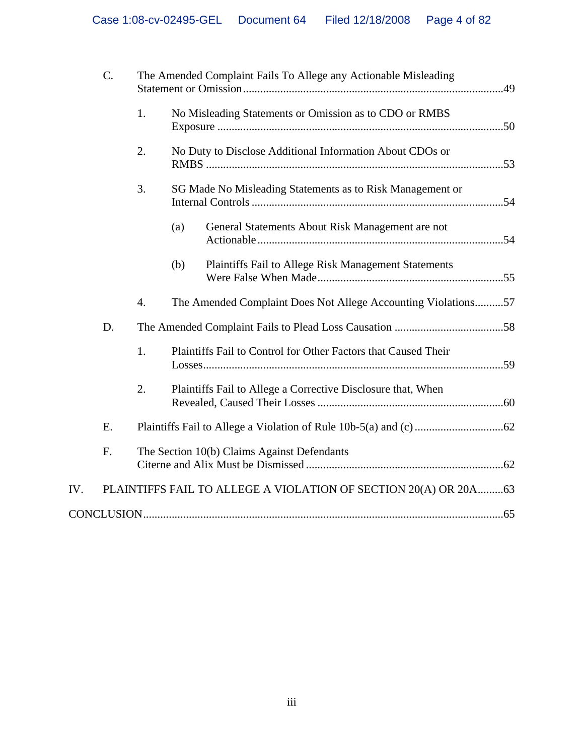C. The Amended Complaint Fails To Allege any Actionable Misleading Statement or Omission ........................................................................................... 49

  1. No Misleading Statements or Omission as to CDO or RMBS Exposure .................................................................................................... 50

  2. No Duty to Disclose Additional Information About CDOs or RMBS ....................................................................................................... 53

  3. SG Made No Misleading Statements as to Risk Management or Internal Controls ........................................................................................ 54

    (a) General Statements About Risk Management are not Actionable ..................................................................................... 54

    (b) Plaintiffs Fail to Allege Risk Management Statements Were False When Made ................................................................. 55

  4. The Amended Complaint Does Not Allege Accounting Violations .......... 57

D. The Amended Complaint Fails to Plead Loss Causation ...................................... 58

  1. Plaintiffs Fail to Control for Other Factors that Caused Their Losses ........................................................................................................ 59

  2. Plaintiffs Fail to Allege a Corrective Disclosure that, When Revealed, Caused Their Losses ................................................................ 60

E. Plaintiffs Fail to Allege a Violation of Rule 10b-5(a) and (c) ............................... 62

F. The Section 10(b) Claims Against Defendants Citerne and Alix Must be Dismissed .................................................................... 62

IV. PLAINTIFFS FAIL TO ALLEGE A VIOLATION OF SECTION 20(A) OR 20A ......... 63

CONCLUSION ............................................................................................................................ 65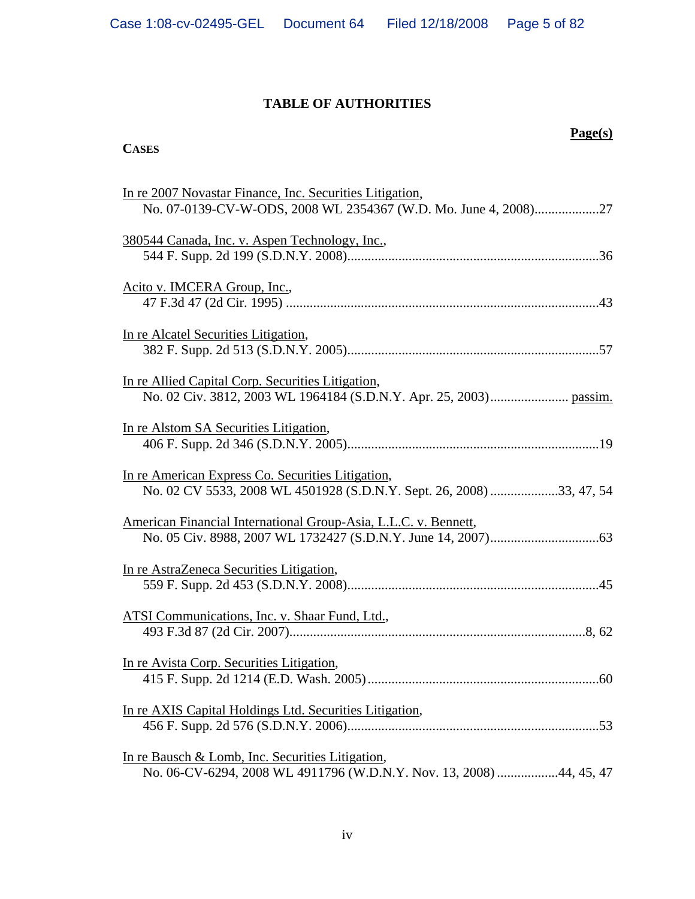# TABLE OF AUTHORITIES

**Page(s)**

**CASES**

In re 2007 Novastar Finance, Inc. Securities Litigation,
No. 07-0139-CV-W-ODS, 2008 WL 2354367 (W.D. Mo. June 4, 2008)....................27

380544 Canada, Inc. v. Aspen Technology, Inc.,
544 F. Supp. 2d 199 (S.D.N.Y. 2008)..........................................................................36

Acito v. IMCERA Group, Inc.,
47 F.3d 47 (2d Cir. 1995) ............................................................................................43

In re Alcatel Securities Litigation,
382 F. Supp. 2d 513 (S.D.N.Y. 2005)..........................................................................57

In re Allied Capital Corp. Securities Litigation,
No. 02 Civ. 3812, 2003 WL 1964184 (S.D.N.Y. Apr. 25, 2003)....................... passim.

In re Alstom SA Securities Litigation,
406 F. Supp. 2d 346 (S.D.N.Y. 2005)..........................................................................19

In re American Express Co. Securities Litigation,
No. 02 CV 5533, 2008 WL 4501928 (S.D.N.Y. Sept. 26, 2008) ....................33, 47, 54

American Financial International Group-Asia, L.L.C. v. Bennett,
No. 05 Civ. 8988, 2007 WL 1732427 (S.D.N.Y. June 14, 2007)................................63

In re AstraZeneca Securities Litigation,
559 F. Supp. 2d 453 (S.D.N.Y. 2008)..........................................................................45

ATSI Communications, Inc. v. Shaar Fund, Ltd.,
493 F.3d 87 (2d Cir. 2007).......................................................................................8, 62

In re Avista Corp. Securities Litigation,
415 F. Supp. 2d 1214 (E.D. Wash. 2005)....................................................................60

In re AXIS Capital Holdings Ltd. Securities Litigation,
456 F. Supp. 2d 576 (S.D.N.Y. 2006)..........................................................................53

In re Bausch & Lomb, Inc. Securities Litigation,
No. 06-CV-6294, 2008 WL 4911796 (W.D.N.Y. Nov. 13, 2008) ..................44, 45, 47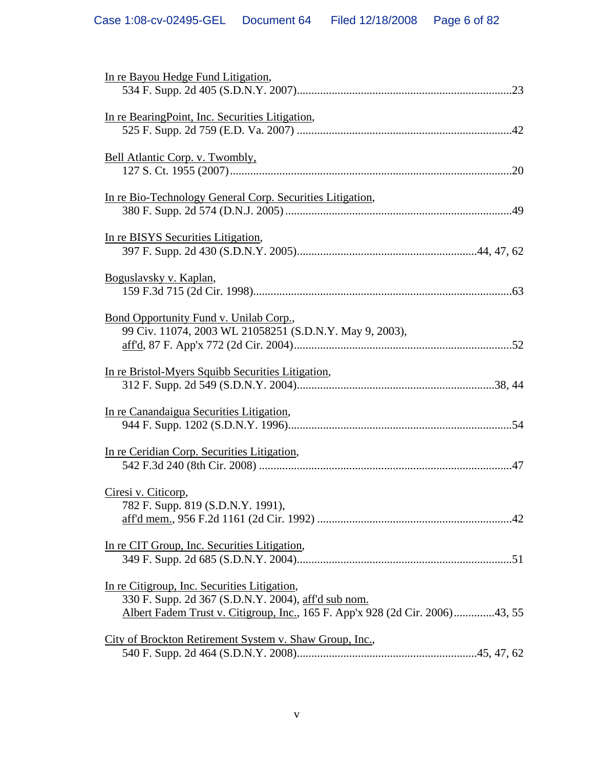In re Bayou Hedge Fund Litigation,
534 F. Supp. 2d 405 (S.D.N.Y. 2007)..........................................................................23

In re BearingPoint, Inc. Securities Litigation,
525 F. Supp. 2d 759 (E.D. Va. 2007) .........................................................................42

Bell Atlantic Corp. v. Twombly,
127 S. Ct. 1955 (2007)................................................................................................20

In re Bio-Technology General Corp. Securities Litigation,
380 F. Supp. 2d 574 (D.N.J. 2005) .............................................................................49

In re BISYS Securities Litigation,
397 F. Supp. 2d 430 (S.D.N.Y. 2005).............................................................44, 47, 62

Boguslavsky v. Kaplan,
159 F.3d 715 (2d Cir. 1998).........................................................................................63

Bond Opportunity Fund v. Unilab Corp.,
99 Civ. 11074, 2003 WL 21058251 (S.D.N.Y. May 9, 2003),
aff'd, 87 F. App'x 772 (2d Cir. 2004)..........................................................................52

In re Bristol-Myers Squibb Securities Litigation,
312 F. Supp. 2d 549 (S.D.N.Y. 2004)....................................................................38, 44

In re Canandaigua Securities Litigation,
944 F. Supp. 1202 (S.D.N.Y. 1996)............................................................................54

In re Ceridian Corp. Securities Litigation,
542 F.3d 240 (8th Cir. 2008) ......................................................................................47

Ciresi v. Citicorp,
782 F. Supp. 819 (S.D.N.Y. 1991),
aff'd mem., 956 F.2d 1161 (2d Cir. 1992) ..................................................................42

In re CIT Group, Inc. Securities Litigation,
349 F. Supp. 2d 685 (S.D.N.Y. 2004).........................................................................51

In re Citigroup, Inc. Securities Litigation,
330 F. Supp. 2d 367 (S.D.N.Y. 2004), aff'd sub nom.
Albert Fadem Trust v. Citigroup, Inc., 165 F. App'x 928 (2d Cir. 2006).............43, 55

City of Brockton Retirement System v. Shaw Group, Inc.,
540 F. Supp. 2d 464 (S.D.N.Y. 2008).............................................................45, 47, 62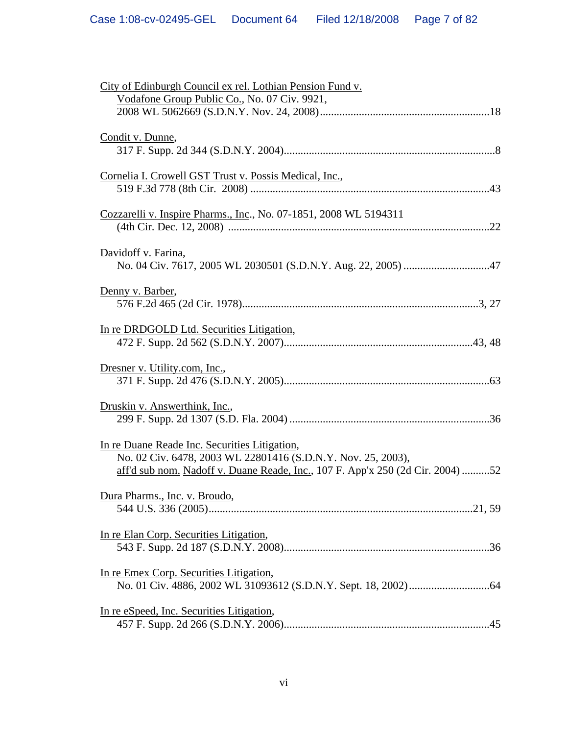City of Edinburgh Council ex rel. Lothian Pension Fund v. Vodafone Group Public Co., No. 07 Civ. 9921, 2008 WL 5062669 (S.D.N.Y. Nov. 24, 2008)............................................................18

Condit v. Dunne, 317 F. Supp. 2d 344 (S.D.N.Y. 2004)...........................................................................8

Cornelia I. Crowell GST Trust v. Possis Medical, Inc., 519 F.3d 778 (8th Cir. 2008) .....................................................................................43

Cozzarelli v. Inspire Pharms., Inc., No. 07-1851, 2008 WL 5194311 (4th Cir. Dec. 12, 2008) ............................................................................................22

Davidoff v. Farina, No. 04 Civ. 7617, 2005 WL 2030501 (S.D.N.Y. Aug. 22, 2005) ..............................47

Denny v. Barber, 576 F.2d 465 (2d Cir. 1978)....................................................................................3, 27

In re DRDGOLD Ltd. Securities Litigation, 472 F. Supp. 2d 562 (S.D.N.Y. 2007)...................................................................43, 48

Dresner v. Utility.com, Inc., 371 F. Supp. 2d 476 (S.D.N.Y. 2005).........................................................................63

Druskin v. Answerthink, Inc., 299 F. Supp. 2d 1307 (S.D. Fla. 2004) .......................................................................36

In re Duane Reade Inc. Securities Litigation, No. 02 Civ. 6478, 2003 WL 22801416 (S.D.N.Y. Nov. 25, 2003), aff'd sub nom. Nadoff v. Duane Reade, Inc., 107 F. App'x 250 (2d Cir. 2004) ..........52

Dura Pharms., Inc. v. Broudo, 544 U.S. 336 (2005)..............................................................................................21, 59

In re Elan Corp. Securities Litigation, 543 F. Supp. 2d 187 (S.D.N.Y. 2008).........................................................................36

In re Emex Corp. Securities Litigation, No. 01 Civ. 4886, 2002 WL 31093612 (S.D.N.Y. Sept. 18, 2002)............................64

In re eSpeed, Inc. Securities Litigation, 457 F. Supp. 2d 266 (S.D.N.Y. 2006).........................................................................45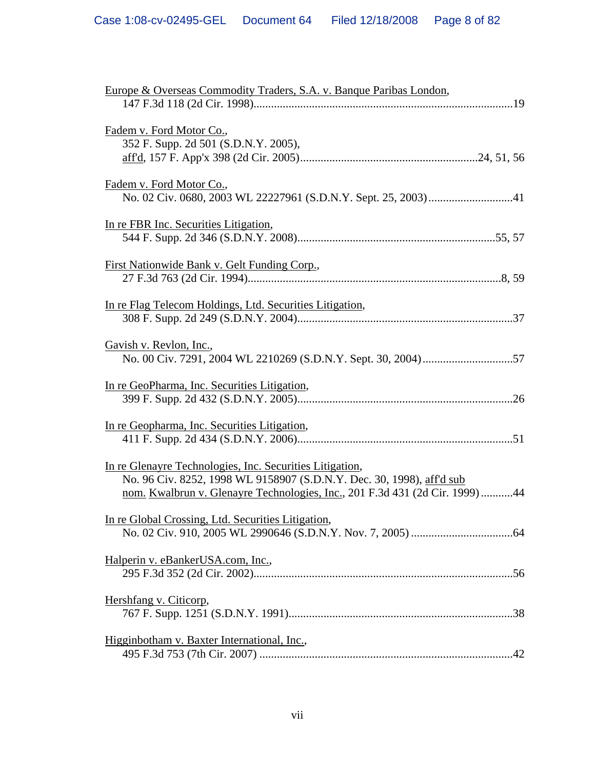Europe & Overseas Commodity Traders, S.A. v. Banque Paribas London,
147 F.3d 118 (2d Cir. 1998)........................................................................................19

Fadem v. Ford Motor Co.,
352 F. Supp. 2d 501 (S.D.N.Y. 2005),
aff'd, 157 F. App'x 398 (2d Cir. 2005)............................................................24, 51, 56

Fadem v. Ford Motor Co.,
No. 02 Civ. 0680, 2003 WL 22227961 (S.D.N.Y. Sept. 25, 2003)............................41

In re FBR Inc. Securities Litigation,
544 F. Supp. 2d 346 (S.D.N.Y. 2008)..................................................................55, 57

First Nationwide Bank v. Gelt Funding Corp.,
27 F.3d 763 (2d Cir. 1994).......................................................................................8, 59

In re Flag Telecom Holdings, Ltd. Securities Litigation,
308 F. Supp. 2d 249 (S.D.N.Y. 2004).........................................................................37

Gavish v. Revlon, Inc.,
No. 00 Civ. 7291, 2004 WL 2210269 (S.D.N.Y. Sept. 30, 2004)..............................57

In re GeoPharma, Inc. Securities Litigation,
399 F. Supp. 2d 432 (S.D.N.Y. 2005).........................................................................26

In re Geopharma, Inc. Securities Litigation,
411 F. Supp. 2d 434 (S.D.N.Y. 2006).........................................................................51

In re Glenayre Technologies, Inc. Securities Litigation,
No. 96 Civ. 8252, 1998 WL 9158907 (S.D.N.Y. Dec. 30, 1998), aff'd sub nom. Kwalbrun v. Glenayre Technologies, Inc., 201 F.3d 431 (2d Cir. 1999)...........44

In re Global Crossing, Ltd. Securities Litigation,
No. 02 Civ. 910, 2005 WL 2990646 (S.D.N.Y. Nov. 7, 2005)..................................64

Halperin v. eBankerUSA.com, Inc.,
295 F.3d 352 (2d Cir. 2002)........................................................................................56

Hershfang v. Citicorp,
767 F. Supp. 1251 (S.D.N.Y. 1991)............................................................................38

Higginbotham v. Baxter International, Inc.,
495 F.3d 753 (7th Cir. 2007)......................................................................................42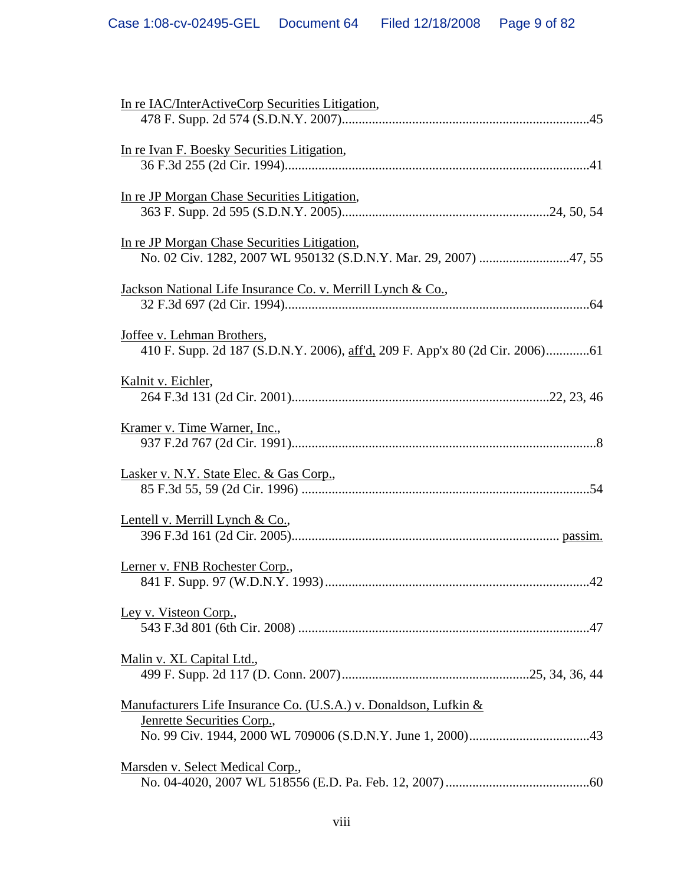In re IAC/InterActiveCorp Securities Litigation,
478 F. Supp. 2d 574 (S.D.N.Y. 2007)..........................................................................45

In re Ivan F. Boesky Securities Litigation,
36 F.3d 255 (2d Cir. 1994)...........................................................................................41

In re JP Morgan Chase Securities Litigation,
363 F. Supp. 2d 595 (S.D.N.Y. 2005).............................................................24, 50, 54

In re JP Morgan Chase Securities Litigation,
No. 02 Civ. 1282, 2007 WL 950132 (S.D.N.Y. Mar. 29, 2007) ...........................47, 55

Jackson National Life Insurance Co. v. Merrill Lynch & Co.,
32 F.3d 697 (2d Cir. 1994)...........................................................................................64

Joffee v. Lehman Brothers,
410 F. Supp. 2d 187 (S.D.N.Y. 2006), aff'd, 209 F. App'x 80 (2d Cir. 2006).............61

Kalnit v. Eichler,
264 F.3d 131 (2d Cir. 2001)............................................................................22, 23, 46

Kramer v. Time Warner, Inc.,
937 F.2d 767 (2d Cir. 1991)............................................................................................8

Lasker v. N.Y. State Elec. & Gas Corp.,
85 F.3d 55, 59 (2d Cir. 1996) ......................................................................................54

Lentell v. Merrill Lynch & Co.,
396 F.3d 161 (2d Cir. 2005)............................................................................... passim.

Lerner v. FNB Rochester Corp.,
841 F. Supp. 97 (W.D.N.Y. 1993)...............................................................................42

Ley v. Visteon Corp.,
543 F.3d 801 (6th Cir. 2008) .......................................................................................47

Malin v. XL Capital Ltd.,
499 F. Supp. 2d 117 (D. Conn. 2007)........................................................25, 34, 36, 44

Manufacturers Life Insurance Co. (U.S.A.) v. Donaldson, Lufkin & Jenrette Securities Corp.,
No. 99 Civ. 1944, 2000 WL 709006 (S.D.N.Y. June 1, 2000)....................................43

Marsden v. Select Medical Corp.,
No. 04-4020, 2007 WL 518556 (E.D. Pa. Feb. 12, 2007)...........................................60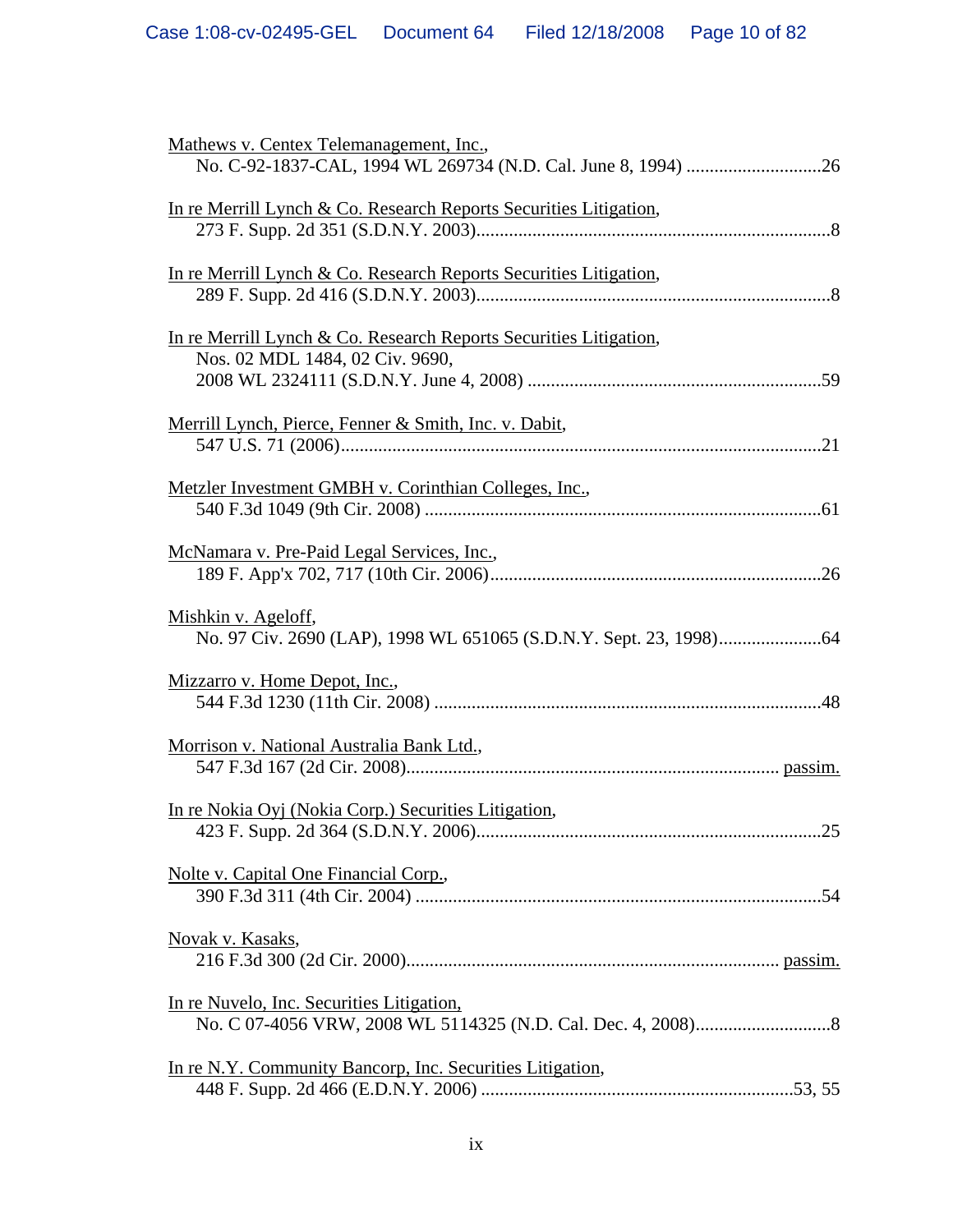Mathews v. Centex Telemanagement, Inc.,
No. C-92-1837-CAL, 1994 WL 269734 (N.D. Cal. June 8, 1994) ............................26

In re Merrill Lynch & Co. Research Reports Securities Litigation,
273 F. Supp. 2d 351 (S.D.N.Y. 2003)............................................................................8

In re Merrill Lynch & Co. Research Reports Securities Litigation,
289 F. Supp. 2d 416 (S.D.N.Y. 2003)............................................................................8

In re Merrill Lynch & Co. Research Reports Securities Litigation,
Nos. 02 MDL 1484, 02 Civ. 9690,
2008 WL 2324111 (S.D.N.Y. June 4, 2008) ..............................................................59

Merrill Lynch, Pierce, Fenner & Smith, Inc. v. Dabit,
547 U.S. 71 (2006).......................................................................................................21

Metzler Investment GMBH v. Corinthian Colleges, Inc.,
540 F.3d 1049 (9th Cir. 2008) .....................................................................................61

McNamara v. Pre-Paid Legal Services, Inc.,
189 F. App'x 702, 717 (10th Cir. 2006).......................................................................26

Mishkin v. Ageloff,
No. 97 Civ. 2690 (LAP), 1998 WL 651065 (S.D.N.Y. Sept. 23, 1998)......................64

Mizzarro v. Home Depot, Inc.,
544 F.3d 1230 (11th Cir. 2008) ...................................................................................48

Morrison v. National Australia Bank Ltd.,
547 F.3d 167 (2d Cir. 2008)............................................................................... passim.

In re Nokia Oyj (Nokia Corp.) Securities Litigation,
423 F. Supp. 2d 364 (S.D.N.Y. 2006)..........................................................................25

Nolte v. Capital One Financial Corp.,
390 F.3d 311 (4th Cir. 2004) .......................................................................................54

Novak v. Kasaks,
216 F.3d 300 (2d Cir. 2000)............................................................................... passim.

In re Nuvelo, Inc. Securities Litigation,
No. C 07-4056 VRW, 2008 WL 5114325 (N.D. Cal. Dec. 4, 2008).............................8

In re N.Y. Community Bancorp, Inc. Securities Litigation,
448 F. Supp. 2d 466 (E.D.N.Y. 2006) ...................................................................53, 55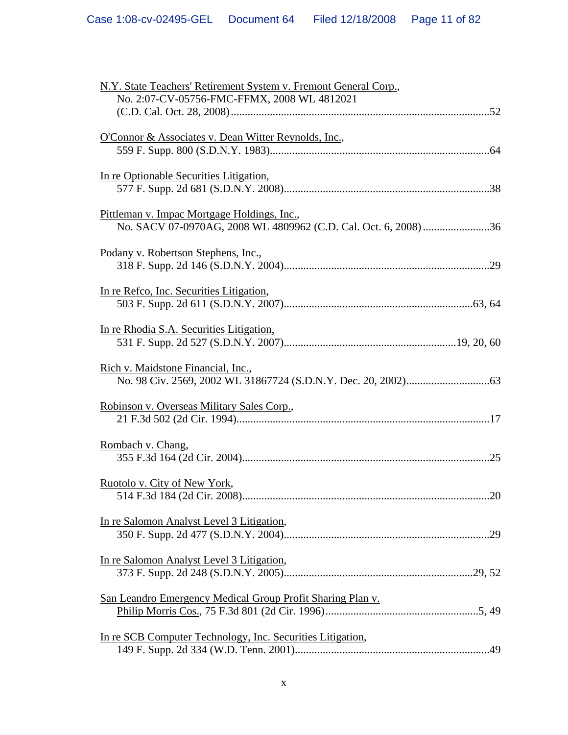N.Y. State Teachers' Retirement System v. Fremont General Corp., No. 2:07-CV-05756-FMC-FFMX, 2008 WL 4812021 (C.D. Cal. Oct. 28, 2008) .......... 52

O'Connor & Associates v. Dean Witter Reynolds, Inc., 559 F. Supp. 800 (S.D.N.Y. 1983) .......... 64

In re Optionable Securities Litigation, 577 F. Supp. 2d 681 (S.D.N.Y. 2008) .......... 38

Pittleman v. Impac Mortgage Holdings, Inc., No. SACV 07-0970AG, 2008 WL 4809962 (C.D. Cal. Oct. 6, 2008) .......... 36

Podany v. Robertson Stephens, Inc., 318 F. Supp. 2d 146 (S.D.N.Y. 2004) .......... 29

In re Refco, Inc. Securities Litigation, 503 F. Supp. 2d 611 (S.D.N.Y. 2007) .......... 63, 64

In re Rhodia S.A. Securities Litigation, 531 F. Supp. 2d 527 (S.D.N.Y. 2007) .......... 19, 20, 60

Rich v. Maidstone Financial, Inc., No. 98 Civ. 2569, 2002 WL 31867724 (S.D.N.Y. Dec. 20, 2002) .......... 63

Robinson v. Overseas Military Sales Corp., 21 F.3d 502 (2d Cir. 1994) .......... 17

Rombach v. Chang, 355 F.3d 164 (2d Cir. 2004) .......... 25

Ruotolo v. City of New York, 514 F.3d 184 (2d Cir. 2008) .......... 20

In re Salomon Analyst Level 3 Litigation, 350 F. Supp. 2d 477 (S.D.N.Y. 2004) .......... 29

In re Salomon Analyst Level 3 Litigation, 373 F. Supp. 2d 248 (S.D.N.Y. 2005) .......... 29, 52

San Leandro Emergency Medical Group Profit Sharing Plan v. Philip Morris Cos., 75 F.3d 801 (2d Cir. 1996) .......... 5, 49

In re SCB Computer Technology, Inc. Securities Litigation, 149 F. Supp. 2d 334 (W.D. Tenn. 2001) .......... 49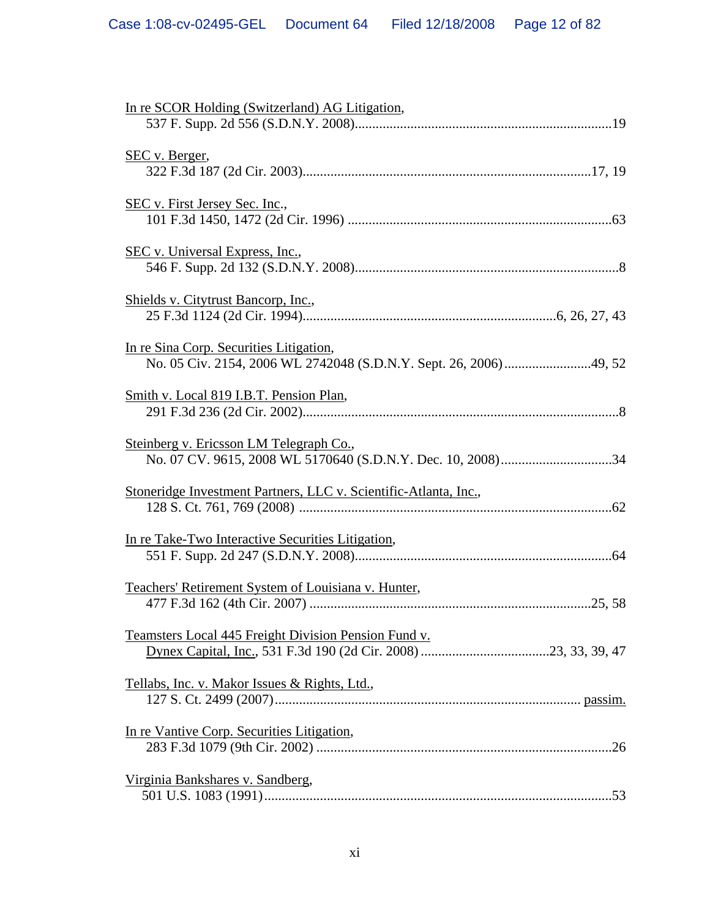In re SCOR Holding (Switzerland) AG Litigation,
537 F. Supp. 2d 556 (S.D.N.Y. 2008)........................................................................19

SEC v. Berger,
322 F.3d 187 (2d Cir. 2003)..................................................................................17, 19

SEC v. First Jersey Sec. Inc.,
101 F.3d 1450, 1472 (2d Cir. 1996) ...........................................................................63

SEC v. Universal Express, Inc.,
546 F. Supp. 2d 132 (S.D.N.Y. 2008)..........................................................................8

Shields v. Citytrust Bancorp, Inc.,
25 F.3d 1124 (2d Cir. 1994).......................................................................6, 26, 27, 43

In re Sina Corp. Securities Litigation,
No. 05 Civ. 2154, 2006 WL 2742048 (S.D.N.Y. Sept. 26, 2006).........................49, 52

Smith v. Local 819 I.B.T. Pension Plan,
291 F.3d 236 (2d Cir. 2002).........................................................................................8

Steinberg v. Ericsson LM Telegraph Co.,
No. 07 CV. 9615, 2008 WL 5170640 (S.D.N.Y. Dec. 10, 2008)................................34

Stoneridge Investment Partners, LLC v. Scientific-Atlanta, Inc.,
128 S. Ct. 761, 769 (2008) ........................................................................................62

In re Take-Two Interactive Securities Litigation,
551 F. Supp. 2d 247 (S.D.N.Y. 2008)........................................................................64

Teachers' Retirement System of Louisiana v. Hunter,
477 F.3d 162 (4th Cir. 2007) ................................................................................25, 58

Teamsters Local 445 Freight Division Pension Fund v.
Dynex Capital, Inc., 531 F.3d 190 (2d Cir. 2008) .....................................23, 33, 39, 47

Tellabs, Inc. v. Makor Issues & Rights, Ltd.,
127 S. Ct. 2499 (2007)....................................................................................... passim.

In re Vantive Corp. Securities Litigation,
283 F.3d 1079 (9th Cir. 2002) ....................................................................................26

Virginia Bankshares v. Sandberg,
501 U.S. 1083 (1991)...................................................................................................53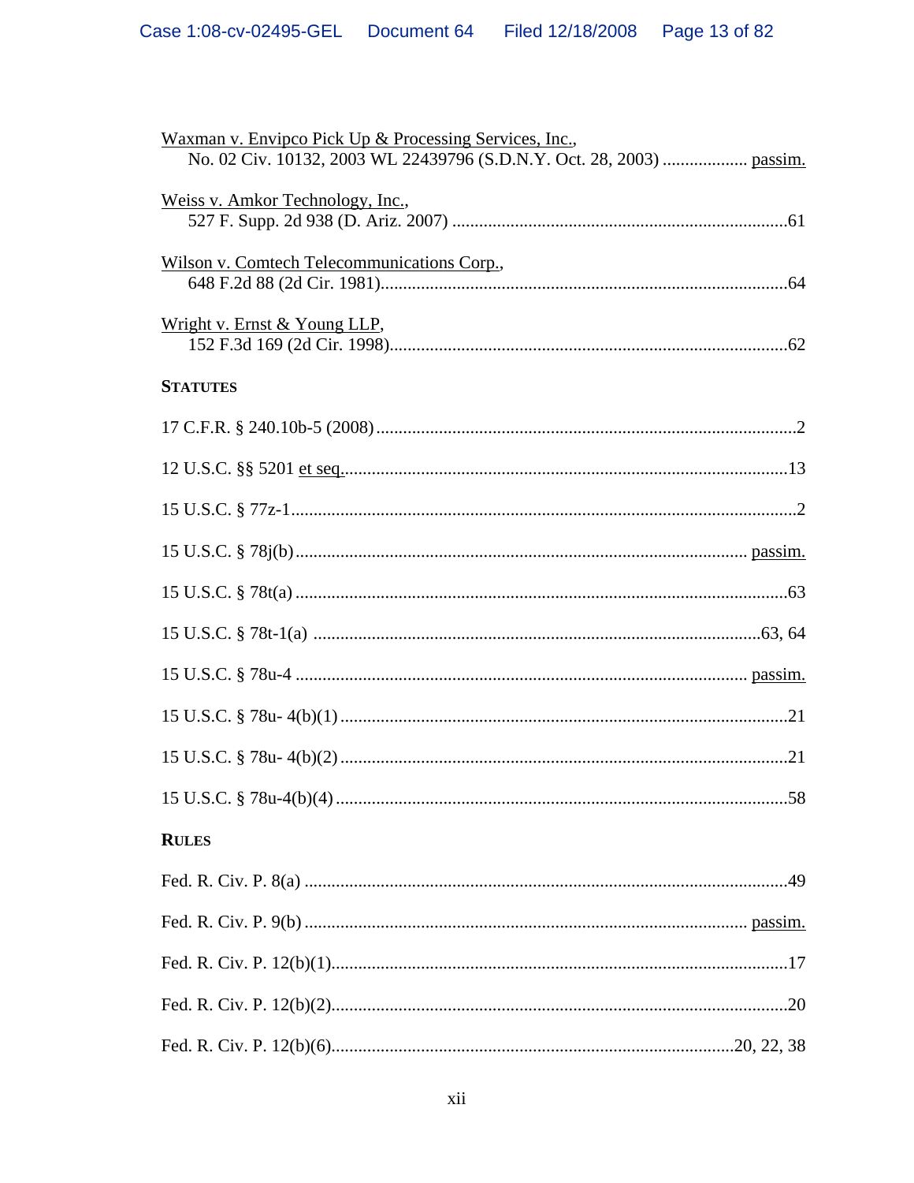Waxman v. Envipco Pick Up & Processing Services, Inc.,
No. 02 Civ. 10132, 2003 WL 22439796 (S.D.N.Y. Oct. 28, 2003) .................. passim.

Weiss v. Amkor Technology, Inc.,
527 F. Supp. 2d 938 (D. Ariz. 2007) ..........................................................................61

Wilson v. Comtech Telecommunications Corp.,
648 F.2d 88 (2d Cir. 1981)..........................................................................................64

Wright v. Ernst & Young LLP,
152 F.3d 169 (2d Cir. 1998)........................................................................................62

**STATUTES**

17 C.F.R. § 240.10b-5 (2008)..............................................................................................2

12 U.S.C. §§ 5201 et seq...................................................................................................13

15 U.S.C. § 77z-1................................................................................................................2

15 U.S.C. § 78j(b) .................................................................................................... passim.

15 U.S.C. § 78t(a) .............................................................................................................63

15 U.S.C. § 78t-1(a) ...................................................................................................63, 64

15 U.S.C. § 78u-4 .................................................................................................... passim.

15 U.S.C. § 78u- 4(b)(1)....................................................................................................21

15 U.S.C. § 78u- 4(b)(2)....................................................................................................21

15 U.S.C. § 78u-4(b)(4).....................................................................................................58

**RULES**

Fed. R. Civ. P. 8(a) ...........................................................................................................49

Fed. R. Civ. P. 9(b) .................................................................................................. passim.

Fed. R. Civ. P. 12(b)(1).....................................................................................................17

Fed. R. Civ. P. 12(b)(2).....................................................................................................20

Fed. R. Civ. P. 12(b)(6).........................................................................................20, 22, 38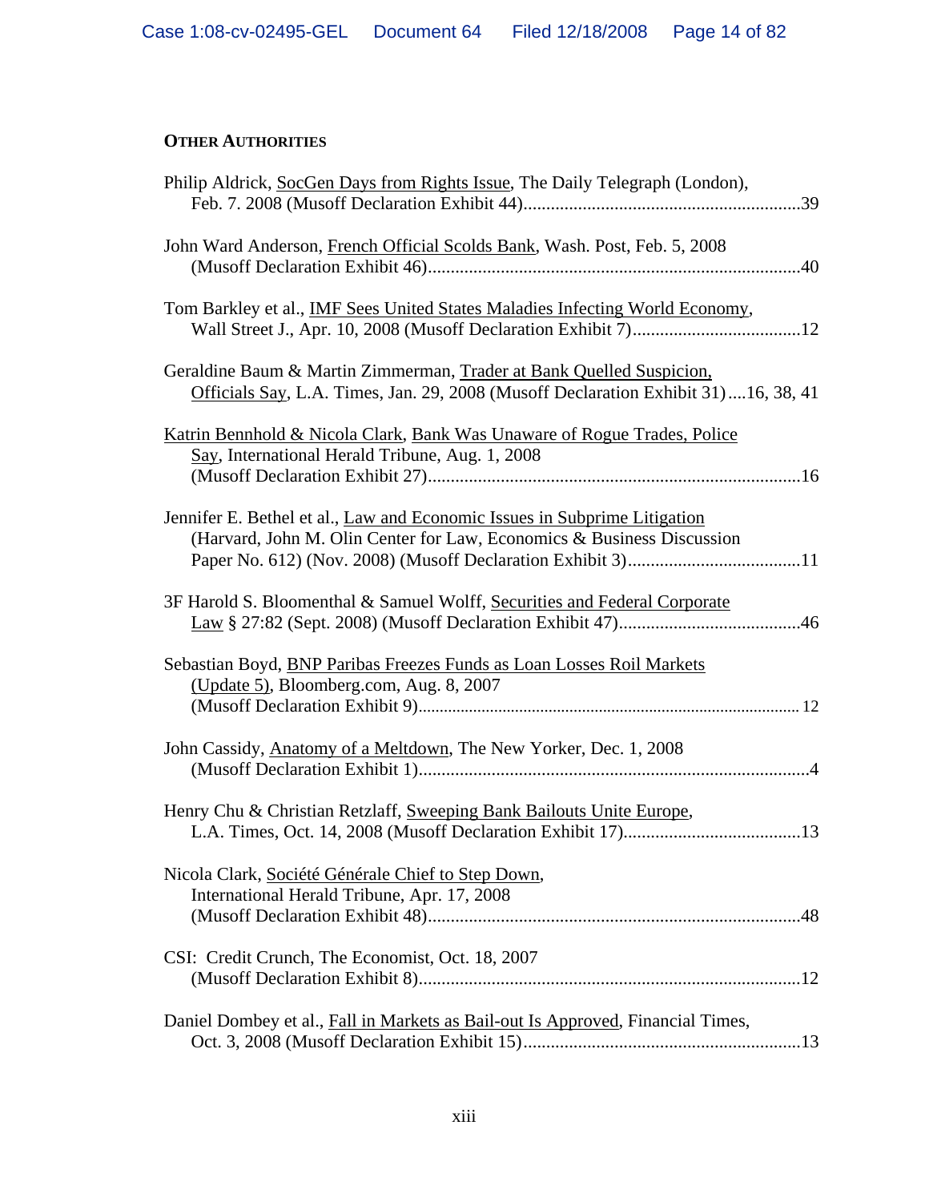**OTHER AUTHORITIES**

Philip Aldrick, SocGen Days from Rights Issue, The Daily Telegraph (London), Feb. 7. 2008 (Musoff Declaration Exhibit 44)..............................................................39

John Ward Anderson, French Official Scolds Bank, Wash. Post, Feb. 5, 2008 (Musoff Declaration Exhibit 46)..................................................................................40

Tom Barkley et al., IMF Sees United States Maladies Infecting World Economy, Wall Street J., Apr. 10, 2008 (Musoff Declaration Exhibit 7).....................................12

Geraldine Baum & Martin Zimmerman, Trader at Bank Quelled Suspicion, Officials Say, L.A. Times, Jan. 29, 2008 (Musoff Declaration Exhibit 31)....16, 38, 41

Katrin Bennhold & Nicola Clark, Bank Was Unaware of Rogue Trades, Police Say, International Herald Tribune, Aug. 1, 2008 (Musoff Declaration Exhibit 27)..................................................................................16

Jennifer E. Bethel et al., Law and Economic Issues in Subprime Litigation (Harvard, John M. Olin Center for Law, Economics & Business Discussion Paper No. 612) (Nov. 2008) (Musoff Declaration Exhibit 3)......................................11

3F Harold S. Bloomenthal & Samuel Wolff, Securities and Federal Corporate Law § 27:82 (Sept. 2008) (Musoff Declaration Exhibit 47)........................................46

Sebastian Boyd, BNP Paribas Freezes Funds as Loan Losses Roil Markets (Update 5), Bloomberg.com, Aug. 8, 2007 (Musoff Declaration Exhibit 9)........................................................................................ 12

John Cassidy, Anatomy of a Meltdown, The New Yorker, Dec. 1, 2008 (Musoff Declaration Exhibit 1).......................................................................................4

Henry Chu & Christian Retzlaff, Sweeping Bank Bailouts Unite Europe, L.A. Times, Oct. 14, 2008 (Musoff Declaration Exhibit 17).......................................13

Nicola Clark, Société Générale Chief to Step Down, International Herald Tribune, Apr. 17, 2008 (Musoff Declaration Exhibit 48)..................................................................................48

CSI: Credit Crunch, The Economist, Oct. 18, 2007 (Musoff Declaration Exhibit 8)....................................................................................12

Daniel Dombey et al., Fall in Markets as Bail-out Is Approved, Financial Times, Oct. 3, 2008 (Musoff Declaration Exhibit 15).............................................................13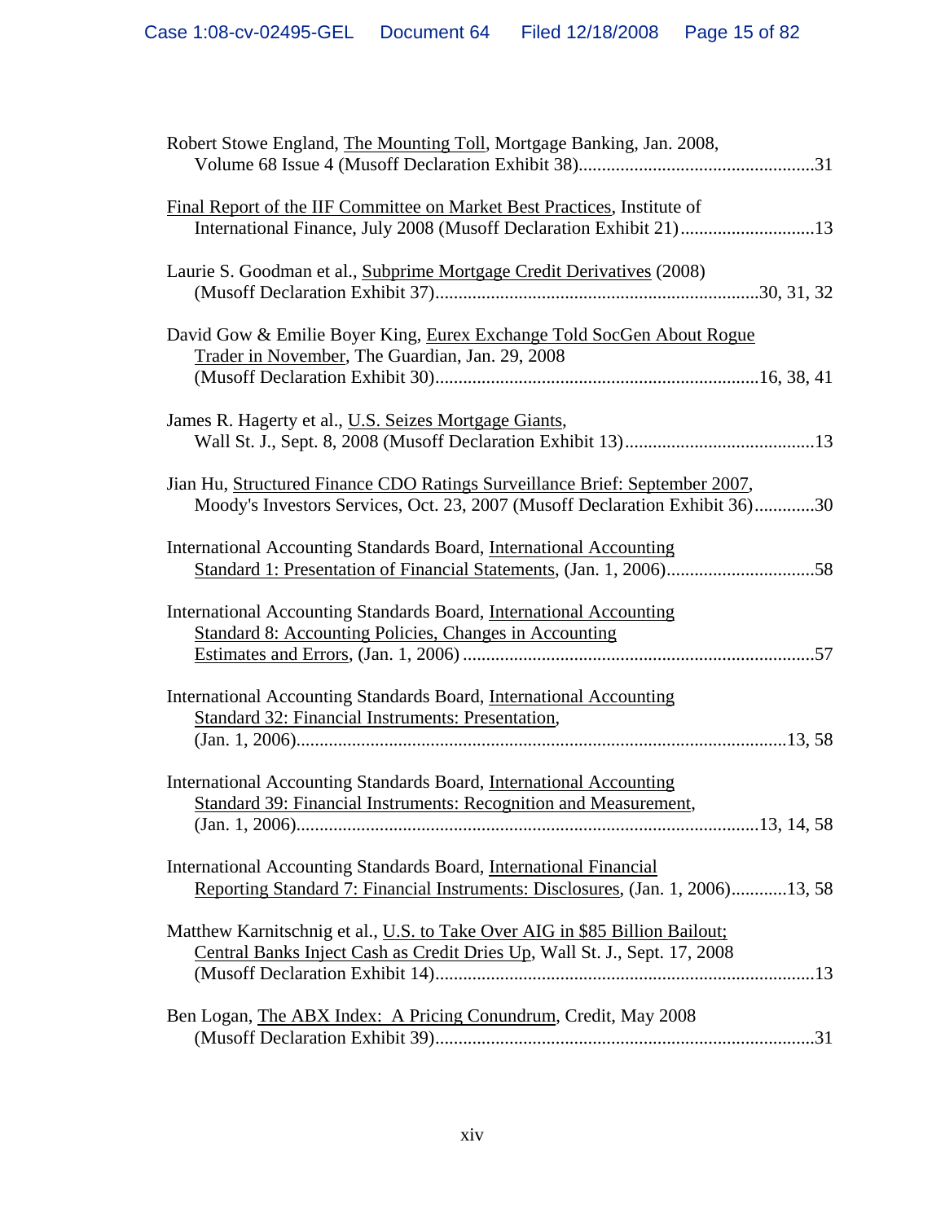Robert Stowe England, The Mounting Toll, Mortgage Banking, Jan. 2008, Volume 68 Issue 4 (Musoff Declaration Exhibit 38)....................................................31

Final Report of the IIF Committee on Market Best Practices, Institute of International Finance, July 2008 (Musoff Declaration Exhibit 21).............................13

Laurie S. Goodman et al., Subprime Mortgage Credit Derivatives (2008) (Musoff Declaration Exhibit 37)......................................................................30, 31, 32

David Gow & Emilie Boyer King, Eurex Exchange Told SocGen About Rogue Trader in November, The Guardian, Jan. 29, 2008 (Musoff Declaration Exhibit 30)......................................................................16, 38, 41

James R. Hagerty et al., U.S. Seizes Mortgage Giants, Wall St. J., Sept. 8, 2008 (Musoff Declaration Exhibit 13).........................................13

Jian Hu, Structured Finance CDO Ratings Surveillance Brief: September 2007, Moody's Investors Services, Oct. 23, 2007 (Musoff Declaration Exhibit 36).............30

International Accounting Standards Board, International Accounting Standard 1: Presentation of Financial Statements, (Jan. 1, 2006)................................58

International Accounting Standards Board, International Accounting Standard 8: Accounting Policies, Changes in Accounting Estimates and Errors, (Jan. 1, 2006) ............................................................................57

International Accounting Standards Board, International Accounting Standard 32: Financial Instruments: Presentation, (Jan. 1, 2006)..........................................................................................13, 58

International Accounting Standards Board, International Accounting Standard 39: Financial Instruments: Recognition and Measurement, (Jan. 1, 2006)....................................................................................13, 14, 58

International Accounting Standards Board, International Financial Reporting Standard 7: Financial Instruments: Disclosures, (Jan. 1, 2006)............13, 58

Matthew Karnitschnig et al., U.S. to Take Over AIG in $85 Billion Bailout; Central Banks Inject Cash as Credit Dries Up, Wall St. J., Sept. 17, 2008 (Musoff Declaration Exhibit 14).................................................................................13

Ben Logan, The ABX Index: A Pricing Conundrum, Credit, May 2008 (Musoff Declaration Exhibit 39)..................................................................................31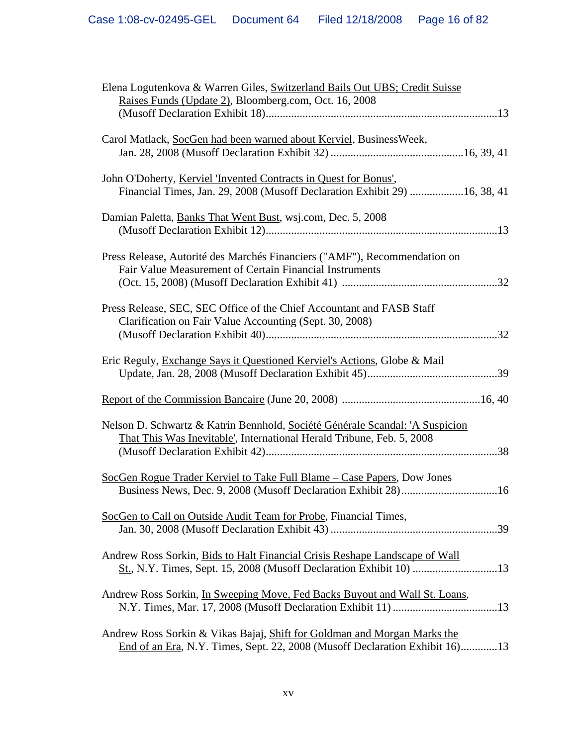Elena Logutenkova & Warren Giles, Switzerland Bails Out UBS; Credit Suisse Raises Funds (Update 2), Bloomberg.com, Oct. 16, 2008 (Musoff Declaration Exhibit 18)....................................................................................13

Carol Matlack, SocGen had been warned about Kerviel, BusinessWeek, Jan. 28, 2008 (Musoff Declaration Exhibit 32) ...............................................16, 39, 41

John O'Doherty, Kerviel 'Invented Contracts in Quest for Bonus', Financial Times, Jan. 29, 2008 (Musoff Declaration Exhibit 29) ...................16, 38, 41

Damian Paletta, Banks That Went Bust, wsj.com, Dec. 5, 2008 (Musoff Declaration Exhibit 12)....................................................................................13

Press Release, Autorité des Marchés Financiers ("AMF"), Recommendation on Fair Value Measurement of Certain Financial Instruments (Oct. 15, 2008) (Musoff Declaration Exhibit 41) .......................................................32

Press Release, SEC, SEC Office of the Chief Accountant and FASB Staff Clarification on Fair Value Accounting (Sept. 30, 2008) (Musoff Declaration Exhibit 40)....................................................................................32

Eric Reguly, Exchange Says it Questioned Kerviel's Actions, Globe & Mail Update, Jan. 28, 2008 (Musoff Declaration Exhibit 45)..............................................39

Report of the Commission Bancaire (June 20, 2008) ................................................16, 40

Nelson D. Schwartz & Katrin Bennhold, Société Générale Scandal: 'A Suspicion That This Was Inevitable', International Herald Tribune, Feb. 5, 2008 (Musoff Declaration Exhibit 42)....................................................................................38

SocGen Rogue Trader Kerviel to Take Full Blame – Case Papers, Dow Jones Business News, Dec. 9, 2008 (Musoff Declaration Exhibit 28).................................16

SocGen to Call on Outside Audit Team for Probe, Financial Times, Jan. 30, 2008 (Musoff Declaration Exhibit 43) ...........................................................39

Andrew Ross Sorkin, Bids to Halt Financial Crisis Reshape Landscape of Wall St., N.Y. Times, Sept. 15, 2008 (Musoff Declaration Exhibit 10) ..............................13

Andrew Ross Sorkin, In Sweeping Move, Fed Backs Buyout and Wall St. Loans, N.Y. Times, Mar. 17, 2008 (Musoff Declaration Exhibit 11) .....................................13

Andrew Ross Sorkin & Vikas Bajaj, Shift for Goldman and Morgan Marks the End of an Era, N.Y. Times, Sept. 22, 2008 (Musoff Declaration Exhibit 16).............13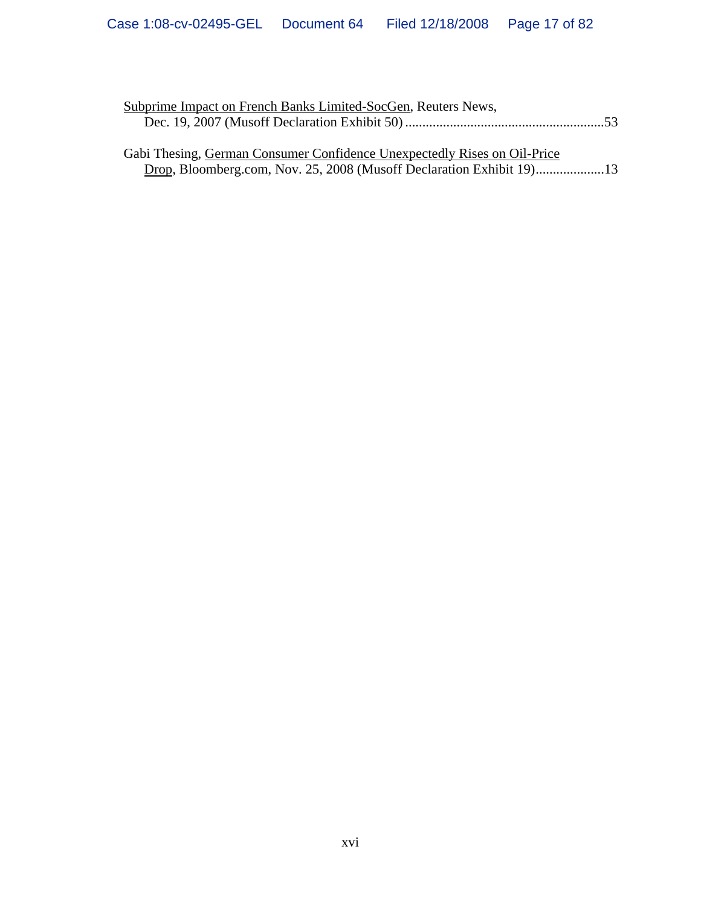Subprime Impact on French Banks Limited-SocGen, Reuters News, Dec. 19, 2007 (Musoff Declaration Exhibit 50) ..........................................................53

Gabi Thesing, German Consumer Confidence Unexpectedly Rises on Oil-Price Drop, Bloomberg.com, Nov. 25, 2008 (Musoff Declaration Exhibit 19)....................13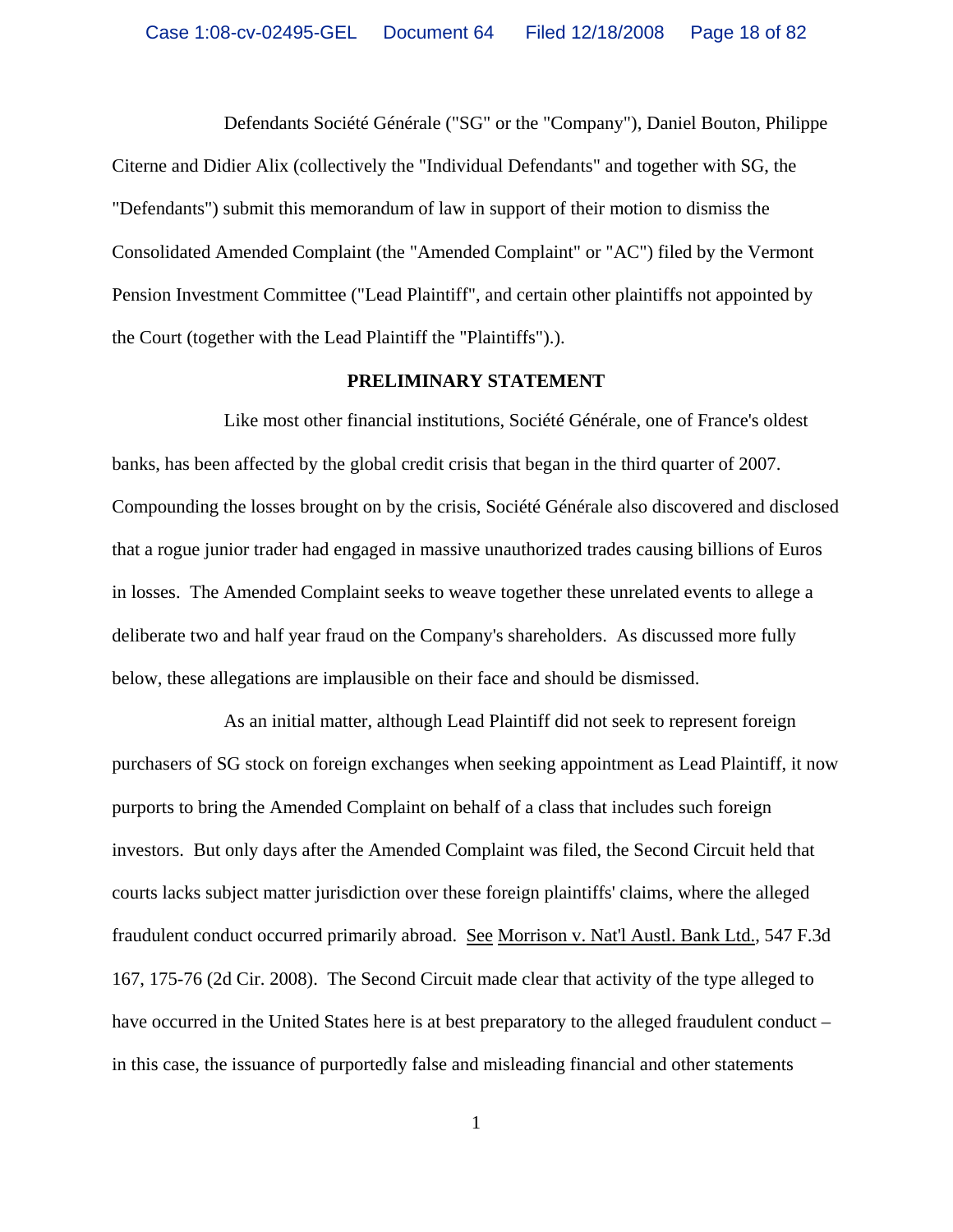Defendants Société Générale ("SG" or the "Company"), Daniel Bouton, Philippe Citerne and Didier Alix (collectively the "Individual Defendants" and together with SG, the "Defendants") submit this memorandum of law in support of their motion to dismiss the Consolidated Amended Complaint (the "Amended Complaint" or "AC") filed by the Vermont Pension Investment Committee ("Lead Plaintiff", and certain other plaintiffs not appointed by the Court (together with the Lead Plaintiff the "Plaintiffs").).

**PRELIMINARY STATEMENT**

Like most other financial institutions, Société Générale, one of France's oldest banks, has been affected by the global credit crisis that began in the third quarter of 2007. Compounding the losses brought on by the crisis, Société Générale also discovered and disclosed that a rogue junior trader had engaged in massive unauthorized trades causing billions of Euros in losses. The Amended Complaint seeks to weave together these unrelated events to allege a deliberate two and half year fraud on the Company's shareholders. As discussed more fully below, these allegations are implausible on their face and should be dismissed.

As an initial matter, although Lead Plaintiff did not seek to represent foreign purchasers of SG stock on foreign exchanges when seeking appointment as Lead Plaintiff, it now purports to bring the Amended Complaint on behalf of a class that includes such foreign investors. But only days after the Amended Complaint was filed, the Second Circuit held that courts lacks subject matter jurisdiction over these foreign plaintiffs' claims, where the alleged fraudulent conduct occurred primarily abroad. See Morrison v. Nat'l Austl. Bank Ltd., 547 F.3d 167, 175-76 (2d Cir. 2008). The Second Circuit made clear that activity of the type alleged to have occurred in the United States here is at best preparatory to the alleged fraudulent conduct – in this case, the issuance of purportedly false and misleading financial and other statements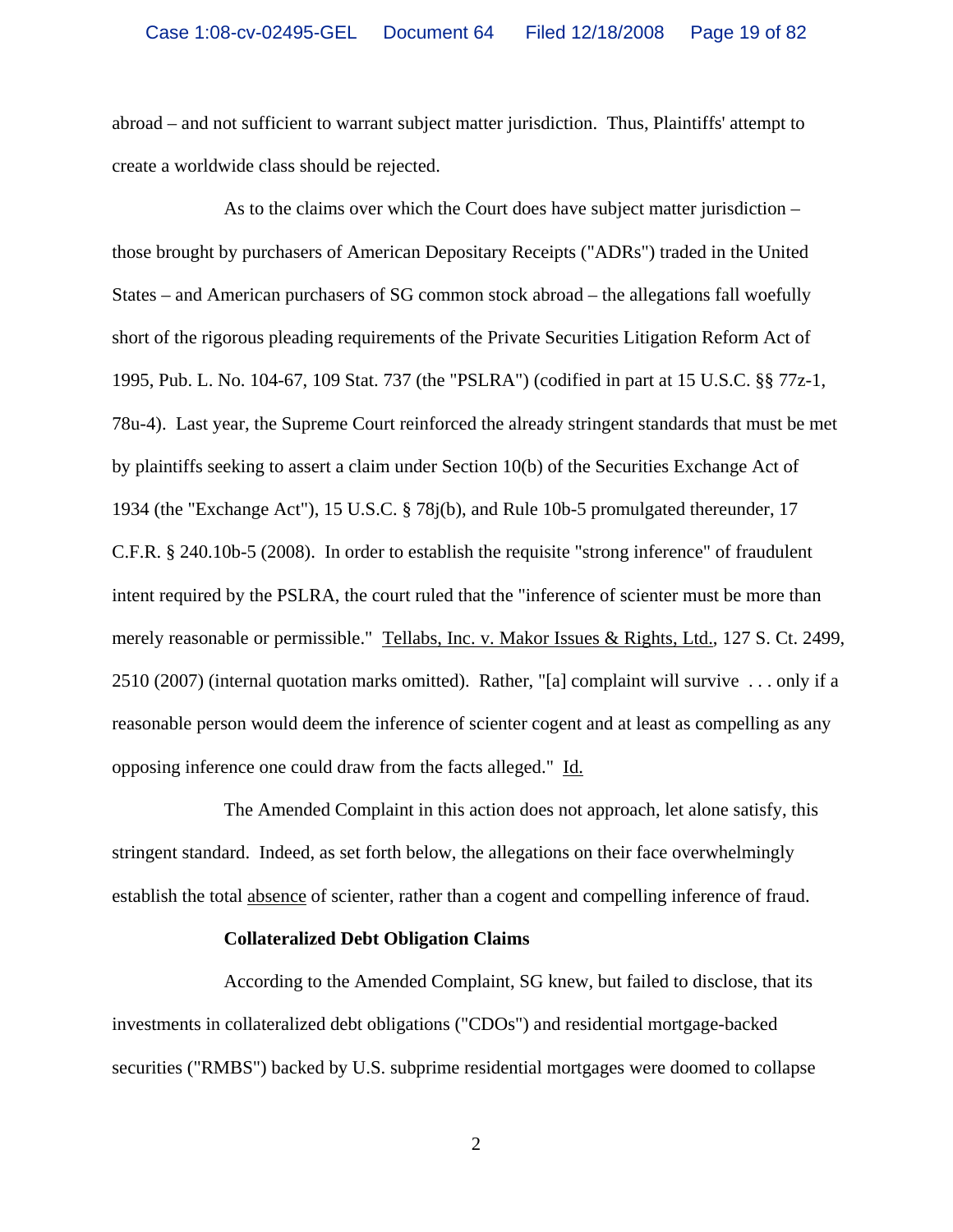abroad – and not sufficient to warrant subject matter jurisdiction. Thus, Plaintiffs' attempt to create a worldwide class should be rejected.

As to the claims over which the Court does have subject matter jurisdiction – those brought by purchasers of American Depositary Receipts ("ADRs") traded in the United States – and American purchasers of SG common stock abroad – the allegations fall woefully short of the rigorous pleading requirements of the Private Securities Litigation Reform Act of 1995, Pub. L. No. 104-67, 109 Stat. 737 (the "PSLRA") (codified in part at 15 U.S.C. §§ 77z-1, 78u-4). Last year, the Supreme Court reinforced the already stringent standards that must be met by plaintiffs seeking to assert a claim under Section 10(b) of the Securities Exchange Act of 1934 (the "Exchange Act"), 15 U.S.C. § 78j(b), and Rule 10b-5 promulgated thereunder, 17 C.F.R. § 240.10b-5 (2008). In order to establish the requisite "strong inference" of fraudulent intent required by the PSLRA, the court ruled that the "inference of scienter must be more than merely reasonable or permissible." Tellabs, Inc. v. Makor Issues & Rights, Ltd., 127 S. Ct. 2499, 2510 (2007) (internal quotation marks omitted). Rather, "[a] complaint will survive . . . only if a reasonable person would deem the inference of scienter cogent and at least as compelling as any opposing inference one could draw from the facts alleged." Id.

The Amended Complaint in this action does not approach, let alone satisfy, this stringent standard. Indeed, as set forth below, the allegations on their face overwhelmingly establish the total absence of scienter, rather than a cogent and compelling inference of fraud.

**Collateralized Debt Obligation Claims**

According to the Amended Complaint, SG knew, but failed to disclose, that its investments in collateralized debt obligations ("CDOs") and residential mortgage-backed securities ("RMBS") backed by U.S. subprime residential mortgages were doomed to collapse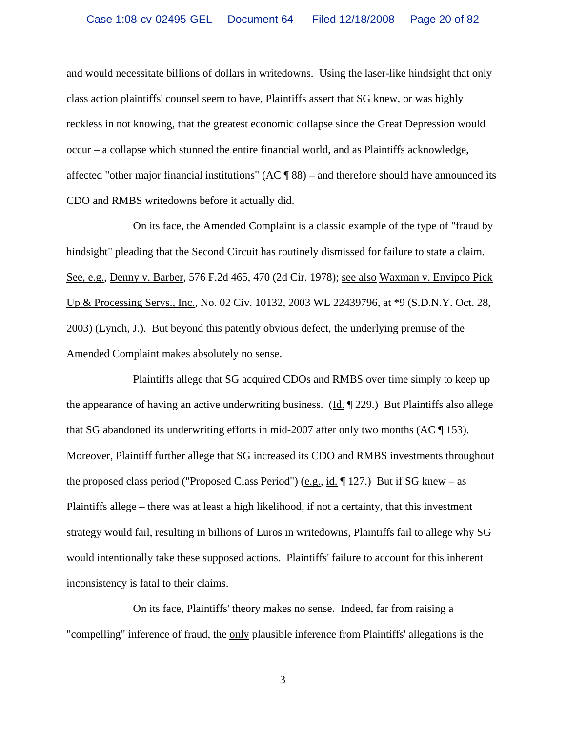and would necessitate billions of dollars in writedowns. Using the laser-like hindsight that only class action plaintiffs' counsel seem to have, Plaintiffs assert that SG knew, or was highly reckless in not knowing, that the greatest economic collapse since the Great Depression would occur – a collapse which stunned the entire financial world, and as Plaintiffs acknowledge, affected "other major financial institutions" (AC ¶ 88) – and therefore should have announced its CDO and RMBS writedowns before it actually did.

On its face, the Amended Complaint is a classic example of the type of "fraud by hindsight" pleading that the Second Circuit has routinely dismissed for failure to state a claim. See, e.g., Denny v. Barber, 576 F.2d 465, 470 (2d Cir. 1978); see also Waxman v. Envipco Pick Up & Processing Servs., Inc., No. 02 Civ. 10132, 2003 WL 22439796, at *9 (S.D.N.Y. Oct. 28, 2003) (Lynch, J.). But beyond this patently obvious defect, the underlying premise of the Amended Complaint makes absolutely no sense.

Plaintiffs allege that SG acquired CDOs and RMBS over time simply to keep up the appearance of having an active underwriting business. (Id. ¶ 229.) But Plaintiffs also allege that SG abandoned its underwriting efforts in mid-2007 after only two months (AC ¶ 153). Moreover, Plaintiff further allege that SG increased its CDO and RMBS investments throughout the proposed class period ("Proposed Class Period") (e.g., id. ¶ 127.) But if SG knew – as Plaintiffs allege – there was at least a high likelihood, if not a certainty, that this investment strategy would fail, resulting in billions of Euros in writedowns, Plaintiffs fail to allege why SG would intentionally take these supposed actions. Plaintiffs' failure to account for this inherent inconsistency is fatal to their claims.

On its face, Plaintiffs' theory makes no sense. Indeed, far from raising a "compelling" inference of fraud, the only plausible inference from Plaintiffs' allegations is the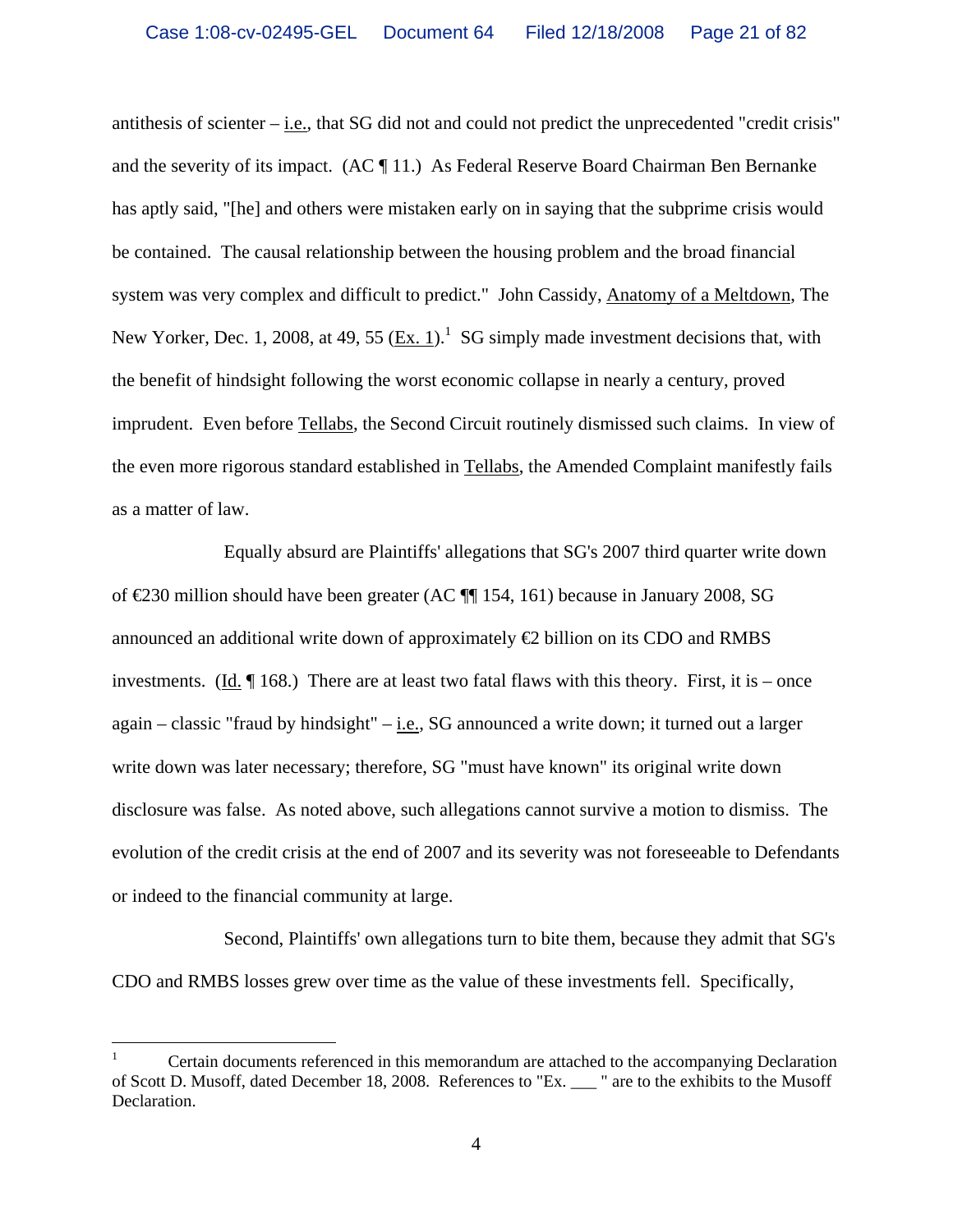antithesis of scienter – i.e., that SG did not and could not predict the unprecedented "credit crisis" and the severity of its impact. (AC ¶ 11.) As Federal Reserve Board Chairman Ben Bernanke has aptly said, "[he] and others were mistaken early on in saying that the subprime crisis would be contained. The causal relationship between the housing problem and the broad financial system was very complex and difficult to predict." John Cassidy, Anatomy of a Meltdown, The New Yorker, Dec. 1, 2008, at 49, 55 (Ex. 1).[1] SG simply made investment decisions that, with the benefit of hindsight following the worst economic collapse in nearly a century, proved imprudent. Even before Tellabs, the Second Circuit routinely dismissed such claims. In view of the even more rigorous standard established in Tellabs, the Amended Complaint manifestly fails as a matter of law.

Equally absurd are Plaintiffs' allegations that SG's 2007 third quarter write down of €230 million should have been greater (AC ¶¶ 154, 161) because in January 2008, SG announced an additional write down of approximately €2 billion on its CDO and RMBS investments. (Id. ¶ 168.) There are at least two fatal flaws with this theory. First, it is – once again – classic "fraud by hindsight" – i.e., SG announced a write down; it turned out a larger write down was later necessary; therefore, SG "must have known" its original write down disclosure was false. As noted above, such allegations cannot survive a motion to dismiss. The evolution of the credit crisis at the end of 2007 and its severity was not foreseeable to Defendants or indeed to the financial community at large.

Second, Plaintiffs' own allegations turn to bite them, because they admit that SG's CDO and RMBS losses grew over time as the value of these investments fell. Specifically,

---

[1] Certain documents referenced in this memorandum are attached to the accompanying Declaration of Scott D. Musoff, dated December 18, 2008. References to "Ex. ___ " are to the exhibits to the Musoff Declaration.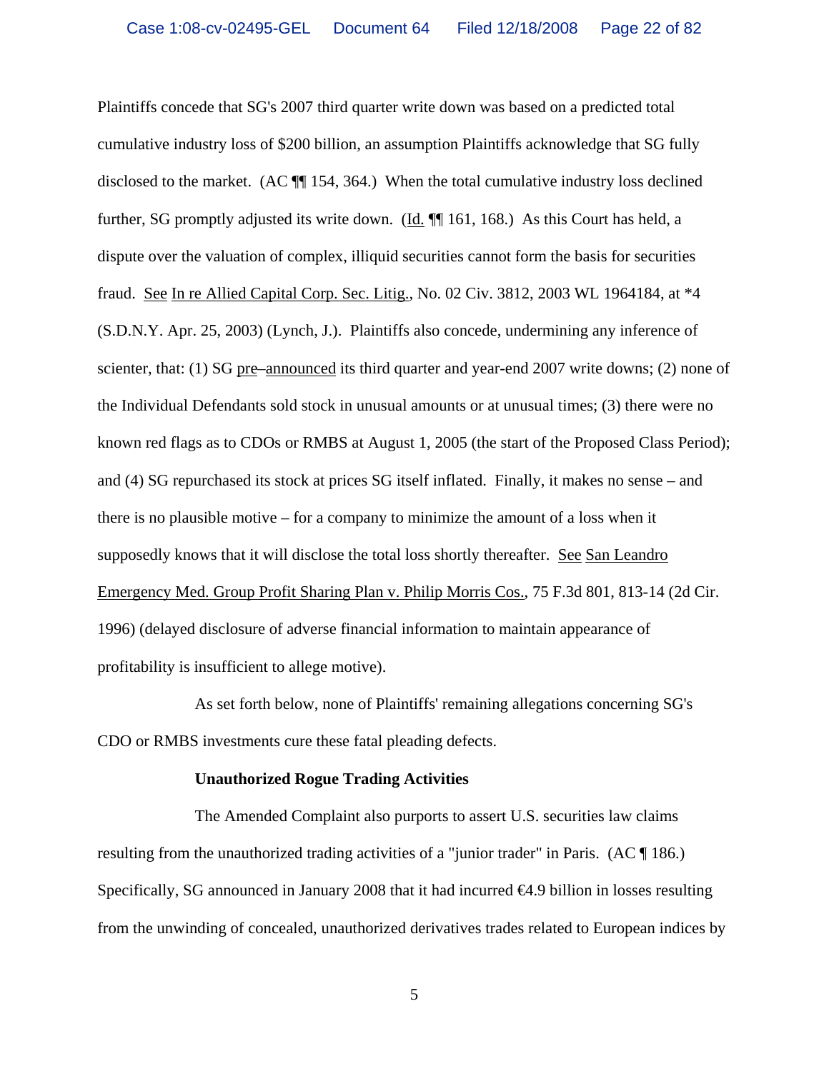Plaintiffs concede that SG's 2007 third quarter write down was based on a predicted total cumulative industry loss of $200 billion, an assumption Plaintiffs acknowledge that SG fully disclosed to the market. (AC ¶¶ 154, 364.) When the total cumulative industry loss declined further, SG promptly adjusted its write down. (Id. ¶¶ 161, 168.) As this Court has held, a dispute over the valuation of complex, illiquid securities cannot form the basis for securities fraud. See In re Allied Capital Corp. Sec. Litig., No. 02 Civ. 3812, 2003 WL 1964184, at *4 (S.D.N.Y. Apr. 25, 2003) (Lynch, J.). Plaintiffs also concede, undermining any inference of scienter, that: (1) SG pre–announced its third quarter and year-end 2007 write downs; (2) none of the Individual Defendants sold stock in unusual amounts or at unusual times; (3) there were no known red flags as to CDOs or RMBS at August 1, 2005 (the start of the Proposed Class Period); and (4) SG repurchased its stock at prices SG itself inflated. Finally, it makes no sense – and there is no plausible motive – for a company to minimize the amount of a loss when it supposedly knows that it will disclose the total loss shortly thereafter. See San Leandro Emergency Med. Group Profit Sharing Plan v. Philip Morris Cos., 75 F.3d 801, 813-14 (2d Cir. 1996) (delayed disclosure of adverse financial information to maintain appearance of profitability is insufficient to allege motive).

As set forth below, none of Plaintiffs' remaining allegations concerning SG's CDO or RMBS investments cure these fatal pleading defects.

**Unauthorized Rogue Trading Activities**

The Amended Complaint also purports to assert U.S. securities law claims resulting from the unauthorized trading activities of a "junior trader" in Paris. (AC ¶ 186.) Specifically, SG announced in January 2008 that it had incurred €4.9 billion in losses resulting from the unwinding of concealed, unauthorized derivatives trades related to European indices by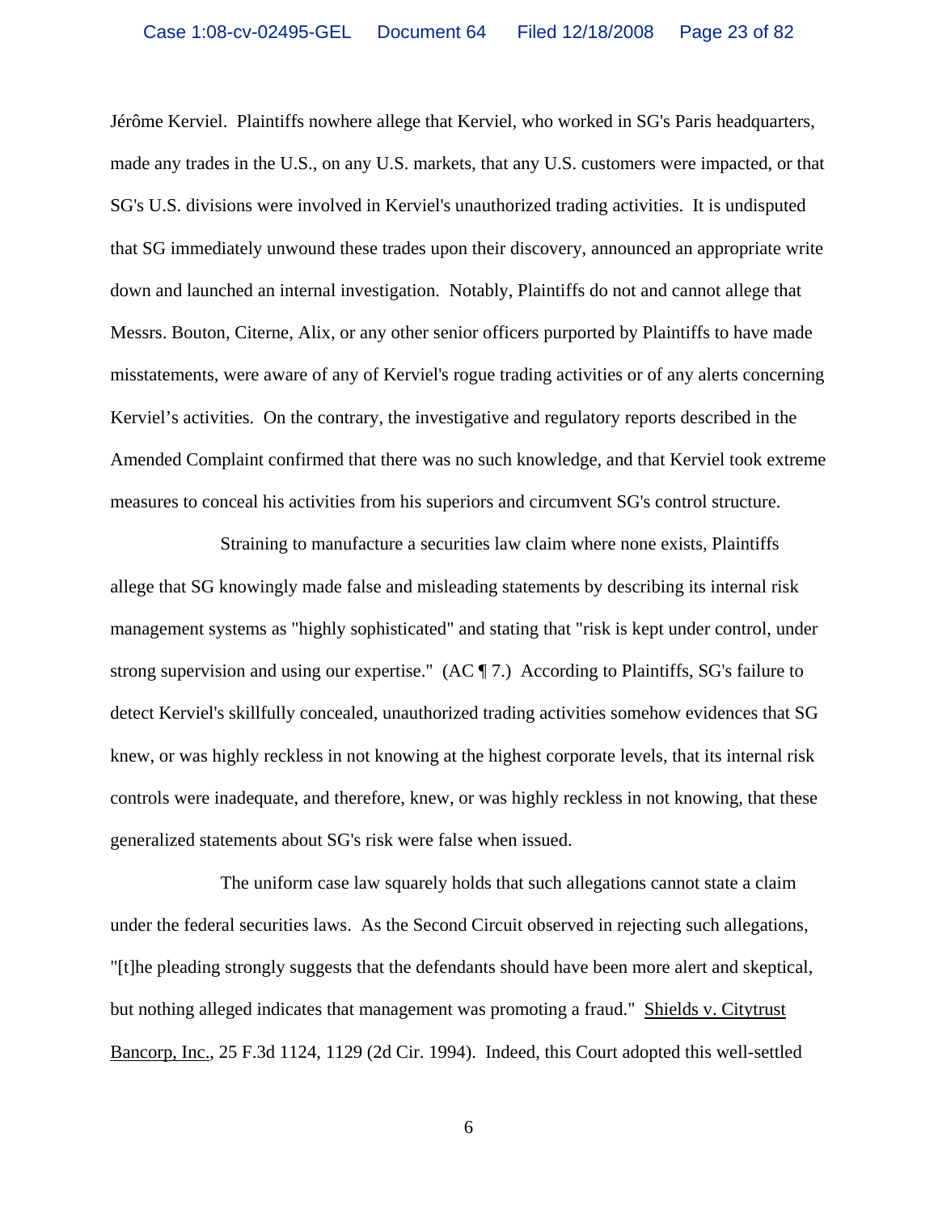Jérôme Kerviel. Plaintiffs nowhere allege that Kerviel, who worked in SG's Paris headquarters, made any trades in the U.S., on any U.S. markets, that any U.S. customers were impacted, or that SG's U.S. divisions were involved in Kerviel's unauthorized trading activities. It is undisputed that SG immediately unwound these trades upon their discovery, announced an appropriate write down and launched an internal investigation. Notably, Plaintiffs do not and cannot allege that Messrs. Bouton, Citerne, Alix, or any other senior officers purported by Plaintiffs to have made misstatements, were aware of any of Kerviel's rogue trading activities or of any alerts concerning Kerviel's activities. On the contrary, the investigative and regulatory reports described in the Amended Complaint confirmed that there was no such knowledge, and that Kerviel took extreme measures to conceal his activities from his superiors and circumvent SG's control structure.

Straining to manufacture a securities law claim where none exists, Plaintiffs allege that SG knowingly made false and misleading statements by describing its internal risk management systems as "highly sophisticated" and stating that "risk is kept under control, under strong supervision and using our expertise." (AC ¶ 7.) According to Plaintiffs, SG's failure to detect Kerviel's skillfully concealed, unauthorized trading activities somehow evidences that SG knew, or was highly reckless in not knowing at the highest corporate levels, that its internal risk controls were inadequate, and therefore, knew, or was highly reckless in not knowing, that these generalized statements about SG's risk were false when issued.

The uniform case law squarely holds that such allegations cannot state a claim under the federal securities laws. As the Second Circuit observed in rejecting such allegations, "[t]he pleading strongly suggests that the defendants should have been more alert and skeptical, but nothing alleged indicates that management was promoting a fraud." Shields v. Citytrust Bancorp, Inc., 25 F.3d 1124, 1129 (2d Cir. 1994). Indeed, this Court adopted this well-settled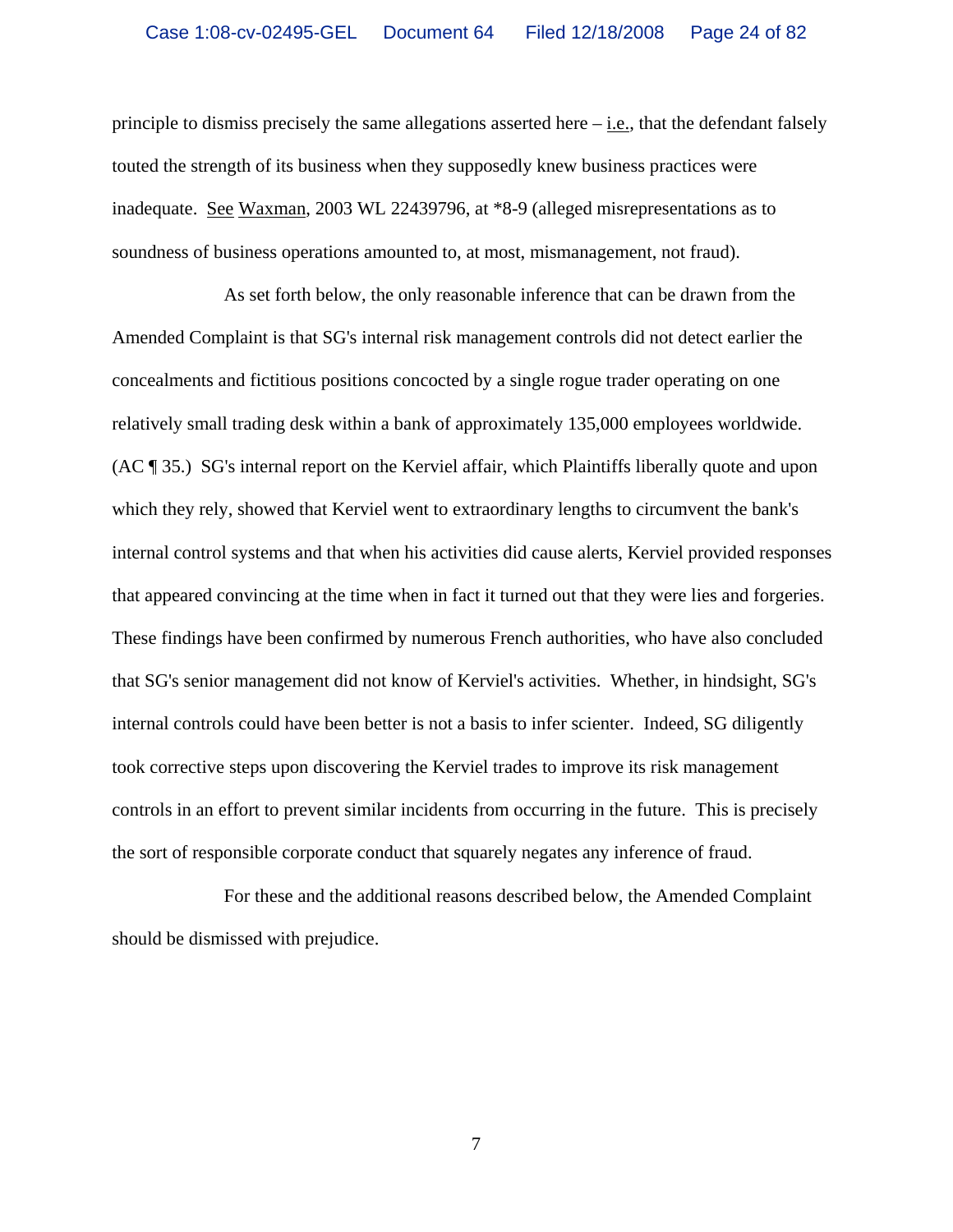principle to dismiss precisely the same allegations asserted here – i.e., that the defendant falsely touted the strength of its business when they supposedly knew business practices were inadequate. See Waxman, 2003 WL 22439796, at *8-9 (alleged misrepresentations as to soundness of business operations amounted to, at most, mismanagement, not fraud).

As set forth below, the only reasonable inference that can be drawn from the Amended Complaint is that SG's internal risk management controls did not detect earlier the concealments and fictitious positions concocted by a single rogue trader operating on one relatively small trading desk within a bank of approximately 135,000 employees worldwide. (AC ¶ 35.) SG's internal report on the Kerviel affair, which Plaintiffs liberally quote and upon which they rely, showed that Kerviel went to extraordinary lengths to circumvent the bank's internal control systems and that when his activities did cause alerts, Kerviel provided responses that appeared convincing at the time when in fact it turned out that they were lies and forgeries. These findings have been confirmed by numerous French authorities, who have also concluded that SG's senior management did not know of Kerviel's activities. Whether, in hindsight, SG's internal controls could have been better is not a basis to infer scienter. Indeed, SG diligently took corrective steps upon discovering the Kerviel trades to improve its risk management controls in an effort to prevent similar incidents from occurring in the future. This is precisely the sort of responsible corporate conduct that squarely negates any inference of fraud.

For these and the additional reasons described below, the Amended Complaint should be dismissed with prejudice.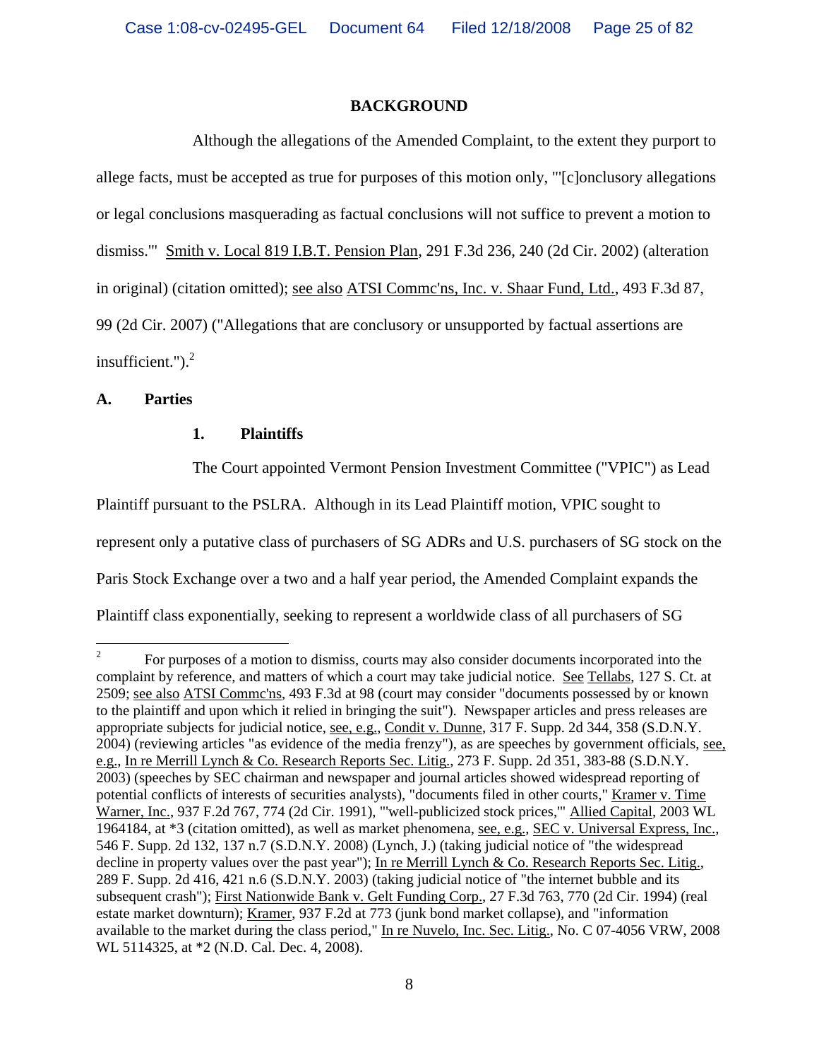## BACKGROUND

Although the allegations of the Amended Complaint, to the extent they purport to allege facts, must be accepted as true for purposes of this motion only, "'[c]onclusory allegations or legal conclusions masquerading as factual conclusions will not suffice to prevent a motion to dismiss.'" Smith v. Local 819 I.B.T. Pension Plan, 291 F.3d 236, 240 (2d Cir. 2002) (alteration in original) (citation omitted); see also ATSI Commc'ns, Inc. v. Shaar Fund, Ltd., 493 F.3d 87, 99 (2d Cir. 2007) ("Allegations that are conclusory or unsupported by factual assertions are insufficient.").[2]

### A. Parties

#### 1. Plaintiffs

The Court appointed Vermont Pension Investment Committee ("VPIC") as Lead Plaintiff pursuant to the PSLRA. Although in its Lead Plaintiff motion, VPIC sought to represent only a putative class of purchasers of SG ADRs and U.S. purchasers of SG stock on the Paris Stock Exchange over a two and a half year period, the Amended Complaint expands the Plaintiff class exponentially, seeking to represent a worldwide class of all purchasers of SG

---

[2] For purposes of a motion to dismiss, courts may also consider documents incorporated into the complaint by reference, and matters of which a court may take judicial notice. See Tellabs, 127 S. Ct. at 2509; see also ATSI Commc'ns, 493 F.3d at 98 (court may consider "documents possessed by or known to the plaintiff and upon which it relied in bringing the suit"). Newspaper articles and press releases are appropriate subjects for judicial notice, see, e.g., Condit v. Dunne, 317 F. Supp. 2d 344, 358 (S.D.N.Y. 2004) (reviewing articles "as evidence of the media frenzy"), as are speeches by government officials, see, e.g., In re Merrill Lynch & Co. Research Reports Sec. Litig., 273 F. Supp. 2d 351, 383-88 (S.D.N.Y. 2003) (speeches by SEC chairman and newspaper and journal articles showed widespread reporting of potential conflicts of interests of securities analysts), "documents filed in other courts," Kramer v. Time Warner, Inc., 937 F.2d 767, 774 (2d Cir. 1991), "'well-publicized stock prices,'" Allied Capital, 2003 WL 1964184, at *3 (citation omitted), as well as market phenomena, see, e.g., SEC v. Universal Express, Inc., 546 F. Supp. 2d 132, 137 n.7 (S.D.N.Y. 2008) (Lynch, J.) (taking judicial notice of "the widespread decline in property values over the past year"); In re Merrill Lynch & Co. Research Reports Sec. Litig., 289 F. Supp. 2d 416, 421 n.6 (S.D.N.Y. 2003) (taking judicial notice of "the internet bubble and its subsequent crash"); First Nationwide Bank v. Gelt Funding Corp., 27 F.3d 763, 770 (2d Cir. 1994) (real estate market downturn); Kramer, 937 F.2d at 773 (junk bond market collapse), and "information available to the market during the class period," In re Nuvelo, Inc. Sec. Litig., No. C 07-4056 VRW, 2008 WL 5114325, at *2 (N.D. Cal. Dec. 4, 2008).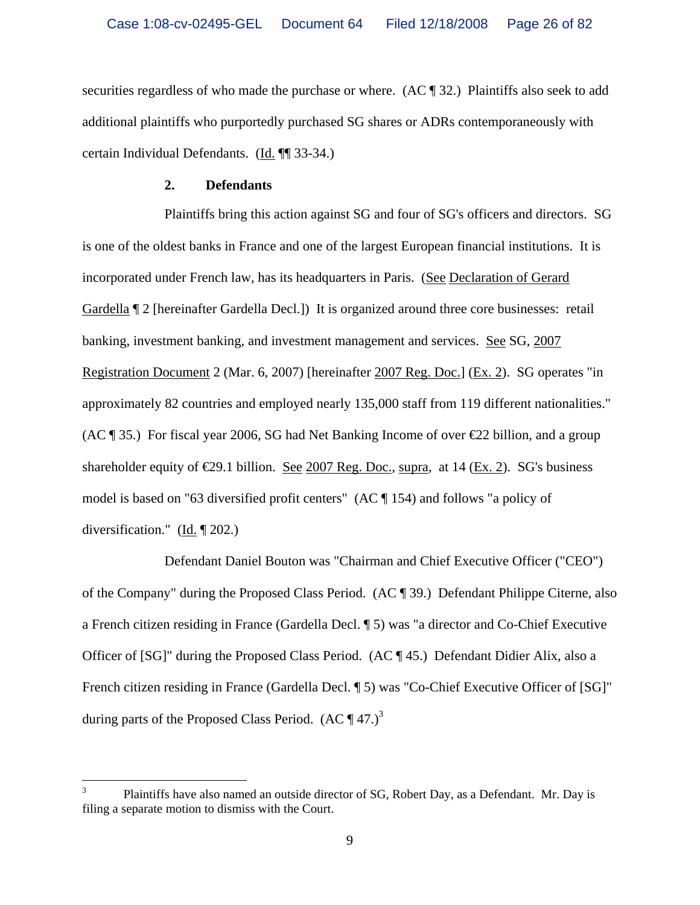securities regardless of who made the purchase or where. (AC ¶ 32.) Plaintiffs also seek to add additional plaintiffs who purportedly purchased SG shares or ADRs contemporaneously with certain Individual Defendants. (Id. ¶¶ 33-34.)

### 2. Defendants

Plaintiffs bring this action against SG and four of SG's officers and directors. SG is one of the oldest banks in France and one of the largest European financial institutions. It is incorporated under French law, has its headquarters in Paris. (See Declaration of Gerard Gardella ¶ 2 [hereinafter Gardella Decl.]) It is organized around three core businesses: retail banking, investment banking, and investment management and services. See SG, 2007 Registration Document 2 (Mar. 6, 2007) [hereinafter 2007 Reg. Doc.] (Ex. 2). SG operates "in approximately 82 countries and employed nearly 135,000 staff from 119 different nationalities." (AC ¶ 35.) For fiscal year 2006, SG had Net Banking Income of over €22 billion, and a group shareholder equity of €29.1 billion. See 2007 Reg. Doc., supra, at 14 (Ex. 2). SG's business model is based on "63 diversified profit centers" (AC ¶ 154) and follows "a policy of diversification." (Id. ¶ 202.)

Defendant Daniel Bouton was "Chairman and Chief Executive Officer ("CEO") of the Company" during the Proposed Class Period. (AC ¶ 39.) Defendant Philippe Citerne, also a French citizen residing in France (Gardella Decl. ¶ 5) was "a director and Co-Chief Executive Officer of [SG]" during the Proposed Class Period. (AC ¶ 45.) Defendant Didier Alix, also a French citizen residing in France (Gardella Decl. ¶ 5) was "Co-Chief Executive Officer of [SG]" during parts of the Proposed Class Period. (AC ¶ 47.)[3]

---

[3] Plaintiffs have also named an outside director of SG, Robert Day, as a Defendant. Mr. Day is filing a separate motion to dismiss with the Court.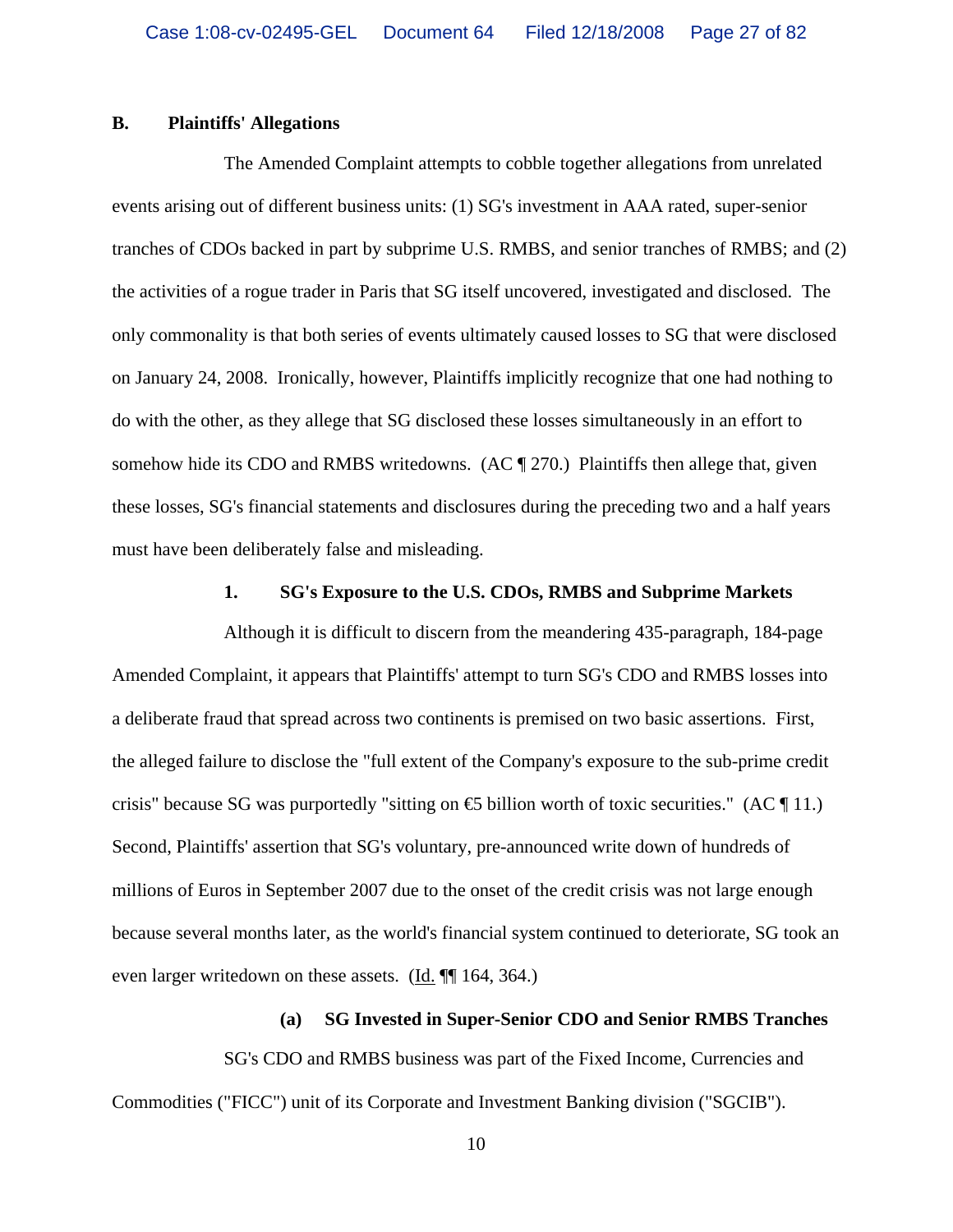## B. Plaintiffs' Allegations

The Amended Complaint attempts to cobble together allegations from unrelated events arising out of different business units: (1) SG's investment in AAA rated, super-senior tranches of CDOs backed in part by subprime U.S. RMBS, and senior tranches of RMBS; and (2) the activities of a rogue trader in Paris that SG itself uncovered, investigated and disclosed. The only commonality is that both series of events ultimately caused losses to SG that were disclosed on January 24, 2008. Ironically, however, Plaintiffs implicitly recognize that one had nothing to do with the other, as they allege that SG disclosed these losses simultaneously in an effort to somehow hide its CDO and RMBS writedowns. (AC ¶ 270.) Plaintiffs then allege that, given these losses, SG's financial statements and disclosures during the preceding two and a half years must have been deliberately false and misleading.

### 1. SG's Exposure to the U.S. CDOs, RMBS and Subprime Markets

Although it is difficult to discern from the meandering 435-paragraph, 184-page Amended Complaint, it appears that Plaintiffs' attempt to turn SG's CDO and RMBS losses into a deliberate fraud that spread across two continents is premised on two basic assertions. First, the alleged failure to disclose the "full extent of the Company's exposure to the sub-prime credit crisis" because SG was purportedly "sitting on €5 billion worth of toxic securities." (AC ¶ 11.) Second, Plaintiffs' assertion that SG's voluntary, pre-announced write down of hundreds of millions of Euros in September 2007 due to the onset of the credit crisis was not large enough because several months later, as the world's financial system continued to deteriorate, SG took an even larger writedown on these assets. (Id. ¶¶ 164, 364.)

#### (a) SG Invested in Super-Senior CDO and Senior RMBS Tranches

SG's CDO and RMBS business was part of the Fixed Income, Currencies and Commodities ("FICC") unit of its Corporate and Investment Banking division ("SGCIB").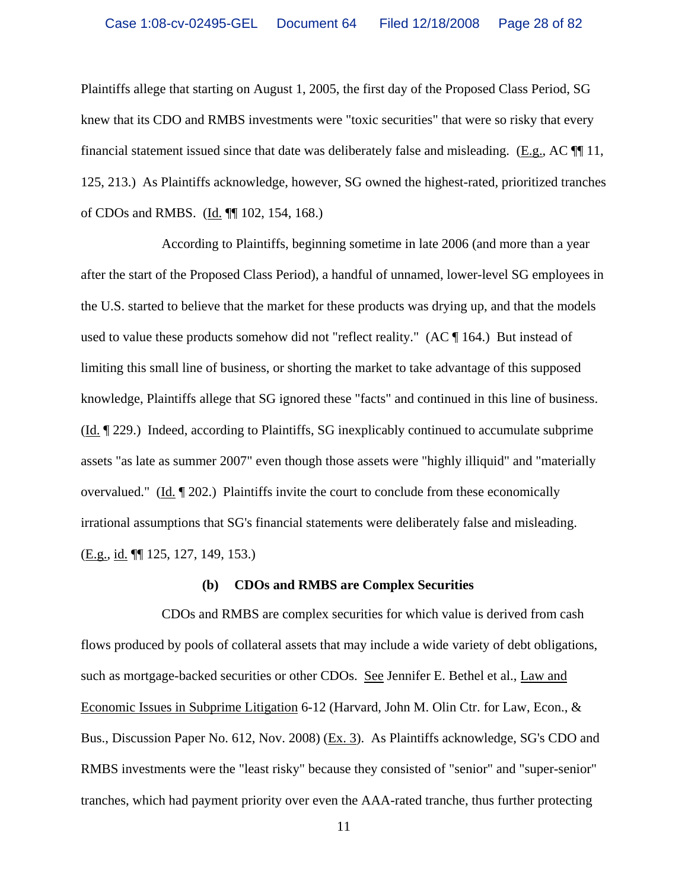Plaintiffs allege that starting on August 1, 2005, the first day of the Proposed Class Period, SG knew that its CDO and RMBS investments were "toxic securities" that were so risky that every financial statement issued since that date was deliberately false and misleading. (E.g., AC ¶¶ 11, 125, 213.) As Plaintiffs acknowledge, however, SG owned the highest-rated, prioritized tranches of CDOs and RMBS. (Id. ¶¶ 102, 154, 168.)

According to Plaintiffs, beginning sometime in late 2006 (and more than a year after the start of the Proposed Class Period), a handful of unnamed, lower-level SG employees in the U.S. started to believe that the market for these products was drying up, and that the models used to value these products somehow did not "reflect reality." (AC ¶ 164.) But instead of limiting this small line of business, or shorting the market to take advantage of this supposed knowledge, Plaintiffs allege that SG ignored these "facts" and continued in this line of business. (Id. ¶ 229.) Indeed, according to Plaintiffs, SG inexplicably continued to accumulate subprime assets "as late as summer 2007" even though those assets were "highly illiquid" and "materially overvalued." (Id. ¶ 202.) Plaintiffs invite the court to conclude from these economically irrational assumptions that SG's financial statements were deliberately false and misleading. (E.g., id. ¶¶ 125, 127, 149, 153.)

**(b) CDOs and RMBS are Complex Securities**

CDOs and RMBS are complex securities for which value is derived from cash flows produced by pools of collateral assets that may include a wide variety of debt obligations, such as mortgage-backed securities or other CDOs. See Jennifer E. Bethel et al., Law and Economic Issues in Subprime Litigation 6-12 (Harvard, John M. Olin Ctr. for Law, Econ., & Bus., Discussion Paper No. 612, Nov. 2008) (Ex. 3). As Plaintiffs acknowledge, SG's CDO and RMBS investments were the "least risky" because they consisted of "senior" and "super-senior" tranches, which had payment priority over even the AAA-rated tranche, thus further protecting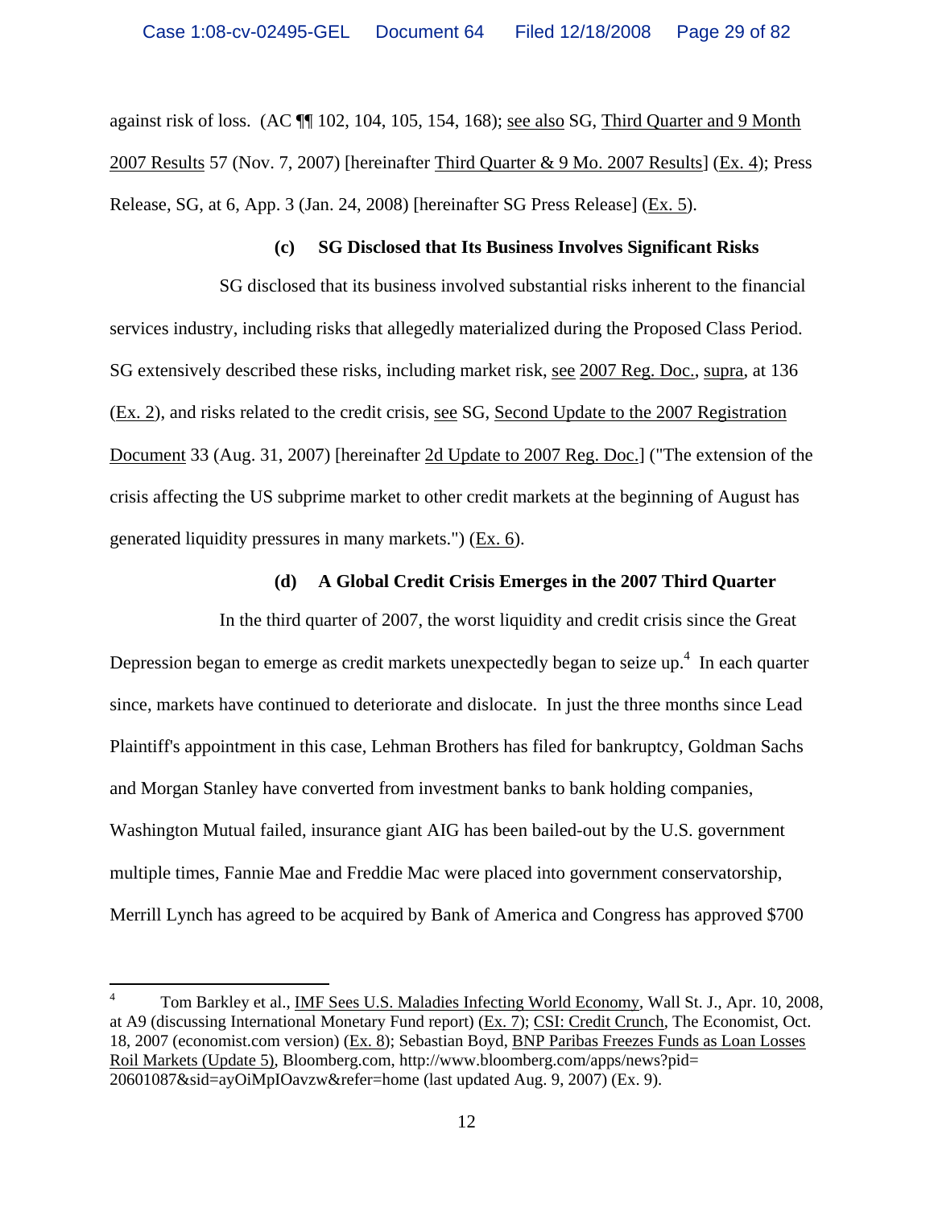against risk of loss. (AC ¶¶ 102, 104, 105, 154, 168); see also SG, Third Quarter and 9 Month 2007 Results 57 (Nov. 7, 2007) [hereinafter Third Quarter & 9 Mo. 2007 Results] (Ex. 4); Press Release, SG, at 6, App. 3 (Jan. 24, 2008) [hereinafter SG Press Release] (Ex. 5).

**(c) SG Disclosed that Its Business Involves Significant Risks**

SG disclosed that its business involved substantial risks inherent to the financial services industry, including risks that allegedly materialized during the Proposed Class Period. SG extensively described these risks, including market risk, see 2007 Reg. Doc., supra, at 136 (Ex. 2), and risks related to the credit crisis, see SG, Second Update to the 2007 Registration Document 33 (Aug. 31, 2007) [hereinafter 2d Update to 2007 Reg. Doc.] ("The extension of the crisis affecting the US subprime market to other credit markets at the beginning of August has generated liquidity pressures in many markets.") (Ex. 6).

**(d) A Global Credit Crisis Emerges in the 2007 Third Quarter**

In the third quarter of 2007, the worst liquidity and credit crisis since the Great Depression began to emerge as credit markets unexpectedly began to seize up.[4] In each quarter since, markets have continued to deteriorate and dislocate. In just the three months since Lead Plaintiff's appointment in this case, Lehman Brothers has filed for bankruptcy, Goldman Sachs and Morgan Stanley have converted from investment banks to bank holding companies, Washington Mutual failed, insurance giant AIG has been bailed-out by the U.S. government multiple times, Fannie Mae and Freddie Mac were placed into government conservatorship, Merrill Lynch has agreed to be acquired by Bank of America and Congress has approved $700

---

[4] Tom Barkley et al., IMF Sees U.S. Maladies Infecting World Economy, Wall St. J., Apr. 10, 2008, at A9 (discussing International Monetary Fund report) (Ex. 7); CSI: Credit Crunch, The Economist, Oct. 18, 2007 (economist.com version) (Ex. 8); Sebastian Boyd, BNP Paribas Freezes Funds as Loan Losses Roil Markets (Update 5), Bloomberg.com, http://www.bloomberg.com/apps/news?pid=20601087&sid=ayOiMpIOavzw&refer=home (last updated Aug. 9, 2007) (Ex. 9).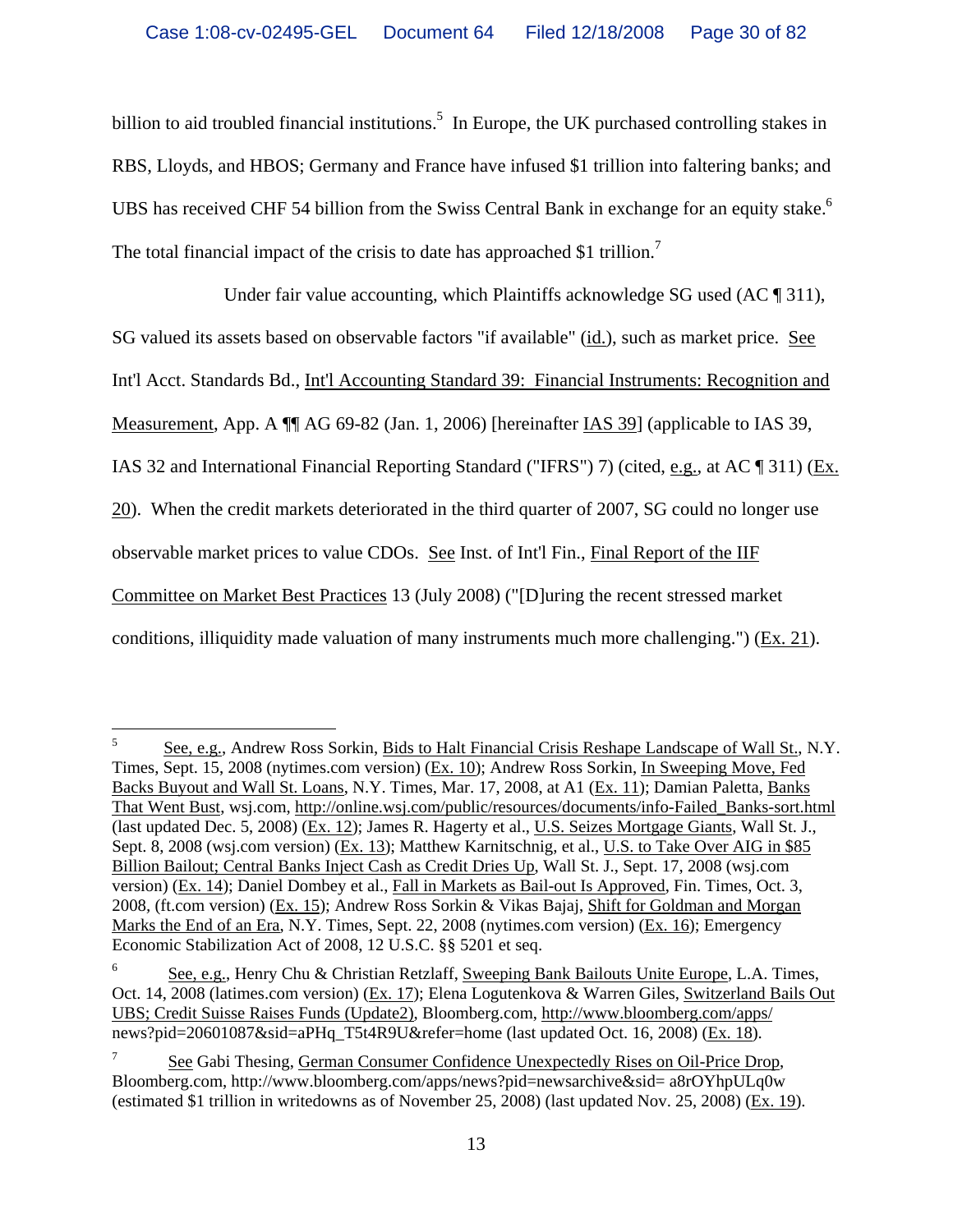billion to aid troubled financial institutions.[5] In Europe, the UK purchased controlling stakes in RBS, Lloyds, and HBOS; Germany and France have infused $1 trillion into faltering banks; and UBS has received CHF 54 billion from the Swiss Central Bank in exchange for an equity stake.[6] The total financial impact of the crisis to date has approached $1 trillion.[7]

Under fair value accounting, which Plaintiffs acknowledge SG used (AC ¶ 311), SG valued its assets based on observable factors "if available" (id.), such as market price. See Int'l Acct. Standards Bd., Int'l Accounting Standard 39: Financial Instruments: Recognition and Measurement, App. A ¶¶ AG 69-82 (Jan. 1, 2006) [hereinafter IAS 39] (applicable to IAS 39, IAS 32 and International Financial Reporting Standard ("IFRS") 7) (cited, e.g., at AC ¶ 311) (Ex. 20). When the credit markets deteriorated in the third quarter of 2007, SG could no longer use observable market prices to value CDOs. See Inst. of Int'l Fin., Final Report of the IIF Committee on Market Best Practices 13 (July 2008) ("[D]uring the recent stressed market conditions, illiquidity made valuation of many instruments much more challenging.") (Ex. 21).

---

[5] See, e.g., Andrew Ross Sorkin, Bids to Halt Financial Crisis Reshape Landscape of Wall St., N.Y. Times, Sept. 15, 2008 (nytimes.com version) (Ex. 10); Andrew Ross Sorkin, In Sweeping Move, Fed Backs Buyout and Wall St. Loans, N.Y. Times, Mar. 17, 2008, at A1 (Ex. 11); Damian Paletta, Banks That Went Bust, wsj.com, http://online.wsj.com/public/resources/documents/info-Failed_Banks-sort.html (last updated Dec. 5, 2008) (Ex. 12); James R. Hagerty et al., U.S. Seizes Mortgage Giants, Wall St. J., Sept. 8, 2008 (wsj.com version) (Ex. 13); Matthew Karnitschnig, et al., U.S. to Take Over AIG in $85 Billion Bailout; Central Banks Inject Cash as Credit Dries Up, Wall St. J., Sept. 17, 2008 (wsj.com version) (Ex. 14); Daniel Dombey et al., Fall in Markets as Bail-out Is Approved, Fin. Times, Oct. 3, 2008, (ft.com version) (Ex. 15); Andrew Ross Sorkin & Vikas Bajaj, Shift for Goldman and Morgan Marks the End of an Era, N.Y. Times, Sept. 22, 2008 (nytimes.com version) (Ex. 16); Emergency Economic Stabilization Act of 2008, 12 U.S.C. §§ 5201 et seq.

[6] See, e.g., Henry Chu & Christian Retzlaff, Sweeping Bank Bailouts Unite Europe, L.A. Times, Oct. 14, 2008 (latimes.com version) (Ex. 17); Elena Logutenkova & Warren Giles, Switzerland Bails Out UBS; Credit Suisse Raises Funds (Update2), Bloomberg.com, http://www.bloomberg.com/apps/news?pid=20601087&sid=aPHq_T5t4R9U&refer=home (last updated Oct. 16, 2008) (Ex. 18).

[7] See Gabi Thesing, German Consumer Confidence Unexpectedly Rises on Oil-Price Drop, Bloomberg.com, http://www.bloomberg.com/apps/news?pid=newsarchive&sid= a8rOYhpULq0w (estimated $1 trillion in writedowns as of November 25, 2008) (last updated Nov. 25, 2008) (Ex. 19).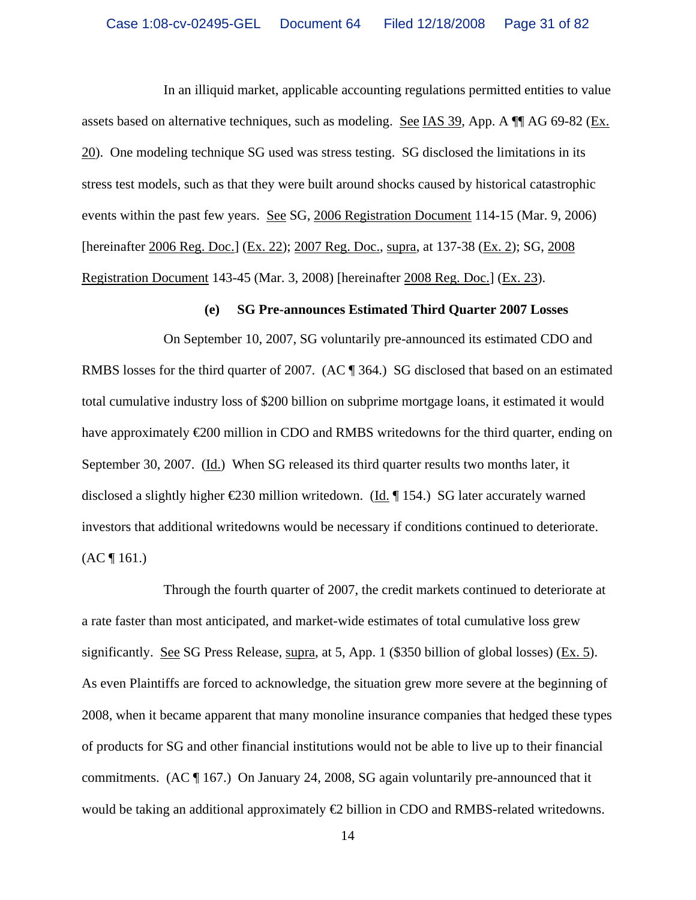In an illiquid market, applicable accounting regulations permitted entities to value assets based on alternative techniques, such as modeling. See IAS 39, App. A ¶¶ AG 69-82 (Ex. 20). One modeling technique SG used was stress testing. SG disclosed the limitations in its stress test models, such as that they were built around shocks caused by historical catastrophic events within the past few years. See SG, 2006 Registration Document 114-15 (Mar. 9, 2006) [hereinafter 2006 Reg. Doc.] (Ex. 22); 2007 Reg. Doc., supra, at 137-38 (Ex. 2); SG, 2008 Registration Document 143-45 (Mar. 3, 2008) [hereinafter 2008 Reg. Doc.] (Ex. 23).

**(e) SG Pre-announces Estimated Third Quarter 2007 Losses**

On September 10, 2007, SG voluntarily pre-announced its estimated CDO and RMBS losses for the third quarter of 2007. (AC ¶ 364.) SG disclosed that based on an estimated total cumulative industry loss of $200 billion on subprime mortgage loans, it estimated it would have approximately €200 million in CDO and RMBS writedowns for the third quarter, ending on September 30, 2007. (Id.) When SG released its third quarter results two months later, it disclosed a slightly higher €230 million writedown. (Id. ¶ 154.) SG later accurately warned investors that additional writedowns would be necessary if conditions continued to deteriorate. (AC ¶ 161.)

Through the fourth quarter of 2007, the credit markets continued to deteriorate at a rate faster than most anticipated, and market-wide estimates of total cumulative loss grew significantly. See SG Press Release, supra, at 5, App. 1 ($350 billion of global losses) (Ex. 5). As even Plaintiffs are forced to acknowledge, the situation grew more severe at the beginning of 2008, when it became apparent that many monoline insurance companies that hedged these types of products for SG and other financial institutions would not be able to live up to their financial commitments. (AC ¶ 167.) On January 24, 2008, SG again voluntarily pre-announced that it would be taking an additional approximately €2 billion in CDO and RMBS-related writedowns.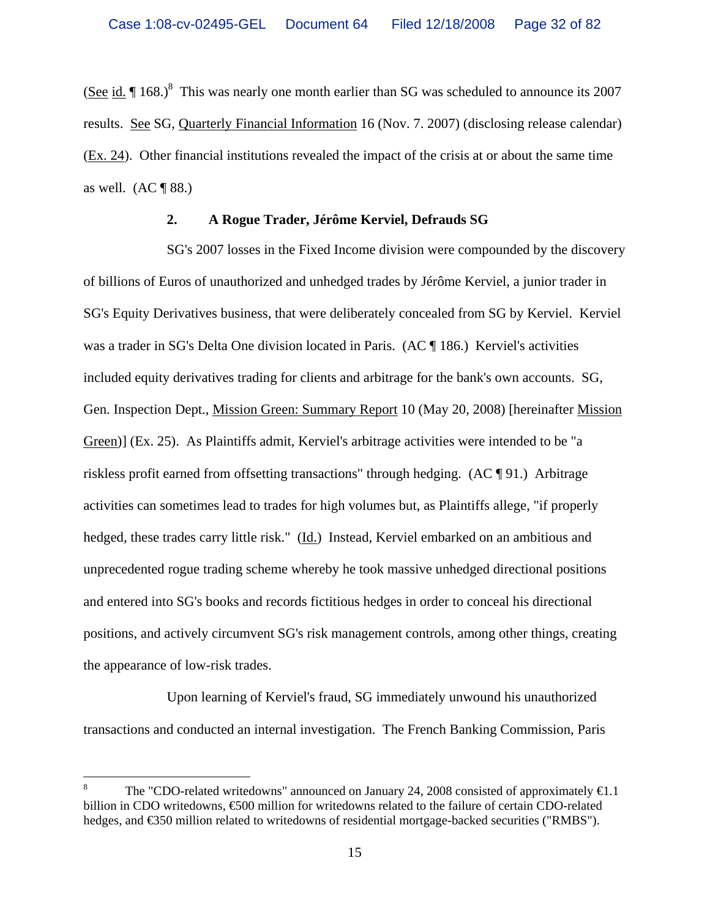(See id. ¶ 168.)[8] This was nearly one month earlier than SG was scheduled to announce its 2007 results. See SG, Quarterly Financial Information 16 (Nov. 7. 2007) (disclosing release calendar) (Ex. 24). Other financial institutions revealed the impact of the crisis at or about the same time as well. (AC ¶ 88.)

### 2. A Rogue Trader, Jérôme Kerviel, Defrauds SG

SG's 2007 losses in the Fixed Income division were compounded by the discovery of billions of Euros of unauthorized and unhedged trades by Jérôme Kerviel, a junior trader in SG's Equity Derivatives business, that were deliberately concealed from SG by Kerviel. Kerviel was a trader in SG's Delta One division located in Paris. (AC ¶ 186.) Kerviel's activities included equity derivatives trading for clients and arbitrage for the bank's own accounts. SG, Gen. Inspection Dept., Mission Green: Summary Report 10 (May 20, 2008) [hereinafter Mission Green)] (Ex. 25). As Plaintiffs admit, Kerviel's arbitrage activities were intended to be "a riskless profit earned from offsetting transactions" through hedging. (AC ¶ 91.) Arbitrage activities can sometimes lead to trades for high volumes but, as Plaintiffs allege, "if properly hedged, these trades carry little risk." (Id.) Instead, Kerviel embarked on an ambitious and unprecedented rogue trading scheme whereby he took massive unhedged directional positions and entered into SG's books and records fictitious hedges in order to conceal his directional positions, and actively circumvent SG's risk management controls, among other things, creating the appearance of low-risk trades.

Upon learning of Kerviel's fraud, SG immediately unwound his unauthorized transactions and conducted an internal investigation. The French Banking Commission, Paris

---

[8] The "CDO-related writedowns" announced on January 24, 2008 consisted of approximately €1.1 billion in CDO writedowns, €500 million for writedowns related to the failure of certain CDO-related hedges, and €350 million related to writedowns of residential mortgage-backed securities ("RMBS").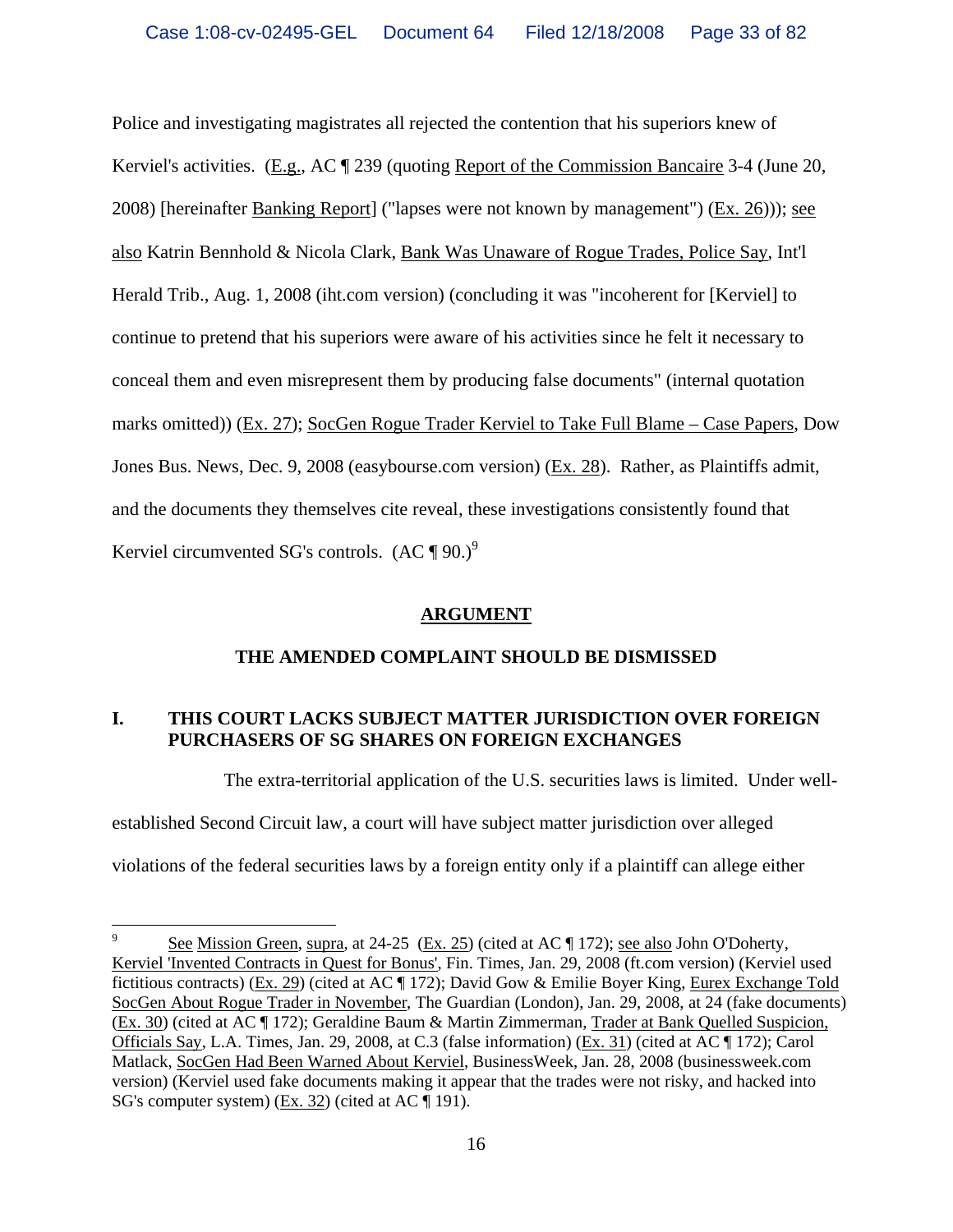Police and investigating magistrates all rejected the contention that his superiors knew of Kerviel's activities. (E.g., AC ¶ 239 (quoting Report of the Commission Bancaire 3-4 (June 20, 2008) [hereinafter Banking Report] ("lapses were not known by management") (Ex. 26))); see also Katrin Bennhold & Nicola Clark, Bank Was Unaware of Rogue Trades, Police Say, Int'l Herald Trib., Aug. 1, 2008 (iht.com version) (concluding it was "incoherent for [Kerviel] to continue to pretend that his superiors were aware of his activities since he felt it necessary to conceal them and even misrepresent them by producing false documents" (internal quotation marks omitted)) (Ex. 27); SocGen Rogue Trader Kerviel to Take Full Blame – Case Papers, Dow Jones Bus. News, Dec. 9, 2008 (easybourse.com version) (Ex. 28). Rather, as Plaintiffs admit, and the documents they themselves cite reveal, these investigations consistently found that Kerviel circumvented SG's controls. (AC ¶ 90.)[9]

## ARGUMENT

## THE AMENDED COMPLAINT SHOULD BE DISMISSED

### I. THIS COURT LACKS SUBJECT MATTER JURISDICTION OVER FOREIGN PURCHASERS OF SG SHARES ON FOREIGN EXCHANGES

The extra-territorial application of the U.S. securities laws is limited. Under well-established Second Circuit law, a court will have subject matter jurisdiction over alleged violations of the federal securities laws by a foreign entity only if a plaintiff can allege either

---

[9] See Mission Green, supra, at 24-25 (Ex. 25) (cited at AC ¶ 172); see also John O'Doherty, Kerviel 'Invented Contracts in Quest for Bonus', Fin. Times, Jan. 29, 2008 (ft.com version) (Kerviel used fictitious contracts) (Ex. 29) (cited at AC ¶ 172); David Gow & Emilie Boyer King, Eurex Exchange Told SocGen About Rogue Trader in November, The Guardian (London), Jan. 29, 2008, at 24 (fake documents) (Ex. 30) (cited at AC ¶ 172); Geraldine Baum & Martin Zimmerman, Trader at Bank Quelled Suspicion, Officials Say, L.A. Times, Jan. 29, 2008, at C.3 (false information) (Ex. 31) (cited at AC ¶ 172); Carol Matlack, SocGen Had Been Warned About Kerviel, BusinessWeek, Jan. 28, 2008 (businessweek.com version) (Kerviel used fake documents making it appear that the trades were not risky, and hacked into SG's computer system) (Ex. 32) (cited at AC ¶ 191).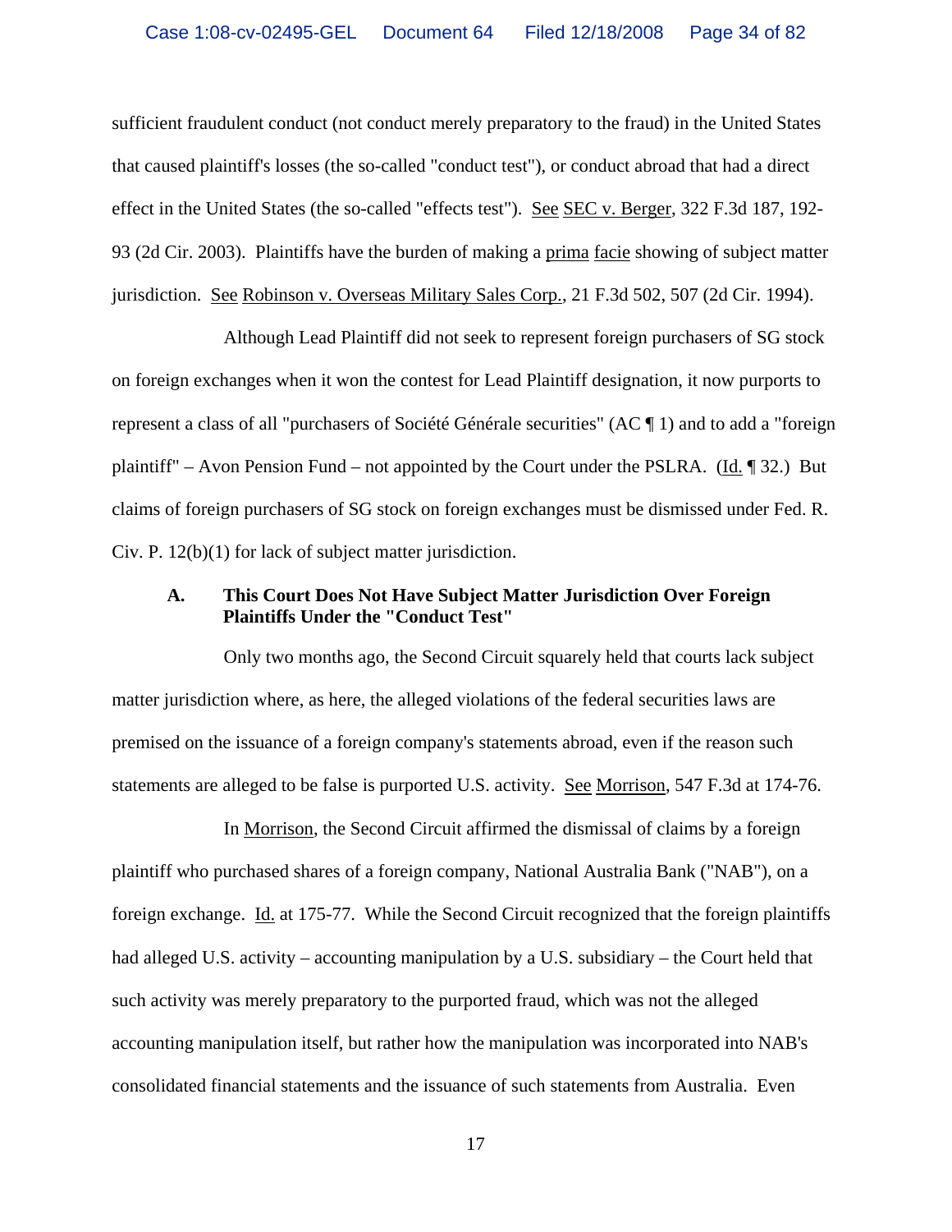sufficient fraudulent conduct (not conduct merely preparatory to the fraud) in the United States that caused plaintiff's losses (the so-called "conduct test"), or conduct abroad that had a direct effect in the United States (the so-called "effects test"). See SEC v. Berger, 322 F.3d 187, 192-93 (2d Cir. 2003). Plaintiffs have the burden of making a prima facie showing of subject matter jurisdiction. See Robinson v. Overseas Military Sales Corp., 21 F.3d 502, 507 (2d Cir. 1994).

Although Lead Plaintiff did not seek to represent foreign purchasers of SG stock on foreign exchanges when it won the contest for Lead Plaintiff designation, it now purports to represent a class of all "purchasers of Société Générale securities" (AC ¶ 1) and to add a "foreign plaintiff" – Avon Pension Fund – not appointed by the Court under the PSLRA. (Id. ¶ 32.) But claims of foreign purchasers of SG stock on foreign exchanges must be dismissed under Fed. R. Civ. P. 12(b)(1) for lack of subject matter jurisdiction.

### A. This Court Does Not Have Subject Matter Jurisdiction Over Foreign Plaintiffs Under the "Conduct Test"

Only two months ago, the Second Circuit squarely held that courts lack subject matter jurisdiction where, as here, the alleged violations of the federal securities laws are premised on the issuance of a foreign company's statements abroad, even if the reason such statements are alleged to be false is purported U.S. activity. See Morrison, 547 F.3d at 174-76.

In Morrison, the Second Circuit affirmed the dismissal of claims by a foreign plaintiff who purchased shares of a foreign company, National Australia Bank ("NAB"), on a foreign exchange. Id. at 175-77. While the Second Circuit recognized that the foreign plaintiffs had alleged U.S. activity – accounting manipulation by a U.S. subsidiary – the Court held that such activity was merely preparatory to the purported fraud, which was not the alleged accounting manipulation itself, but rather how the manipulation was incorporated into NAB's consolidated financial statements and the issuance of such statements from Australia. Even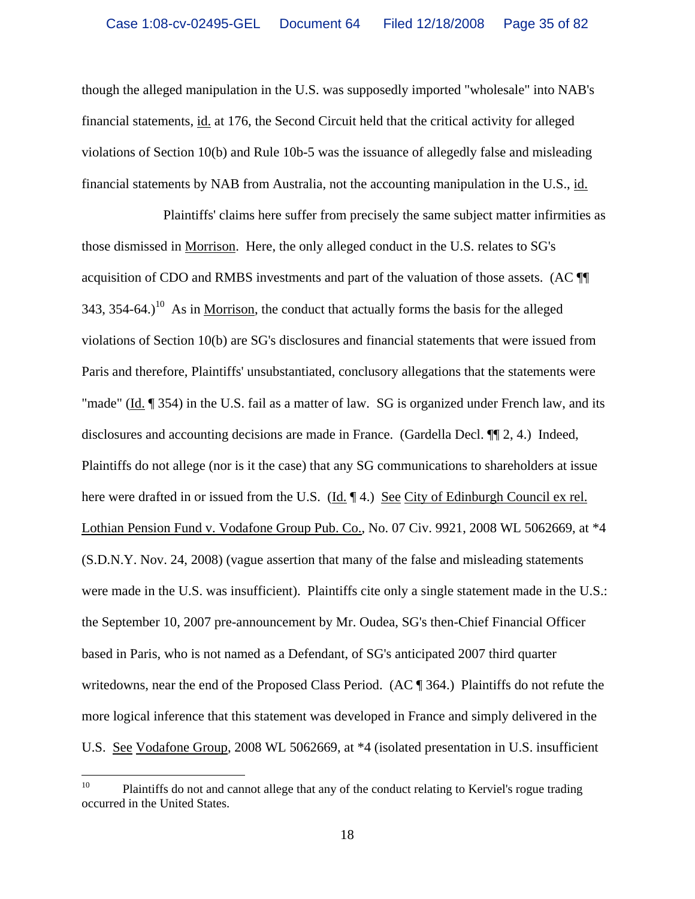though the alleged manipulation in the U.S. was supposedly imported "wholesale" into NAB's financial statements, id. at 176, the Second Circuit held that the critical activity for alleged violations of Section 10(b) and Rule 10b-5 was the issuance of allegedly false and misleading financial statements by NAB from Australia, not the accounting manipulation in the U.S., id.

Plaintiffs' claims here suffer from precisely the same subject matter infirmities as those dismissed in Morrison. Here, the only alleged conduct in the U.S. relates to SG's acquisition of CDO and RMBS investments and part of the valuation of those assets. (AC ¶¶ 343, 354-64.)[10] As in Morrison, the conduct that actually forms the basis for the alleged violations of Section 10(b) are SG's disclosures and financial statements that were issued from Paris and therefore, Plaintiffs' unsubstantiated, conclusory allegations that the statements were "made" (Id. ¶ 354) in the U.S. fail as a matter of law. SG is organized under French law, and its disclosures and accounting decisions are made in France. (Gardella Decl. ¶¶ 2, 4.) Indeed, Plaintiffs do not allege (nor is it the case) that any SG communications to shareholders at issue here were drafted in or issued from the U.S. (Id. ¶ 4.) See City of Edinburgh Council ex rel. Lothian Pension Fund v. Vodafone Group Pub. Co., No. 07 Civ. 9921, 2008 WL 5062669, at *4 (S.D.N.Y. Nov. 24, 2008) (vague assertion that many of the false and misleading statements were made in the U.S. was insufficient). Plaintiffs cite only a single statement made in the U.S.: the September 10, 2007 pre-announcement by Mr. Oudea, SG's then-Chief Financial Officer based in Paris, who is not named as a Defendant, of SG's anticipated 2007 third quarter writedowns, near the end of the Proposed Class Period. (AC ¶ 364.) Plaintiffs do not refute the more logical inference that this statement was developed in France and simply delivered in the U.S. See Vodafone Group, 2008 WL 5062669, at *4 (isolated presentation in U.S. insufficient

---

[10] Plaintiffs do not and cannot allege that any of the conduct relating to Kerviel's rogue trading occurred in the United States.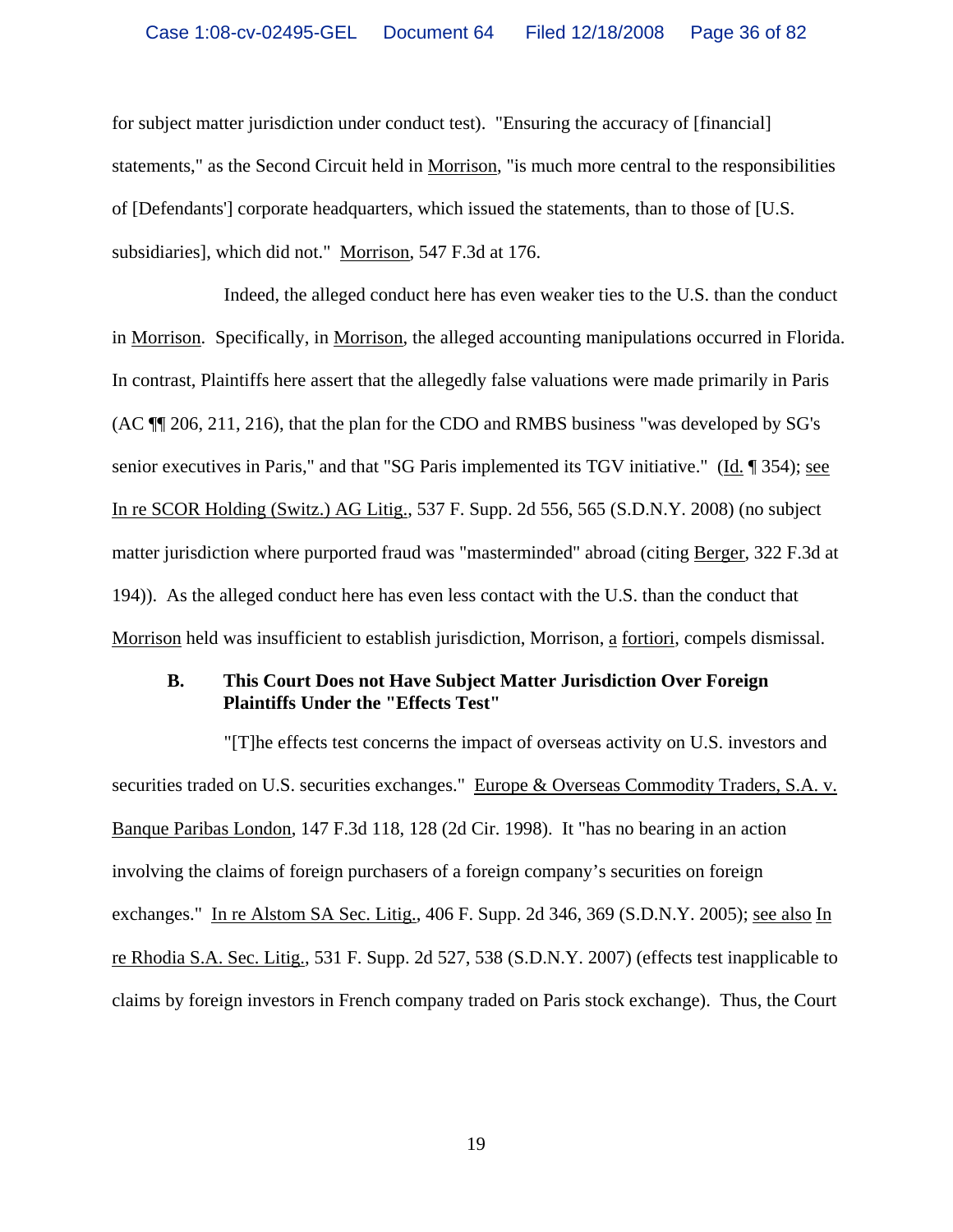for subject matter jurisdiction under conduct test). "Ensuring the accuracy of [financial] statements," as the Second Circuit held in Morrison, "is much more central to the responsibilities of [Defendants'] corporate headquarters, which issued the statements, than to those of [U.S. subsidiaries], which did not." Morrison, 547 F.3d at 176.

Indeed, the alleged conduct here has even weaker ties to the U.S. than the conduct in Morrison. Specifically, in Morrison, the alleged accounting manipulations occurred in Florida. In contrast, Plaintiffs here assert that the allegedly false valuations were made primarily in Paris (AC ¶¶ 206, 211, 216), that the plan for the CDO and RMBS business "was developed by SG's senior executives in Paris," and that "SG Paris implemented its TGV initiative." (Id. ¶ 354); see In re SCOR Holding (Switz.) AG Litig., 537 F. Supp. 2d 556, 565 (S.D.N.Y. 2008) (no subject matter jurisdiction where purported fraud was "masterminded" abroad (citing Berger, 322 F.3d at 194)). As the alleged conduct here has even less contact with the U.S. than the conduct that Morrison held was insufficient to establish jurisdiction, Morrison, a fortiori, compels dismissal.

### B. This Court Does not Have Subject Matter Jurisdiction Over Foreign Plaintiffs Under the "Effects Test"

"[T]he effects test concerns the impact of overseas activity on U.S. investors and securities traded on U.S. securities exchanges." Europe & Overseas Commodity Traders, S.A. v. Banque Paribas London, 147 F.3d 118, 128 (2d Cir. 1998). It "has no bearing in an action involving the claims of foreign purchasers of a foreign company's securities on foreign exchanges." In re Alstom SA Sec. Litig., 406 F. Supp. 2d 346, 369 (S.D.N.Y. 2005); see also In re Rhodia S.A. Sec. Litig., 531 F. Supp. 2d 527, 538 (S.D.N.Y. 2007) (effects test inapplicable to claims by foreign investors in French company traded on Paris stock exchange). Thus, the Court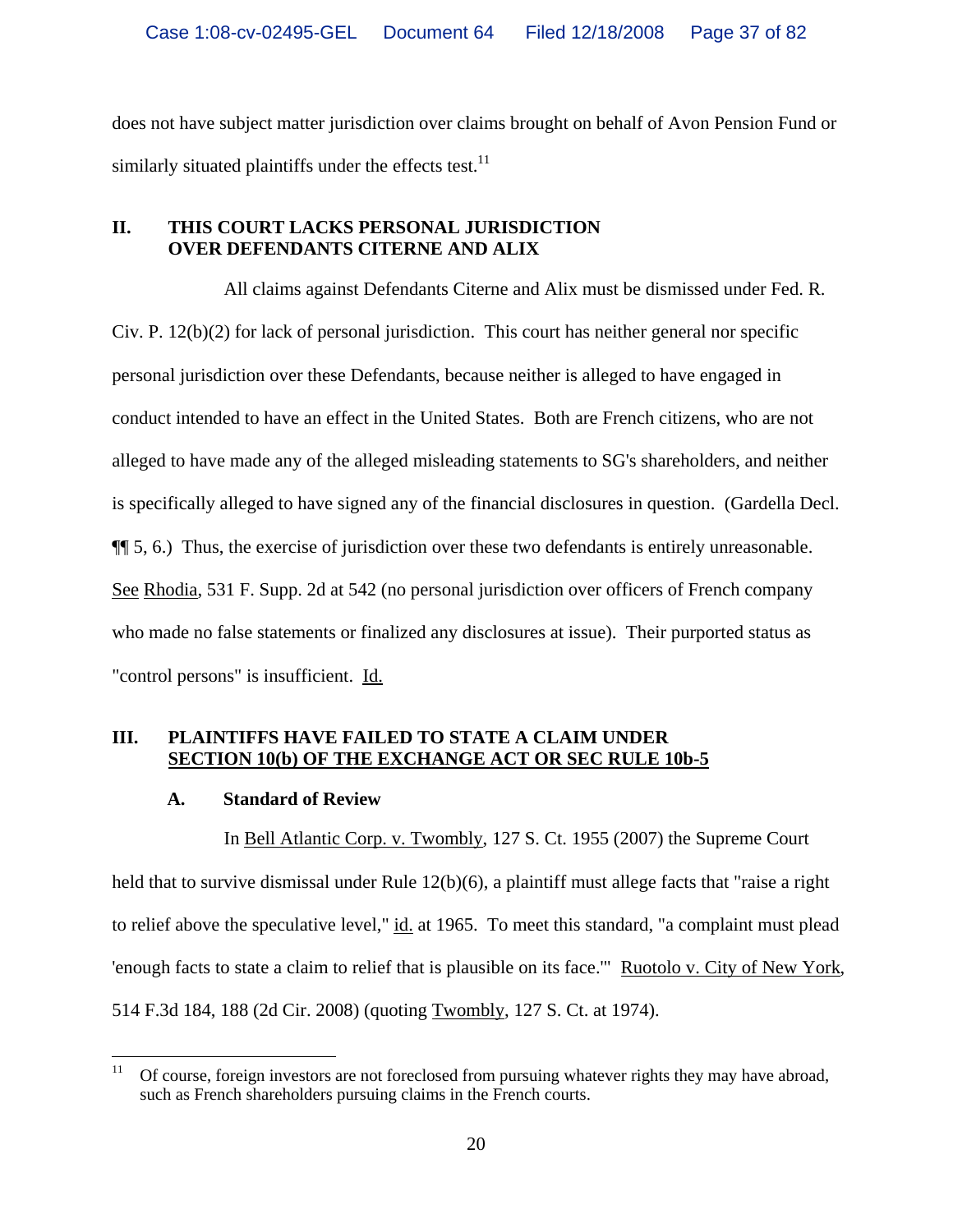does not have subject matter jurisdiction over claims brought on behalf of Avon Pension Fund or similarly situated plaintiffs under the effects test.[11]

## II. THIS COURT LACKS PERSONAL JURISDICTION OVER DEFENDANTS CITERNE AND ALIX

All claims against Defendants Citerne and Alix must be dismissed under Fed. R. Civ. P. 12(b)(2) for lack of personal jurisdiction. This court has neither general nor specific personal jurisdiction over these Defendants, because neither is alleged to have engaged in conduct intended to have an effect in the United States. Both are French citizens, who are not alleged to have made any of the alleged misleading statements to SG's shareholders, and neither is specifically alleged to have signed any of the financial disclosures in question. (Gardella Decl. ¶¶ 5, 6.) Thus, the exercise of jurisdiction over these two defendants is entirely unreasonable. See Rhodia, 531 F. Supp. 2d at 542 (no personal jurisdiction over officers of French company who made no false statements or finalized any disclosures at issue). Their purported status as "control persons" is insufficient. Id.

## III. PLAINTIFFS HAVE FAILED TO STATE A CLAIM UNDER SECTION 10(b) OF THE EXCHANGE ACT OR SEC RULE 10b-5

### A. Standard of Review

In Bell Atlantic Corp. v. Twombly, 127 S. Ct. 1955 (2007) the Supreme Court held that to survive dismissal under Rule 12(b)(6), a plaintiff must allege facts that "raise a right to relief above the speculative level," id. at 1965. To meet this standard, "a complaint must plead 'enough facts to state a claim to relief that is plausible on its face.'" Ruotolo v. City of New York, 514 F.3d 184, 188 (2d Cir. 2008) (quoting Twombly, 127 S. Ct. at 1974).

---

[11] Of course, foreign investors are not foreclosed from pursuing whatever rights they may have abroad, such as French shareholders pursuing claims in the French courts.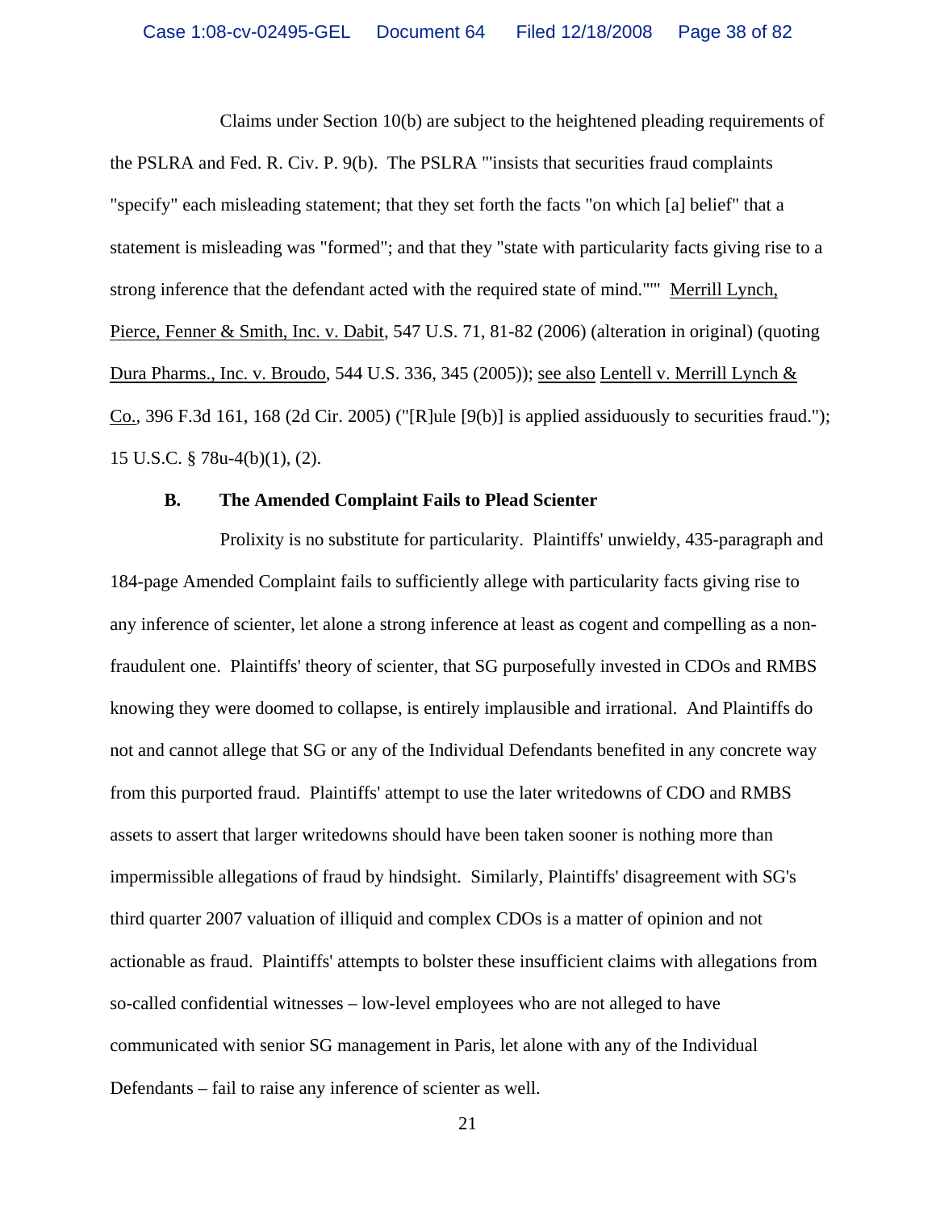Claims under Section 10(b) are subject to the heightened pleading requirements of the PSLRA and Fed. R. Civ. P. 9(b). The PSLRA "'insists that securities fraud complaints "specify" each misleading statement; that they set forth the facts "on which [a] belief" that a statement is misleading was "formed"; and that they "state with particularity facts giving rise to a strong inference that the defendant acted with the required state of mind."'" Merrill Lynch, Pierce, Fenner & Smith, Inc. v. Dabit, 547 U.S. 71, 81-82 (2006) (alteration in original) (quoting Dura Pharms., Inc. v. Broudo, 544 U.S. 336, 345 (2005)); see also Lentell v. Merrill Lynch & Co., 396 F.3d 161, 168 (2d Cir. 2005) ("[R]ule [9(b)] is applied assiduously to securities fraud."); 15 U.S.C. § 78u-4(b)(1), (2).

### B. The Amended Complaint Fails to Plead Scienter

Prolixity is no substitute for particularity. Plaintiffs' unwieldy, 435-paragraph and 184-page Amended Complaint fails to sufficiently allege with particularity facts giving rise to any inference of scienter, let alone a strong inference at least as cogent and compelling as a non-fraudulent one. Plaintiffs' theory of scienter, that SG purposefully invested in CDOs and RMBS knowing they were doomed to collapse, is entirely implausible and irrational. And Plaintiffs do not and cannot allege that SG or any of the Individual Defendants benefited in any concrete way from this purported fraud. Plaintiffs' attempt to use the later writedowns of CDO and RMBS assets to assert that larger writedowns should have been taken sooner is nothing more than impermissible allegations of fraud by hindsight. Similarly, Plaintiffs' disagreement with SG's third quarter 2007 valuation of illiquid and complex CDOs is a matter of opinion and not actionable as fraud. Plaintiffs' attempts to bolster these insufficient claims with allegations from so-called confidential witnesses – low-level employees who are not alleged to have communicated with senior SG management in Paris, let alone with any of the Individual Defendants – fail to raise any inference of scienter as well.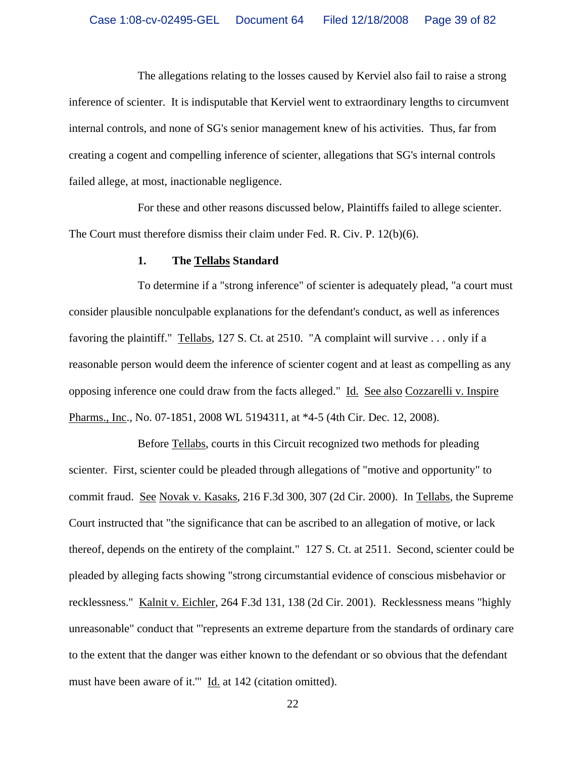The allegations relating to the losses caused by Kerviel also fail to raise a strong inference of scienter. It is indisputable that Kerviel went to extraordinary lengths to circumvent internal controls, and none of SG's senior management knew of his activities. Thus, far from creating a cogent and compelling inference of scienter, allegations that SG's internal controls failed allege, at most, inactionable negligence.

For these and other reasons discussed below, Plaintiffs failed to allege scienter. The Court must therefore dismiss their claim under Fed. R. Civ. P. 12(b)(6).

### 1. The Tellabs Standard

To determine if a "strong inference" of scienter is adequately plead, "a court must consider plausible nonculpable explanations for the defendant's conduct, as well as inferences favoring the plaintiff." Tellabs, 127 S. Ct. at 2510. "A complaint will survive . . . only if a reasonable person would deem the inference of scienter cogent and at least as compelling as any opposing inference one could draw from the facts alleged." Id. See also Cozzarelli v. Inspire Pharms., Inc., No. 07-1851, 2008 WL 5194311, at *4-5 (4th Cir. Dec. 12, 2008).

Before Tellabs, courts in this Circuit recognized two methods for pleading scienter. First, scienter could be pleaded through allegations of "motive and opportunity" to commit fraud. See Novak v. Kasaks, 216 F.3d 300, 307 (2d Cir. 2000). In Tellabs, the Supreme Court instructed that "the significance that can be ascribed to an allegation of motive, or lack thereof, depends on the entirety of the complaint." 127 S. Ct. at 2511. Second, scienter could be pleaded by alleging facts showing "strong circumstantial evidence of conscious misbehavior or recklessness." Kalnit v. Eichler, 264 F.3d 131, 138 (2d Cir. 2001). Recklessness means "highly unreasonable" conduct that "'represents an extreme departure from the standards of ordinary care to the extent that the danger was either known to the defendant or so obvious that the defendant must have been aware of it.'" Id. at 142 (citation omitted).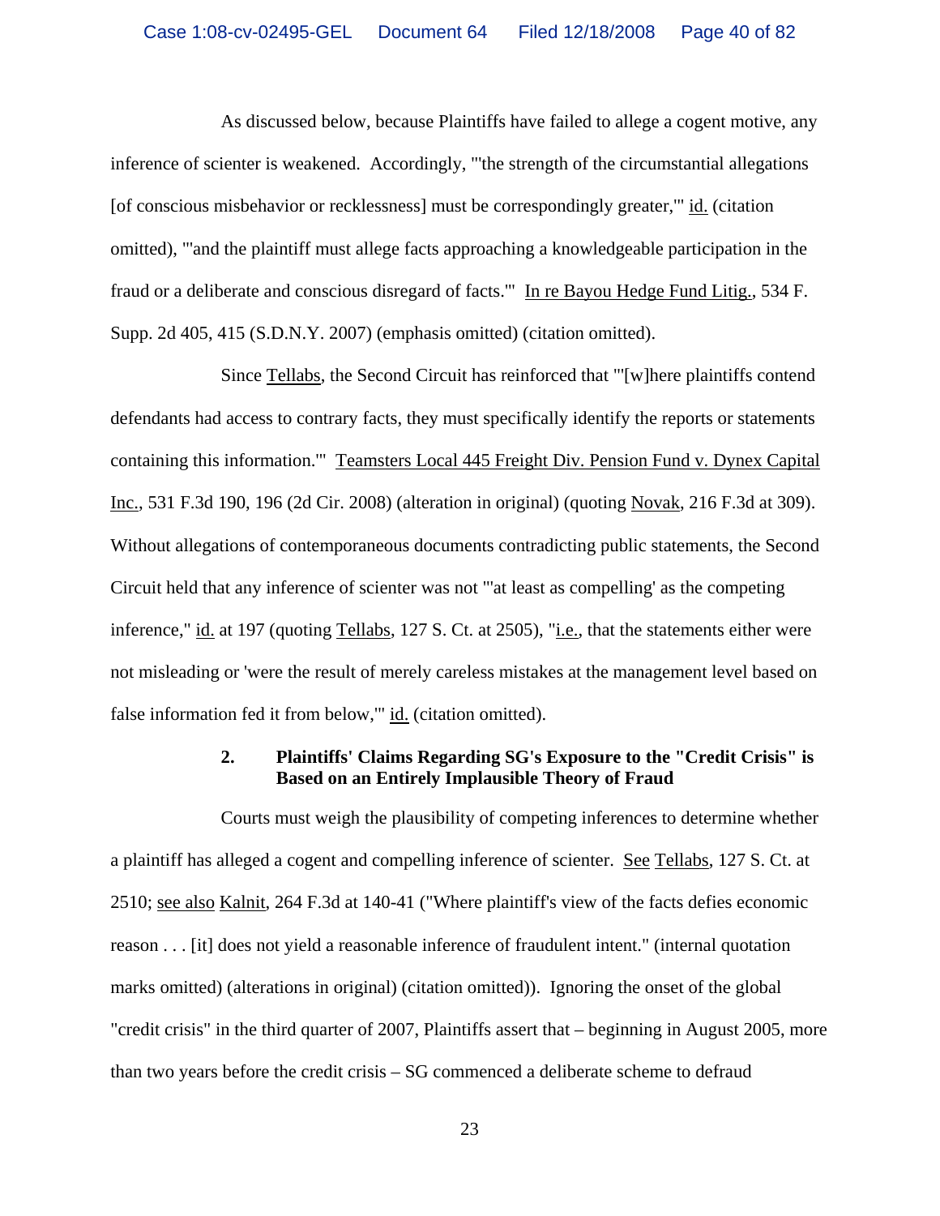As discussed below, because Plaintiffs have failed to allege a cogent motive, any inference of scienter is weakened. Accordingly, "'the strength of the circumstantial allegations [of conscious misbehavior or recklessness] must be correspondingly greater,'" id. (citation omitted), "'and the plaintiff must allege facts approaching a knowledgeable participation in the fraud or a deliberate and conscious disregard of facts.'" In re Bayou Hedge Fund Litig., 534 F. Supp. 2d 405, 415 (S.D.N.Y. 2007) (emphasis omitted) (citation omitted).

Since Tellabs, the Second Circuit has reinforced that "'[w]here plaintiffs contend defendants had access to contrary facts, they must specifically identify the reports or statements containing this information.'" Teamsters Local 445 Freight Div. Pension Fund v. Dynex Capital Inc., 531 F.3d 190, 196 (2d Cir. 2008) (alteration in original) (quoting Novak, 216 F.3d at 309). Without allegations of contemporaneous documents contradicting public statements, the Second Circuit held that any inference of scienter was not "'at least as compelling' as the competing inference," id. at 197 (quoting Tellabs, 127 S. Ct. at 2505), "i.e., that the statements either were not misleading or 'were the result of merely careless mistakes at the management level based on false information fed it from below,'" id. (citation omitted).

**2. Plaintiffs' Claims Regarding SG's Exposure to the "Credit Crisis" is Based on an Entirely Implausible Theory of Fraud**

Courts must weigh the plausibility of competing inferences to determine whether a plaintiff has alleged a cogent and compelling inference of scienter. See Tellabs, 127 S. Ct. at 2510; see also Kalnit, 264 F.3d at 140-41 ("Where plaintiff's view of the facts defies economic reason . . . [it] does not yield a reasonable inference of fraudulent intent." (internal quotation marks omitted) (alterations in original) (citation omitted)). Ignoring the onset of the global "credit crisis" in the third quarter of 2007, Plaintiffs assert that – beginning in August 2005, more than two years before the credit crisis – SG commenced a deliberate scheme to defraud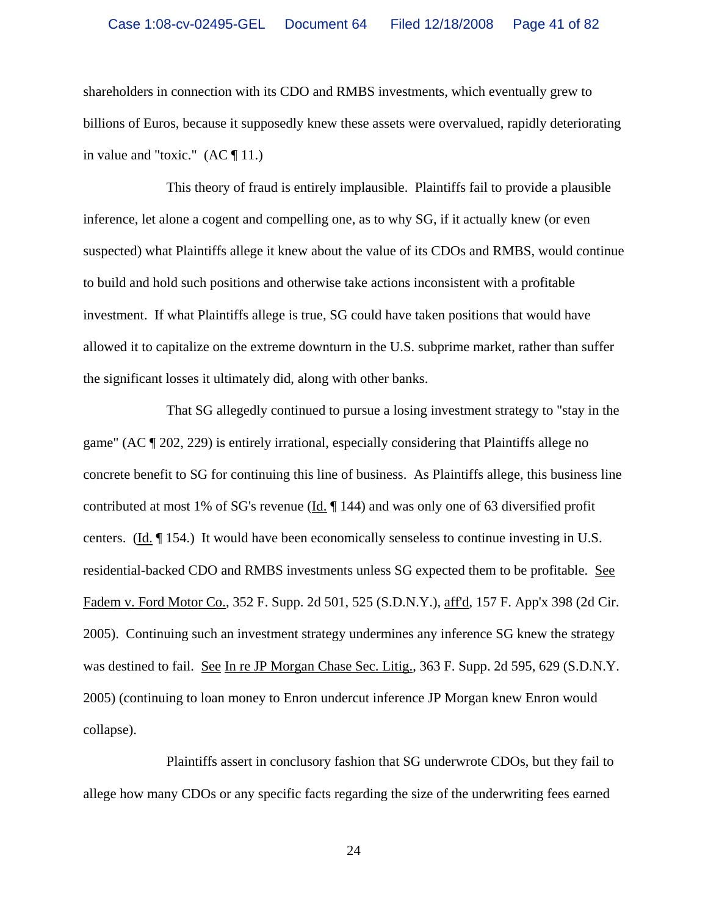shareholders in connection with its CDO and RMBS investments, which eventually grew to billions of Euros, because it supposedly knew these assets were overvalued, rapidly deteriorating in value and "toxic." (AC ¶ 11.)

This theory of fraud is entirely implausible. Plaintiffs fail to provide a plausible inference, let alone a cogent and compelling one, as to why SG, if it actually knew (or even suspected) what Plaintiffs allege it knew about the value of its CDOs and RMBS, would continue to build and hold such positions and otherwise take actions inconsistent with a profitable investment. If what Plaintiffs allege is true, SG could have taken positions that would have allowed it to capitalize on the extreme downturn in the U.S. subprime market, rather than suffer the significant losses it ultimately did, along with other banks.

That SG allegedly continued to pursue a losing investment strategy to "stay in the game" (AC ¶ 202, 229) is entirely irrational, especially considering that Plaintiffs allege no concrete benefit to SG for continuing this line of business. As Plaintiffs allege, this business line contributed at most 1% of SG's revenue (Id. ¶ 144) and was only one of 63 diversified profit centers. (Id. ¶ 154.) It would have been economically senseless to continue investing in U.S. residential-backed CDO and RMBS investments unless SG expected them to be profitable. See Fadem v. Ford Motor Co., 352 F. Supp. 2d 501, 525 (S.D.N.Y.), aff'd, 157 F. App'x 398 (2d Cir. 2005). Continuing such an investment strategy undermines any inference SG knew the strategy was destined to fail. See In re JP Morgan Chase Sec. Litig., 363 F. Supp. 2d 595, 629 (S.D.N.Y. 2005) (continuing to loan money to Enron undercut inference JP Morgan knew Enron would collapse).

Plaintiffs assert in conclusory fashion that SG underwrote CDOs, but they fail to allege how many CDOs or any specific facts regarding the size of the underwriting fees earned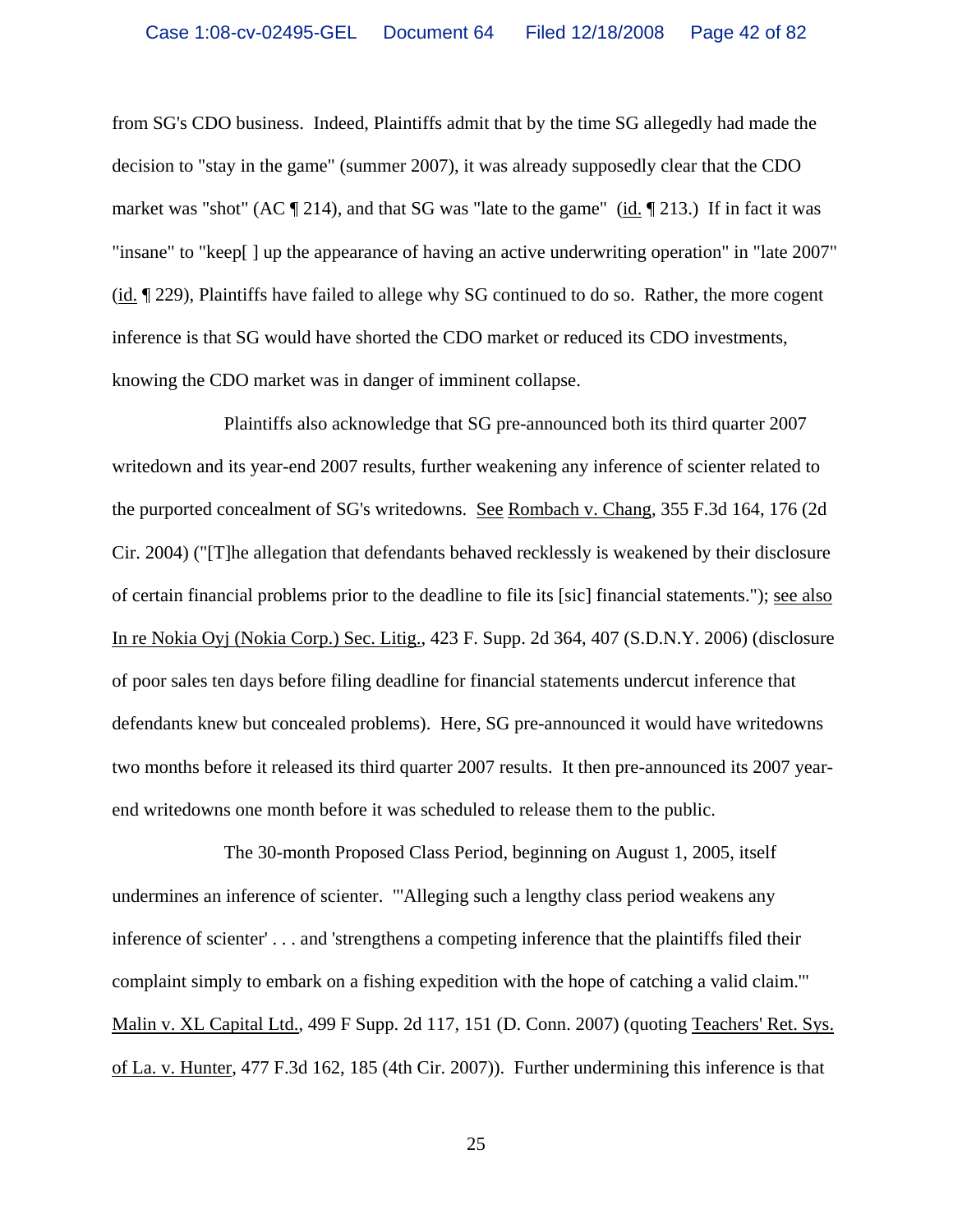from SG's CDO business. Indeed, Plaintiffs admit that by the time SG allegedly had made the decision to "stay in the game" (summer 2007), it was already supposedly clear that the CDO market was "shot" (AC ¶ 214), and that SG was "late to the game" (id. ¶ 213.) If in fact it was "insane" to "keep[ ] up the appearance of having an active underwriting operation" in "late 2007" (id. ¶ 229), Plaintiffs have failed to allege why SG continued to do so. Rather, the more cogent inference is that SG would have shorted the CDO market or reduced its CDO investments, knowing the CDO market was in danger of imminent collapse.

Plaintiffs also acknowledge that SG pre-announced both its third quarter 2007 writedown and its year-end 2007 results, further weakening any inference of scienter related to the purported concealment of SG's writedowns. See Rombach v. Chang, 355 F.3d 164, 176 (2d Cir. 2004) ("[T]he allegation that defendants behaved recklessly is weakened by their disclosure of certain financial problems prior to the deadline to file its [sic] financial statements."); see also In re Nokia Oyj (Nokia Corp.) Sec. Litig., 423 F. Supp. 2d 364, 407 (S.D.N.Y. 2006) (disclosure of poor sales ten days before filing deadline for financial statements undercut inference that defendants knew but concealed problems). Here, SG pre-announced it would have writedowns two months before it released its third quarter 2007 results. It then pre-announced its 2007 year-end writedowns one month before it was scheduled to release them to the public.

The 30-month Proposed Class Period, beginning on August 1, 2005, itself undermines an inference of scienter. "'Alleging such a lengthy class period weakens any inference of scienter' . . . and 'strengthens a competing inference that the plaintiffs filed their complaint simply to embark on a fishing expedition with the hope of catching a valid claim.'" Malin v. XL Capital Ltd., 499 F Supp. 2d 117, 151 (D. Conn. 2007) (quoting Teachers' Ret. Sys. of La. v. Hunter, 477 F.3d 162, 185 (4th Cir. 2007)). Further undermining this inference is that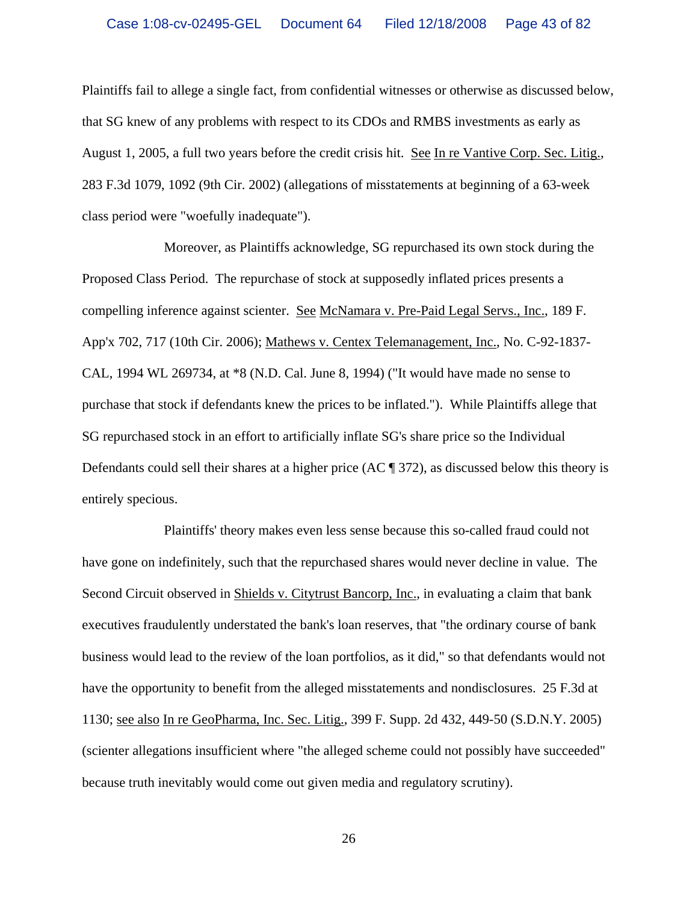Plaintiffs fail to allege a single fact, from confidential witnesses or otherwise as discussed below, that SG knew of any problems with respect to its CDOs and RMBS investments as early as August 1, 2005, a full two years before the credit crisis hit. See In re Vantive Corp. Sec. Litig., 283 F.3d 1079, 1092 (9th Cir. 2002) (allegations of misstatements at beginning of a 63-week class period were "woefully inadequate").

Moreover, as Plaintiffs acknowledge, SG repurchased its own stock during the Proposed Class Period. The repurchase of stock at supposedly inflated prices presents a compelling inference against scienter. See McNamara v. Pre-Paid Legal Servs., Inc., 189 F. App'x 702, 717 (10th Cir. 2006); Mathews v. Centex Telemanagement, Inc., No. C-92-1837-CAL, 1994 WL 269734, at *8 (N.D. Cal. June 8, 1994) ("It would have made no sense to purchase that stock if defendants knew the prices to be inflated."). While Plaintiffs allege that SG repurchased stock in an effort to artificially inflate SG's share price so the Individual Defendants could sell their shares at a higher price (AC ¶ 372), as discussed below this theory is entirely specious.

Plaintiffs' theory makes even less sense because this so-called fraud could not have gone on indefinitely, such that the repurchased shares would never decline in value. The Second Circuit observed in Shields v. Citytrust Bancorp, Inc., in evaluating a claim that bank executives fraudulently understated the bank's loan reserves, that "the ordinary course of bank business would lead to the review of the loan portfolios, as it did," so that defendants would not have the opportunity to benefit from the alleged misstatements and nondisclosures. 25 F.3d at 1130; see also In re GeoPharma, Inc. Sec. Litig., 399 F. Supp. 2d 432, 449-50 (S.D.N.Y. 2005) (scienter allegations insufficient where "the alleged scheme could not possibly have succeeded" because truth inevitably would come out given media and regulatory scrutiny).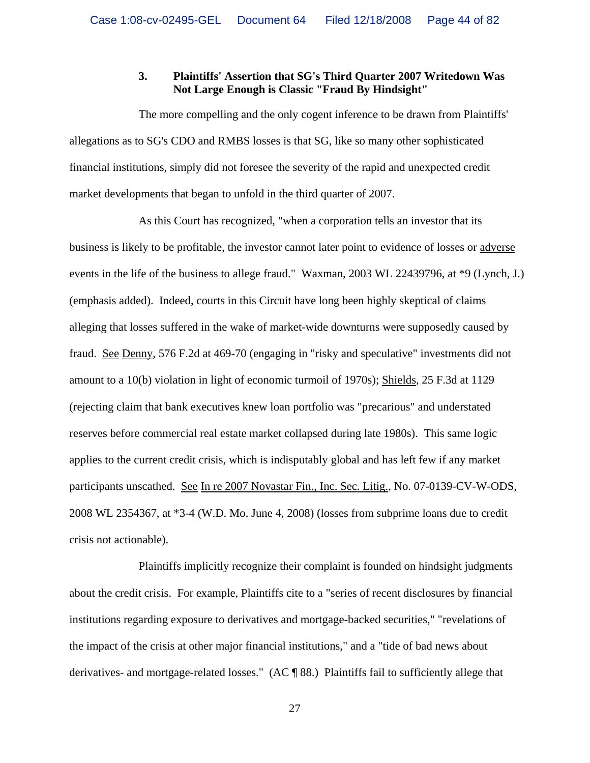### 3. Plaintiffs' Assertion that SG's Third Quarter 2007 Writedown Was Not Large Enough is Classic "Fraud By Hindsight"

The more compelling and the only cogent inference to be drawn from Plaintiffs' allegations as to SG's CDO and RMBS losses is that SG, like so many other sophisticated financial institutions, simply did not foresee the severity of the rapid and unexpected credit market developments that began to unfold in the third quarter of 2007.

As this Court has recognized, "when a corporation tells an investor that its business is likely to be profitable, the investor cannot later point to evidence of losses or <u>adverse events in the life of the business</u> to allege fraud." <u>Waxman</u>, 2003 WL 22439796, at *9 (Lynch, J.) (emphasis added). Indeed, courts in this Circuit have long been highly skeptical of claims alleging that losses suffered in the wake of market-wide downturns were supposedly caused by fraud. <u>See</u> <u>Denny</u>, 576 F.2d at 469-70 (engaging in "risky and speculative" investments did not amount to a 10(b) violation in light of economic turmoil of 1970s); <u>Shields</u>, 25 F.3d at 1129 (rejecting claim that bank executives knew loan portfolio was "precarious" and understated reserves before commercial real estate market collapsed during late 1980s). This same logic applies to the current credit crisis, which is indisputably global and has left few if any market participants unscathed. <u>See</u> <u>In re 2007 Novastar Fin., Inc. Sec. Litig.</u>, No. 07-0139-CV-W-ODS, 2008 WL 2354367, at *3-4 (W.D. Mo. June 4, 2008) (losses from subprime loans due to credit crisis not actionable).

Plaintiffs implicitly recognize their complaint is founded on hindsight judgments about the credit crisis. For example, Plaintiffs cite to a "series of recent disclosures by financial institutions regarding exposure to derivatives and mortgage-backed securities," "revelations of the impact of the crisis at other major financial institutions," and a "tide of bad news about derivatives- and mortgage-related losses." (AC ¶ 88.) Plaintiffs fail to sufficiently allege that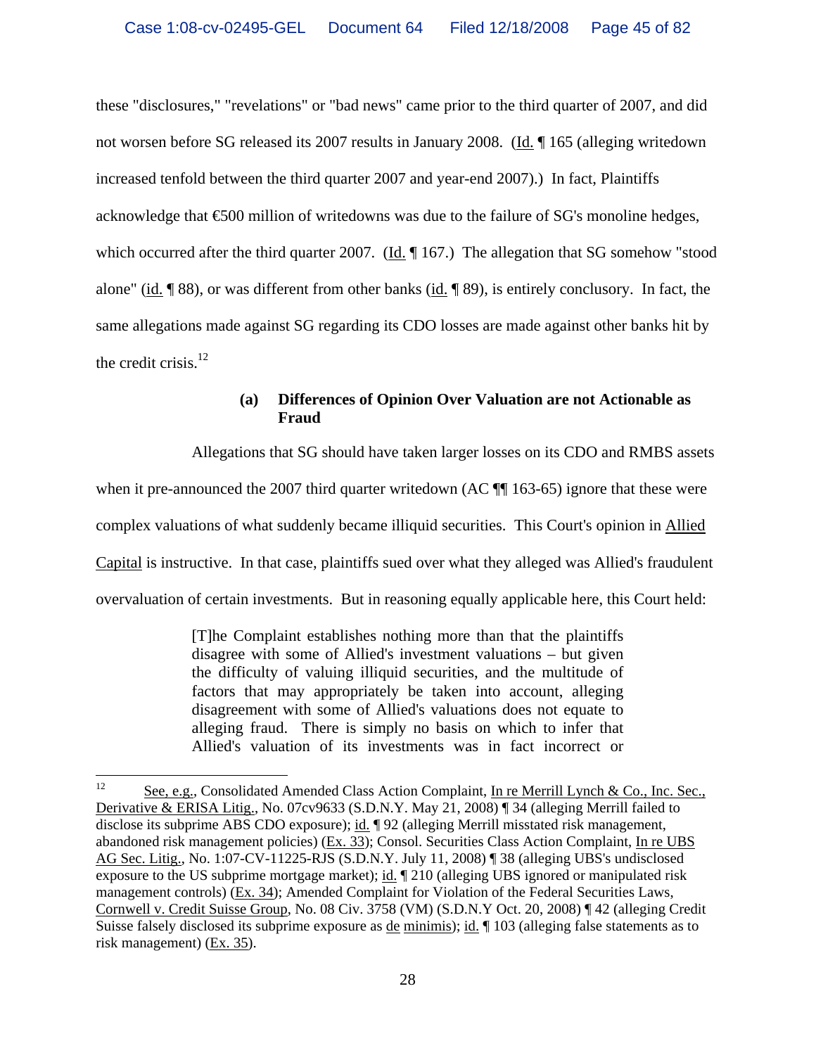these "disclosures," "revelations" or "bad news" came prior to the third quarter of 2007, and did not worsen before SG released its 2007 results in January 2008. (Id. ¶ 165 (alleging writedown increased tenfold between the third quarter 2007 and year-end 2007).) In fact, Plaintiffs acknowledge that €500 million of writedowns was due to the failure of SG's monoline hedges, which occurred after the third quarter 2007. (Id. ¶ 167.) The allegation that SG somehow "stood alone" (id. ¶ 88), or was different from other banks (id. ¶ 89), is entirely conclusory. In fact, the same allegations made against SG regarding its CDO losses are made against other banks hit by the credit crisis.[12]

**(a) Differences of Opinion Over Valuation are not Actionable as Fraud**

Allegations that SG should have taken larger losses on its CDO and RMBS assets when it pre-announced the 2007 third quarter writedown (AC ¶¶ 163-65) ignore that these were complex valuations of what suddenly became illiquid securities. This Court's opinion in Allied Capital is instructive. In that case, plaintiffs sued over what they alleged was Allied's fraudulent overvaluation of certain investments. But in reasoning equally applicable here, this Court held:

> [T]he Complaint establishes nothing more than that the plaintiffs disagree with some of Allied's investment valuations – but given the difficulty of valuing illiquid securities, and the multitude of factors that may appropriately be taken into account, alleging disagreement with some of Allied's valuations does not equate to alleging fraud. There is simply no basis on which to infer that Allied's valuation of its investments was in fact incorrect or

---

[12] See, e.g., Consolidated Amended Class Action Complaint, In re Merrill Lynch & Co., Inc. Sec., Derivative & ERISA Litig., No. 07cv9633 (S.D.N.Y. May 21, 2008) ¶ 34 (alleging Merrill failed to disclose its subprime ABS CDO exposure); id. ¶ 92 (alleging Merrill misstated risk management, abandoned risk management policies) (Ex. 33); Consol. Securities Class Action Complaint, In re UBS AG Sec. Litig., No. 1:07-CV-11225-RJS (S.D.N.Y. July 11, 2008) ¶ 38 (alleging UBS's undisclosed exposure to the US subprime mortgage market); id. ¶ 210 (alleging UBS ignored or manipulated risk management controls) (Ex. 34); Amended Complaint for Violation of the Federal Securities Laws, Cornwell v. Credit Suisse Group, No. 08 Civ. 3758 (VM) (S.D.N.Y Oct. 20, 2008) ¶ 42 (alleging Credit Suisse falsely disclosed its subprime exposure as de minimis); id. ¶ 103 (alleging false statements as to risk management) (Ex. 35).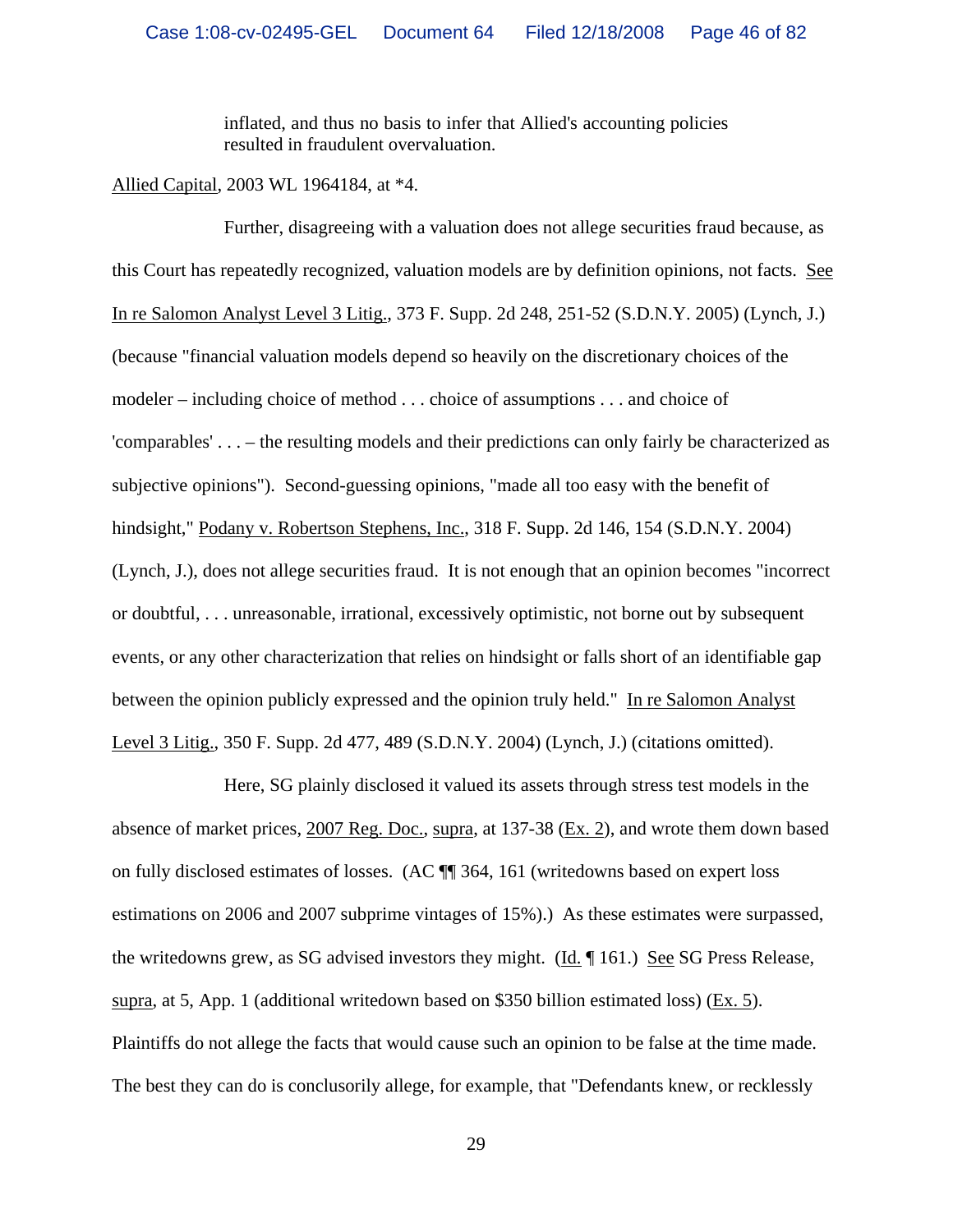> inflated, and thus no basis to infer that Allied's accounting policies resulted in fraudulent overvaluation.

Allied Capital, 2003 WL 1964184, at *4.

Further, disagreeing with a valuation does not allege securities fraud because, as this Court has repeatedly recognized, valuation models are by definition opinions, not facts. See In re Salomon Analyst Level 3 Litig., 373 F. Supp. 2d 248, 251-52 (S.D.N.Y. 2005) (Lynch, J.) (because "financial valuation models depend so heavily on the discretionary choices of the modeler – including choice of method . . . choice of assumptions . . . and choice of 'comparables' . . . – the resulting models and their predictions can only fairly be characterized as subjective opinions"). Second-guessing opinions, "made all too easy with the benefit of hindsight," Podany v. Robertson Stephens, Inc., 318 F. Supp. 2d 146, 154 (S.D.N.Y. 2004) (Lynch, J.), does not allege securities fraud. It is not enough that an opinion becomes "incorrect or doubtful, . . . unreasonable, irrational, excessively optimistic, not borne out by subsequent events, or any other characterization that relies on hindsight or falls short of an identifiable gap between the opinion publicly expressed and the opinion truly held." In re Salomon Analyst Level 3 Litig., 350 F. Supp. 2d 477, 489 (S.D.N.Y. 2004) (Lynch, J.) (citations omitted).

Here, SG plainly disclosed it valued its assets through stress test models in the absence of market prices, 2007 Reg. Doc., supra, at 137-38 (Ex. 2), and wrote them down based on fully disclosed estimates of losses. (AC ¶¶ 364, 161 (writedowns based on expert loss estimations on 2006 and 2007 subprime vintages of 15%).) As these estimates were surpassed, the writedowns grew, as SG advised investors they might. (Id. ¶ 161.) See SG Press Release, supra, at 5, App. 1 (additional writedown based on $350 billion estimated loss) (Ex. 5). Plaintiffs do not allege the facts that would cause such an opinion to be false at the time made. The best they can do is conclusorily allege, for example, that "Defendants knew, or recklessly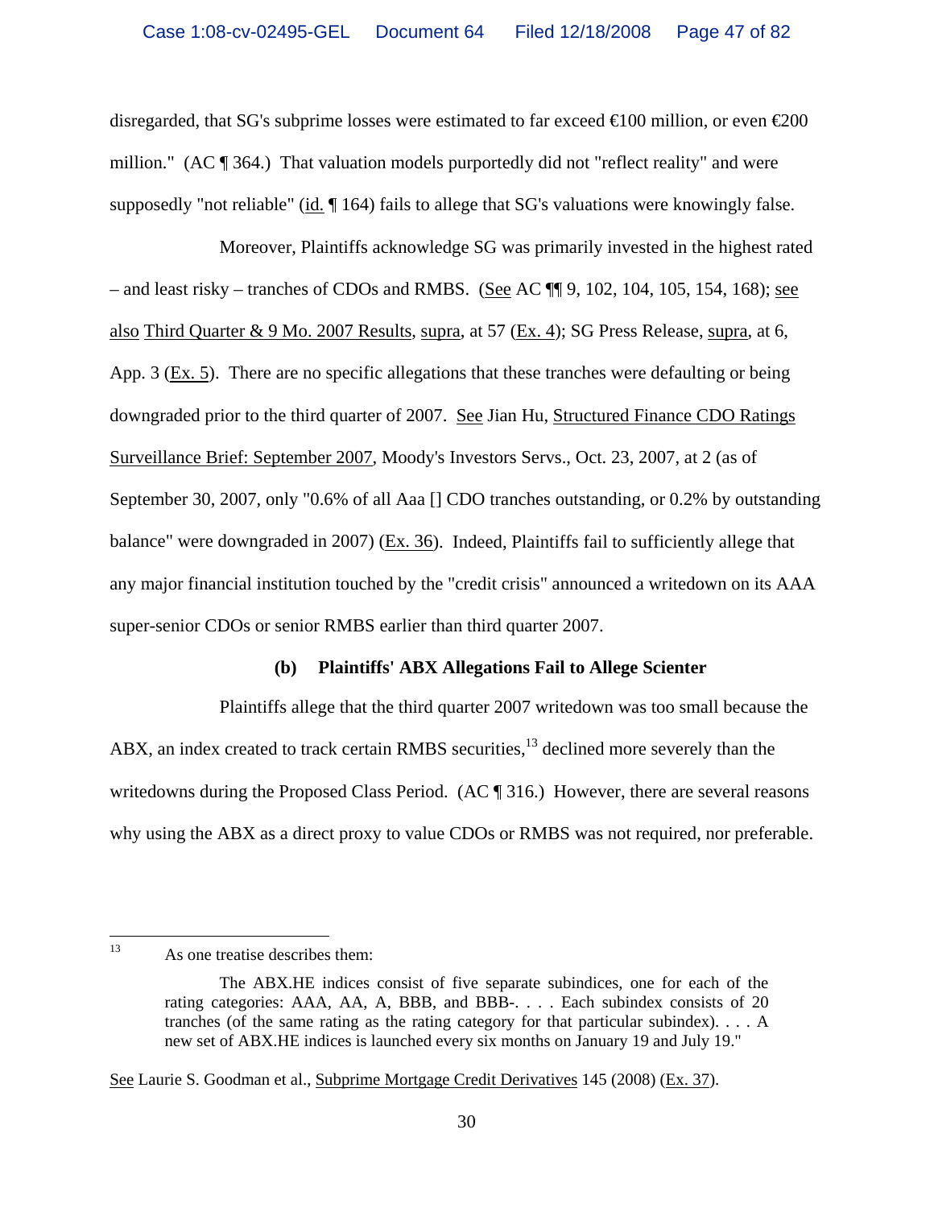disregarded, that SG's subprime losses were estimated to far exceed €100 million, or even €200 million." (AC ¶ 364.) That valuation models purportedly did not "reflect reality" and were supposedly "not reliable" (id. ¶ 164) fails to allege that SG's valuations were knowingly false.

Moreover, Plaintiffs acknowledge SG was primarily invested in the highest rated – and least risky – tranches of CDOs and RMBS. (See AC ¶¶ 9, 102, 104, 105, 154, 168); see also Third Quarter & 9 Mo. 2007 Results, supra, at 57 (Ex. 4); SG Press Release, supra, at 6, App. 3 (Ex. 5). There are no specific allegations that these tranches were defaulting or being downgraded prior to the third quarter of 2007. See Jian Hu, Structured Finance CDO Ratings Surveillance Brief: September 2007, Moody's Investors Servs., Oct. 23, 2007, at 2 (as of September 30, 2007, only "0.6% of all Aaa [] CDO tranches outstanding, or 0.2% by outstanding balance" were downgraded in 2007) (Ex. 36). Indeed, Plaintiffs fail to sufficiently allege that any major financial institution touched by the "credit crisis" announced a writedown on its AAA super-senior CDOs or senior RMBS earlier than third quarter 2007.

**(b) Plaintiffs' ABX Allegations Fail to Allege Scienter**

Plaintiffs allege that the third quarter 2007 writedown was too small because the ABX, an index created to track certain RMBS securities,[13] declined more severely than the writedowns during the Proposed Class Period. (AC ¶ 316.) However, there are several reasons why using the ABX as a direct proxy to value CDOs or RMBS was not required, nor preferable.

---

[13] As one treatise describes them:

> The ABX.HE indices consist of five separate subindices, one for each of the rating categories: AAA, AA, A, BBB, and BBB-. . . . Each subindex consists of 20 tranches (of the same rating as the rating category for that particular subindex). . . . A new set of ABX.HE indices is launched every six months on January 19 and July 19."

See Laurie S. Goodman et al., Subprime Mortgage Credit Derivatives 145 (2008) (Ex. 37).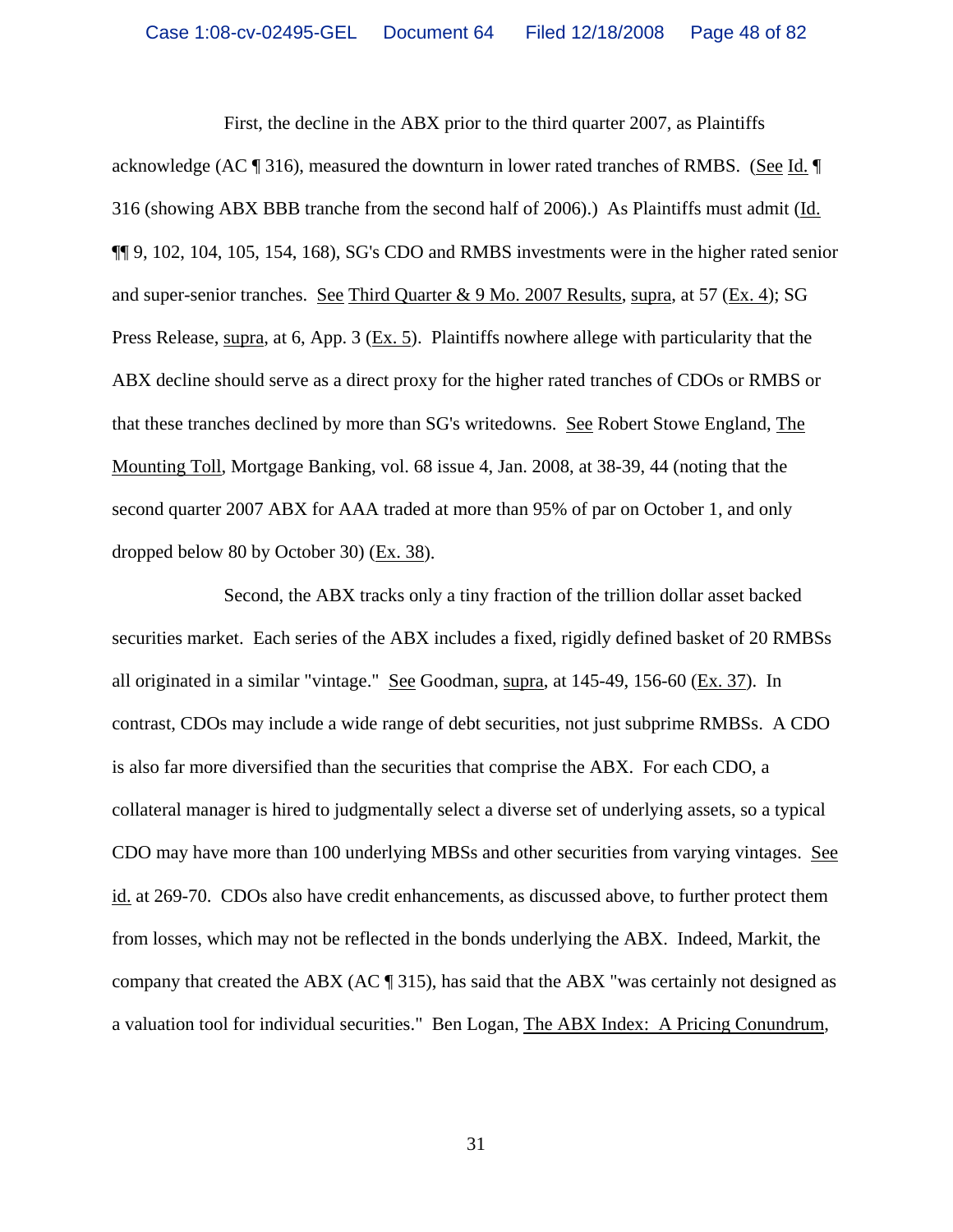First, the decline in the ABX prior to the third quarter 2007, as Plaintiffs acknowledge (AC ¶ 316), measured the downturn in lower rated tranches of RMBS. (See Id. ¶ 316 (showing ABX BBB tranche from the second half of 2006).) As Plaintiffs must admit (Id. ¶¶ 9, 102, 104, 105, 154, 168), SG's CDO and RMBS investments were in the higher rated senior and super-senior tranches. See Third Quarter & 9 Mo. 2007 Results, supra, at 57 (Ex. 4); SG Press Release, supra, at 6, App. 3 (Ex. 5). Plaintiffs nowhere allege with particularity that the ABX decline should serve as a direct proxy for the higher rated tranches of CDOs or RMBS or that these tranches declined by more than SG's writedowns. See Robert Stowe England, The Mounting Toll, Mortgage Banking, vol. 68 issue 4, Jan. 2008, at 38-39, 44 (noting that the second quarter 2007 ABX for AAA traded at more than 95% of par on October 1, and only dropped below 80 by October 30) (Ex. 38).

Second, the ABX tracks only a tiny fraction of the trillion dollar asset backed securities market. Each series of the ABX includes a fixed, rigidly defined basket of 20 RMBSs all originated in a similar "vintage." See Goodman, supra, at 145-49, 156-60 (Ex. 37). In contrast, CDOs may include a wide range of debt securities, not just subprime RMBSs. A CDO is also far more diversified than the securities that comprise the ABX. For each CDO, a collateral manager is hired to judgmentally select a diverse set of underlying assets, so a typical CDO may have more than 100 underlying MBSs and other securities from varying vintages. See id. at 269-70. CDOs also have credit enhancements, as discussed above, to further protect them from losses, which may not be reflected in the bonds underlying the ABX. Indeed, Markit, the company that created the ABX (AC ¶ 315), has said that the ABX "was certainly not designed as a valuation tool for individual securities." Ben Logan, The ABX Index: A Pricing Conundrum,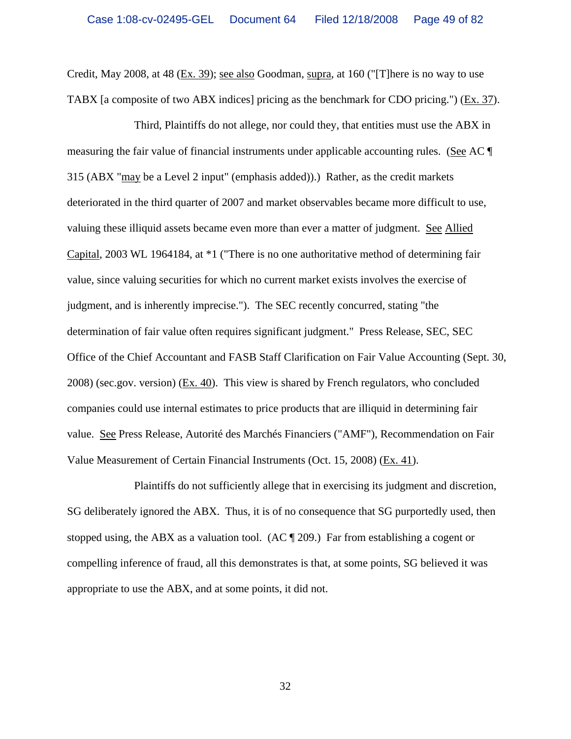Credit, May 2008, at 48 (Ex. 39); see also Goodman, supra, at 160 ("[T]here is no way to use TABX [a composite of two ABX indices] pricing as the benchmark for CDO pricing.") (Ex. 37).

Third, Plaintiffs do not allege, nor could they, that entities must use the ABX in measuring the fair value of financial instruments under applicable accounting rules. (See AC ¶ 315 (ABX "may be a Level 2 input" (emphasis added)).) Rather, as the credit markets deteriorated in the third quarter of 2007 and market observables became more difficult to use, valuing these illiquid assets became even more than ever a matter of judgment. See Allied Capital, 2003 WL 1964184, at *1 ("There is no one authoritative method of determining fair value, since valuing securities for which no current market exists involves the exercise of judgment, and is inherently imprecise."). The SEC recently concurred, stating "the determination of fair value often requires significant judgment." Press Release, SEC, SEC Office of the Chief Accountant and FASB Staff Clarification on Fair Value Accounting (Sept. 30, 2008) (sec.gov. version) (Ex. 40). This view is shared by French regulators, who concluded companies could use internal estimates to price products that are illiquid in determining fair value. See Press Release, Autorité des Marchés Financiers ("AMF"), Recommendation on Fair Value Measurement of Certain Financial Instruments (Oct. 15, 2008) (Ex. 41).

Plaintiffs do not sufficiently allege that in exercising its judgment and discretion, SG deliberately ignored the ABX. Thus, it is of no consequence that SG purportedly used, then stopped using, the ABX as a valuation tool. (AC ¶ 209.) Far from establishing a cogent or compelling inference of fraud, all this demonstrates is that, at some points, SG believed it was appropriate to use the ABX, and at some points, it did not.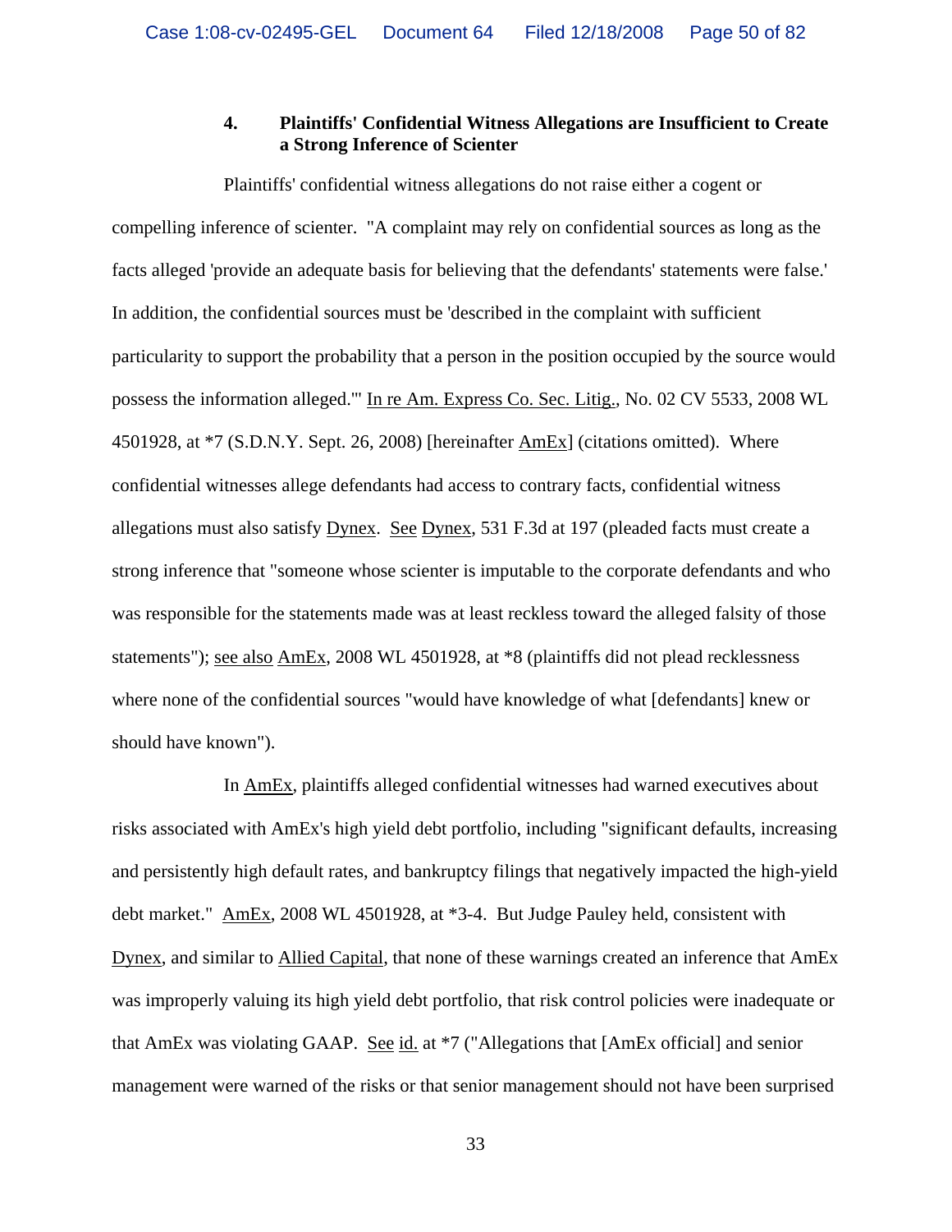#### 4. Plaintiffs' Confidential Witness Allegations are Insufficient to Create a Strong Inference of Scienter

Plaintiffs' confidential witness allegations do not raise either a cogent or compelling inference of scienter. "A complaint may rely on confidential sources as long as the facts alleged 'provide an adequate basis for believing that the defendants' statements were false.' In addition, the confidential sources must be 'described in the complaint with sufficient particularity to support the probability that a person in the position occupied by the source would possess the information alleged.'" In re Am. Express Co. Sec. Litig., No. 02 CV 5533, 2008 WL 4501928, at *7 (S.D.N.Y. Sept. 26, 2008) [hereinafter AmEx] (citations omitted). Where confidential witnesses allege defendants had access to contrary facts, confidential witness allegations must also satisfy Dynex. See Dynex, 531 F.3d at 197 (pleaded facts must create a strong inference that "someone whose scienter is imputable to the corporate defendants and who was responsible for the statements made was at least reckless toward the alleged falsity of those statements"); see also AmEx, 2008 WL 4501928, at *8 (plaintiffs did not plead recklessness where none of the confidential sources "would have knowledge of what [defendants] knew or should have known").

In AmEx, plaintiffs alleged confidential witnesses had warned executives about risks associated with AmEx's high yield debt portfolio, including "significant defaults, increasing and persistently high default rates, and bankruptcy filings that negatively impacted the high-yield debt market." AmEx, 2008 WL 4501928, at *3-4. But Judge Pauley held, consistent with Dynex, and similar to Allied Capital, that none of these warnings created an inference that AmEx was improperly valuing its high yield debt portfolio, that risk control policies were inadequate or that AmEx was violating GAAP. See id. at *7 ("Allegations that [AmEx official] and senior management were warned of the risks or that senior management should not have been surprised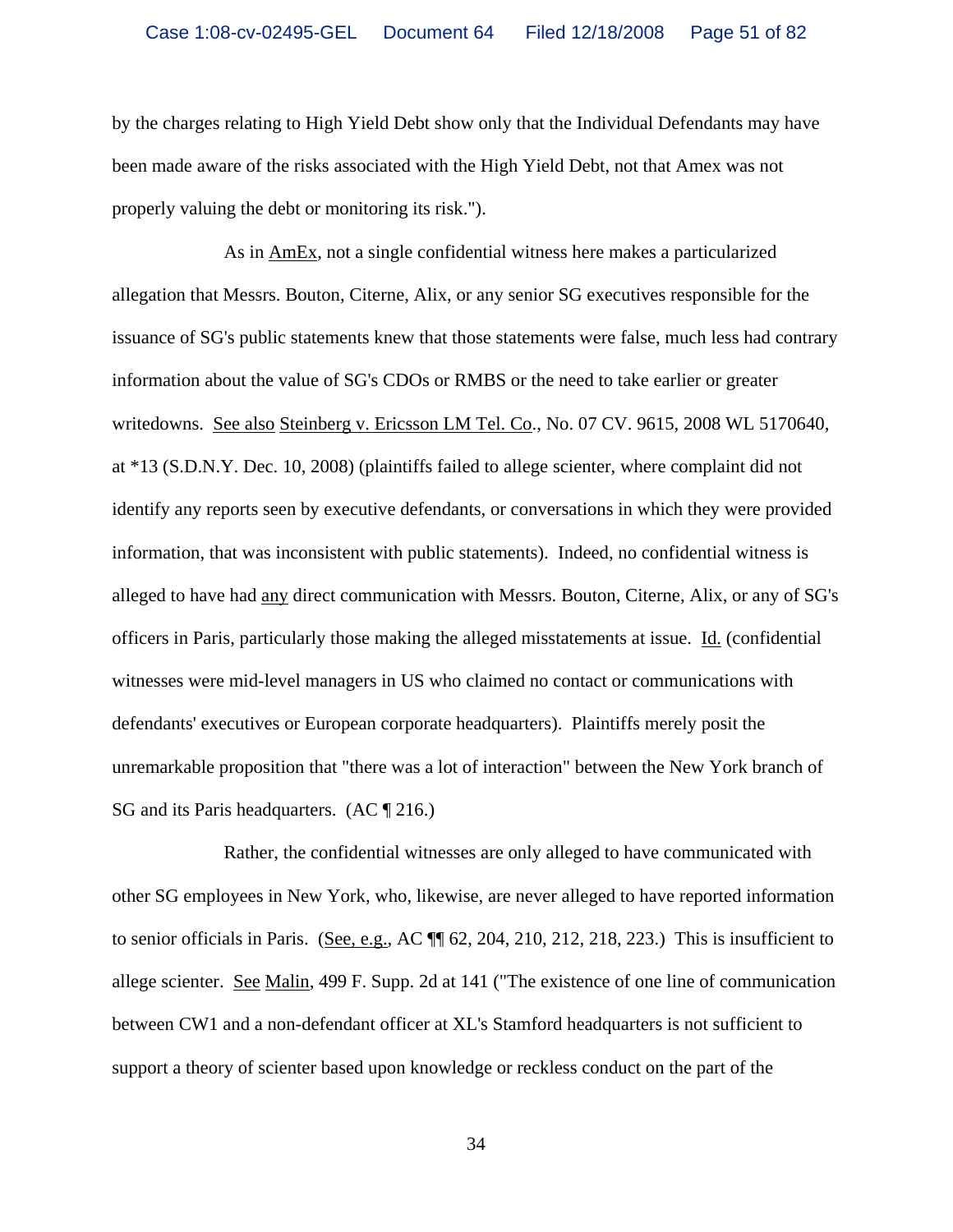by the charges relating to High Yield Debt show only that the Individual Defendants may have been made aware of the risks associated with the High Yield Debt, not that Amex was not properly valuing the debt or monitoring its risk.").

As in AmEx, not a single confidential witness here makes a particularized allegation that Messrs. Bouton, Citerne, Alix, or any senior SG executives responsible for the issuance of SG's public statements knew that those statements were false, much less had contrary information about the value of SG's CDOs or RMBS or the need to take earlier or greater writedowns. See also Steinberg v. Ericsson LM Tel. Co., No. 07 CV. 9615, 2008 WL 5170640, at *13 (S.D.N.Y. Dec. 10, 2008) (plaintiffs failed to allege scienter, where complaint did not identify any reports seen by executive defendants, or conversations in which they were provided information, that was inconsistent with public statements). Indeed, no confidential witness is alleged to have had any direct communication with Messrs. Bouton, Citerne, Alix, or any of SG's officers in Paris, particularly those making the alleged misstatements at issue. Id. (confidential witnesses were mid-level managers in US who claimed no contact or communications with defendants' executives or European corporate headquarters). Plaintiffs merely posit the unremarkable proposition that "there was a lot of interaction" between the New York branch of SG and its Paris headquarters. (AC ¶ 216.)

Rather, the confidential witnesses are only alleged to have communicated with other SG employees in New York, who, likewise, are never alleged to have reported information to senior officials in Paris. (See, e.g., AC ¶¶ 62, 204, 210, 212, 218, 223.) This is insufficient to allege scienter. See Malin, 499 F. Supp. 2d at 141 ("The existence of one line of communication between CW1 and a non-defendant officer at XL's Stamford headquarters is not sufficient to support a theory of scienter based upon knowledge or reckless conduct on the part of the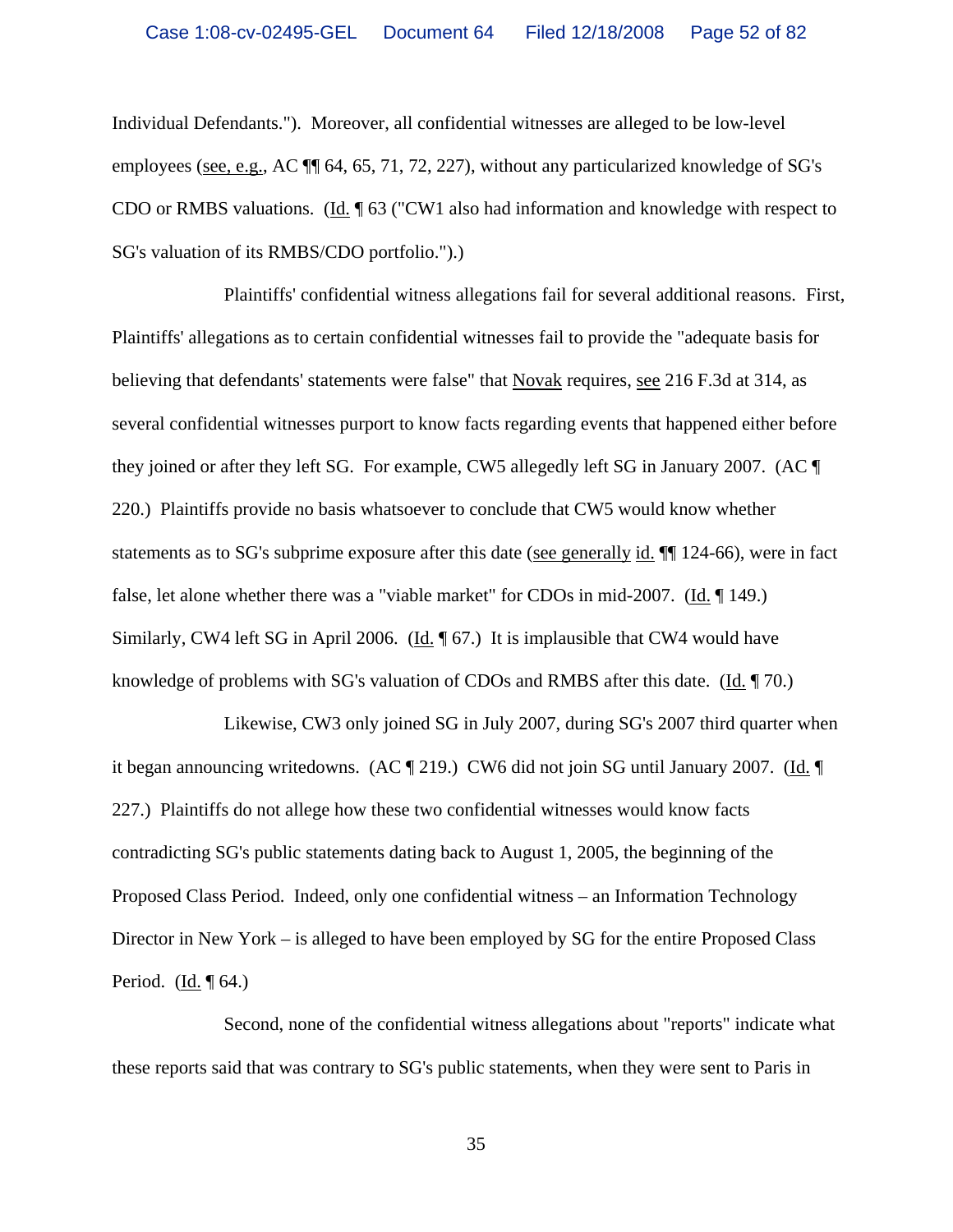Individual Defendants."). Moreover, all confidential witnesses are alleged to be low-level employees (see, e.g., AC ¶¶ 64, 65, 71, 72, 227), without any particularized knowledge of SG's CDO or RMBS valuations. (Id. ¶ 63 ("CW1 also had information and knowledge with respect to SG's valuation of its RMBS/CDO portfolio.").)

Plaintiffs' confidential witness allegations fail for several additional reasons. First, Plaintiffs' allegations as to certain confidential witnesses fail to provide the "adequate basis for believing that defendants' statements were false" that Novak requires, see 216 F.3d at 314, as several confidential witnesses purport to know facts regarding events that happened either before they joined or after they left SG. For example, CW5 allegedly left SG in January 2007. (AC ¶ 220.) Plaintiffs provide no basis whatsoever to conclude that CW5 would know whether statements as to SG's subprime exposure after this date (see generally id. ¶¶ 124-66), were in fact false, let alone whether there was a "viable market" for CDOs in mid-2007. (Id. ¶ 149.) Similarly, CW4 left SG in April 2006. (Id. ¶ 67.) It is implausible that CW4 would have knowledge of problems with SG's valuation of CDOs and RMBS after this date. (Id. ¶ 70.)

Likewise, CW3 only joined SG in July 2007, during SG's 2007 third quarter when it began announcing writedowns. (AC ¶ 219.) CW6 did not join SG until January 2007. (Id. ¶ 227.) Plaintiffs do not allege how these two confidential witnesses would know facts contradicting SG's public statements dating back to August 1, 2005, the beginning of the Proposed Class Period. Indeed, only one confidential witness – an Information Technology Director in New York – is alleged to have been employed by SG for the entire Proposed Class Period. (Id. ¶ 64.)

Second, none of the confidential witness allegations about "reports" indicate what these reports said that was contrary to SG's public statements, when they were sent to Paris in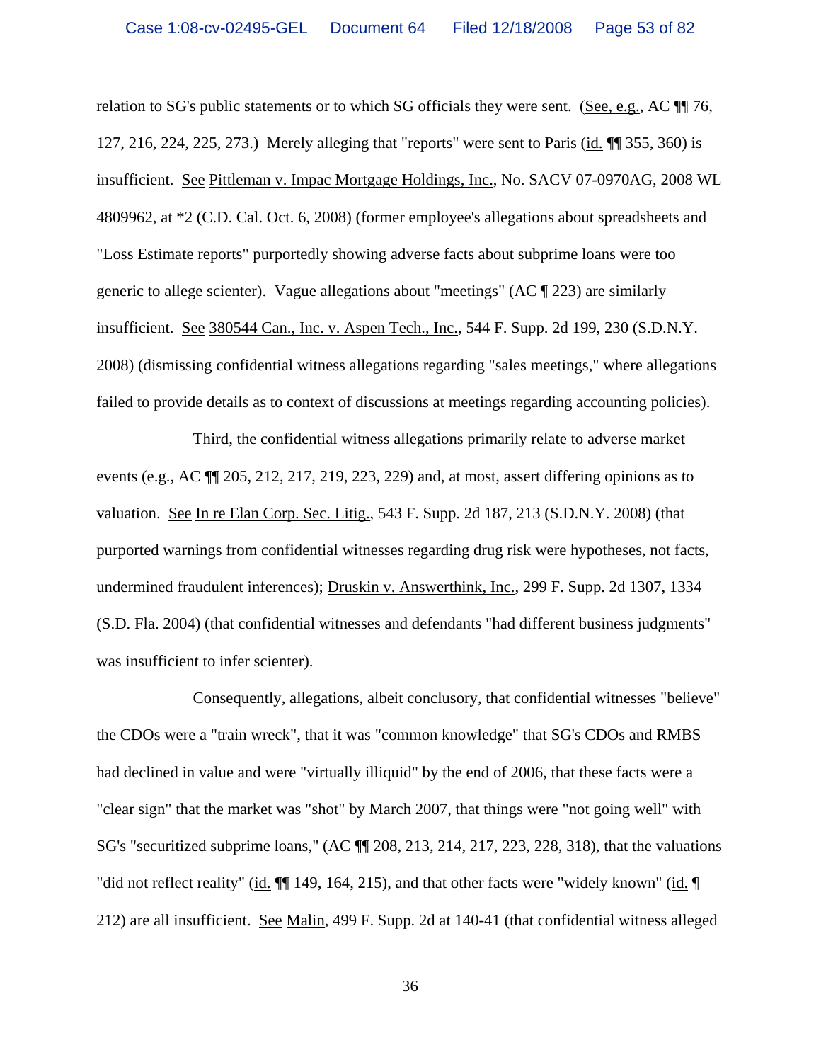relation to SG's public statements or to which SG officials they were sent. (See, e.g., AC ¶¶ 76, 127, 216, 224, 225, 273.) Merely alleging that "reports" were sent to Paris (id. ¶¶ 355, 360) is insufficient. See Pittleman v. Impac Mortgage Holdings, Inc., No. SACV 07-0970AG, 2008 WL 4809962, at *2 (C.D. Cal. Oct. 6, 2008) (former employee's allegations about spreadsheets and "Loss Estimate reports" purportedly showing adverse facts about subprime loans were too generic to allege scienter). Vague allegations about "meetings" (AC ¶ 223) are similarly insufficient. See 380544 Can., Inc. v. Aspen Tech., Inc., 544 F. Supp. 2d 199, 230 (S.D.N.Y. 2008) (dismissing confidential witness allegations regarding "sales meetings," where allegations failed to provide details as to context of discussions at meetings regarding accounting policies).

Third, the confidential witness allegations primarily relate to adverse market events (e.g., AC ¶¶ 205, 212, 217, 219, 223, 229) and, at most, assert differing opinions as to valuation. See In re Elan Corp. Sec. Litig., 543 F. Supp. 2d 187, 213 (S.D.N.Y. 2008) (that purported warnings from confidential witnesses regarding drug risk were hypotheses, not facts, undermined fraudulent inferences); Druskin v. Answerthink, Inc., 299 F. Supp. 2d 1307, 1334 (S.D. Fla. 2004) (that confidential witnesses and defendants "had different business judgments" was insufficient to infer scienter).

Consequently, allegations, albeit conclusory, that confidential witnesses "believe" the CDOs were a "train wreck", that it was "common knowledge" that SG's CDOs and RMBS had declined in value and were "virtually illiquid" by the end of 2006, that these facts were a "clear sign" that the market was "shot" by March 2007, that things were "not going well" with SG's "securitized subprime loans," (AC ¶¶ 208, 213, 214, 217, 223, 228, 318), that the valuations "did not reflect reality" (id. ¶¶ 149, 164, 215), and that other facts were "widely known" (id. ¶ 212) are all insufficient. See Malin, 499 F. Supp. 2d at 140-41 (that confidential witness alleged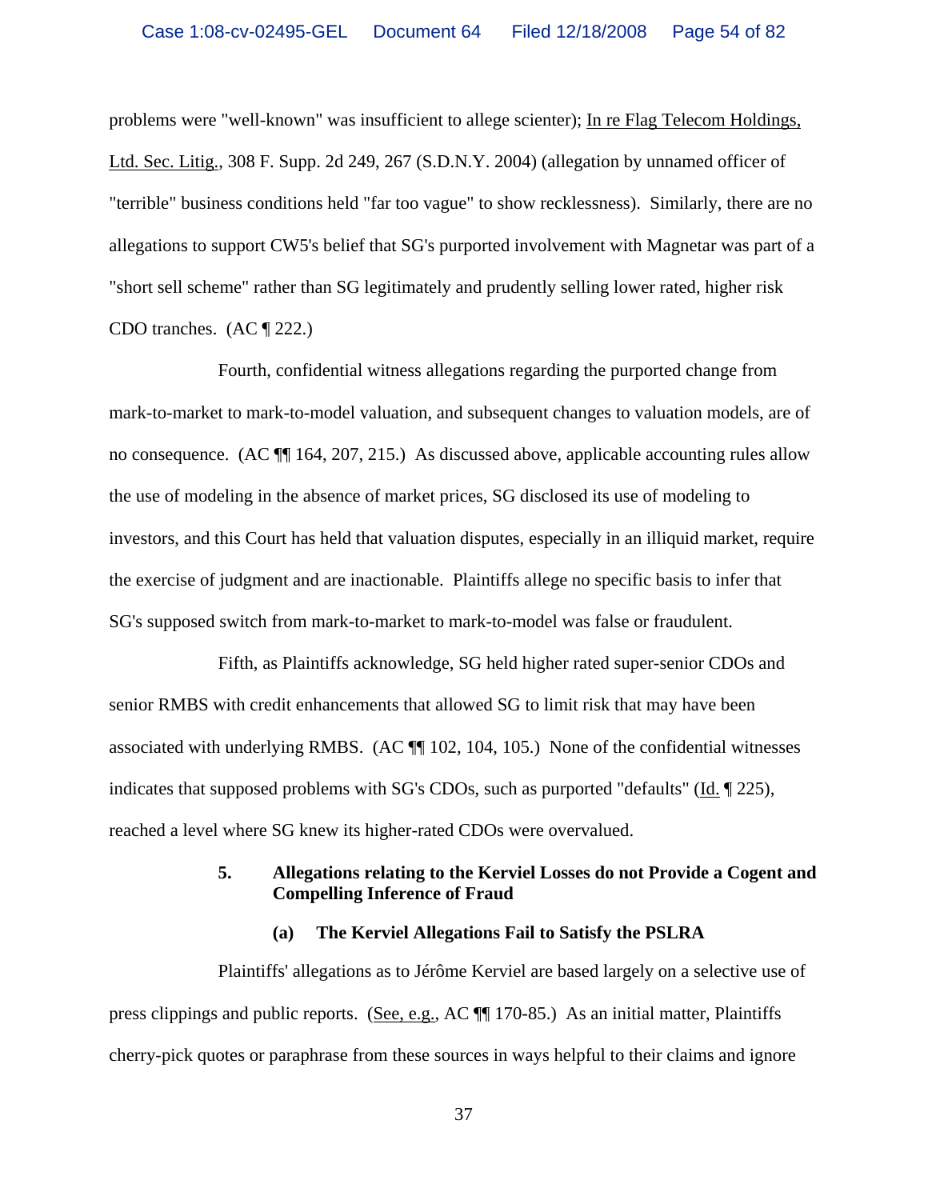problems were "well-known" was insufficient to allege scienter); In re Flag Telecom Holdings, Ltd. Sec. Litig., 308 F. Supp. 2d 249, 267 (S.D.N.Y. 2004) (allegation by unnamed officer of "terrible" business conditions held "far too vague" to show recklessness). Similarly, there are no allegations to support CW5's belief that SG's purported involvement with Magnetar was part of a "short sell scheme" rather than SG legitimately and prudently selling lower rated, higher risk CDO tranches. (AC ¶ 222.)

Fourth, confidential witness allegations regarding the purported change from mark-to-market to mark-to-model valuation, and subsequent changes to valuation models, are of no consequence. (AC ¶¶ 164, 207, 215.) As discussed above, applicable accounting rules allow the use of modeling in the absence of market prices, SG disclosed its use of modeling to investors, and this Court has held that valuation disputes, especially in an illiquid market, require the exercise of judgment and are inactionable. Plaintiffs allege no specific basis to infer that SG's supposed switch from mark-to-market to mark-to-model was false or fraudulent.

Fifth, as Plaintiffs acknowledge, SG held higher rated super-senior CDOs and senior RMBS with credit enhancements that allowed SG to limit risk that may have been associated with underlying RMBS. (AC ¶¶ 102, 104, 105.) None of the confidential witnesses indicates that supposed problems with SG's CDOs, such as purported "defaults" (Id. ¶ 225), reached a level where SG knew its higher-rated CDOs were overvalued.

### 5. Allegations relating to the Kerviel Losses do not Provide a Cogent and Compelling Inference of Fraud

#### (a) The Kerviel Allegations Fail to Satisfy the PSLRA

Plaintiffs' allegations as to Jérôme Kerviel are based largely on a selective use of press clippings and public reports. (See, e.g., AC ¶¶ 170-85.) As an initial matter, Plaintiffs cherry-pick quotes or paraphrase from these sources in ways helpful to their claims and ignore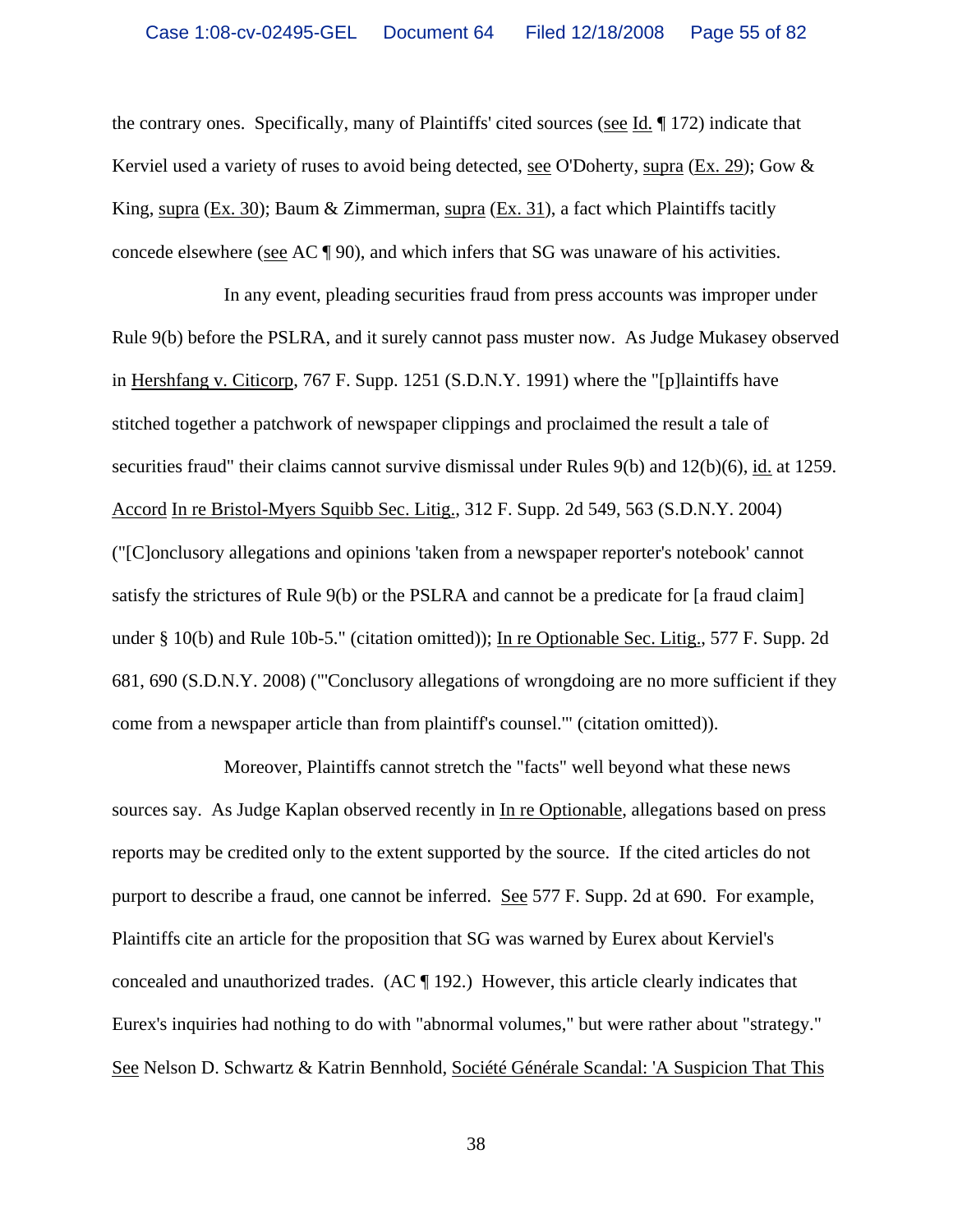the contrary ones. Specifically, many of Plaintiffs' cited sources (see Id. ¶ 172) indicate that Kerviel used a variety of ruses to avoid being detected, see O'Doherty, supra (Ex. 29); Gow & King, supra (Ex. 30); Baum & Zimmerman, supra (Ex. 31), a fact which Plaintiffs tacitly concede elsewhere (see AC ¶ 90), and which infers that SG was unaware of his activities.

In any event, pleading securities fraud from press accounts was improper under Rule 9(b) before the PSLRA, and it surely cannot pass muster now. As Judge Mukasey observed in Hershfang v. Citicorp, 767 F. Supp. 1251 (S.D.N.Y. 1991) where the "[p]laintiffs have stitched together a patchwork of newspaper clippings and proclaimed the result a tale of securities fraud" their claims cannot survive dismissal under Rules 9(b) and 12(b)(6), id. at 1259. Accord In re Bristol-Myers Squibb Sec. Litig., 312 F. Supp. 2d 549, 563 (S.D.N.Y. 2004) ("[C]onclusory allegations and opinions 'taken from a newspaper reporter's notebook' cannot satisfy the strictures of Rule 9(b) or the PSLRA and cannot be a predicate for [a fraud claim] under § 10(b) and Rule 10b-5." (citation omitted)); In re Optionable Sec. Litig., 577 F. Supp. 2d 681, 690 (S.D.N.Y. 2008) ("'Conclusory allegations of wrongdoing are no more sufficient if they come from a newspaper article than from plaintiff's counsel.'" (citation omitted)).

Moreover, Plaintiffs cannot stretch the "facts" well beyond what these news sources say. As Judge Kaplan observed recently in In re Optionable, allegations based on press reports may be credited only to the extent supported by the source. If the cited articles do not purport to describe a fraud, one cannot be inferred. See 577 F. Supp. 2d at 690. For example, Plaintiffs cite an article for the proposition that SG was warned by Eurex about Kerviel's concealed and unauthorized trades. (AC ¶ 192.) However, this article clearly indicates that Eurex's inquiries had nothing to do with "abnormal volumes," but were rather about "strategy." See Nelson D. Schwartz & Katrin Bennhold, Société Générale Scandal: 'A Suspicion That This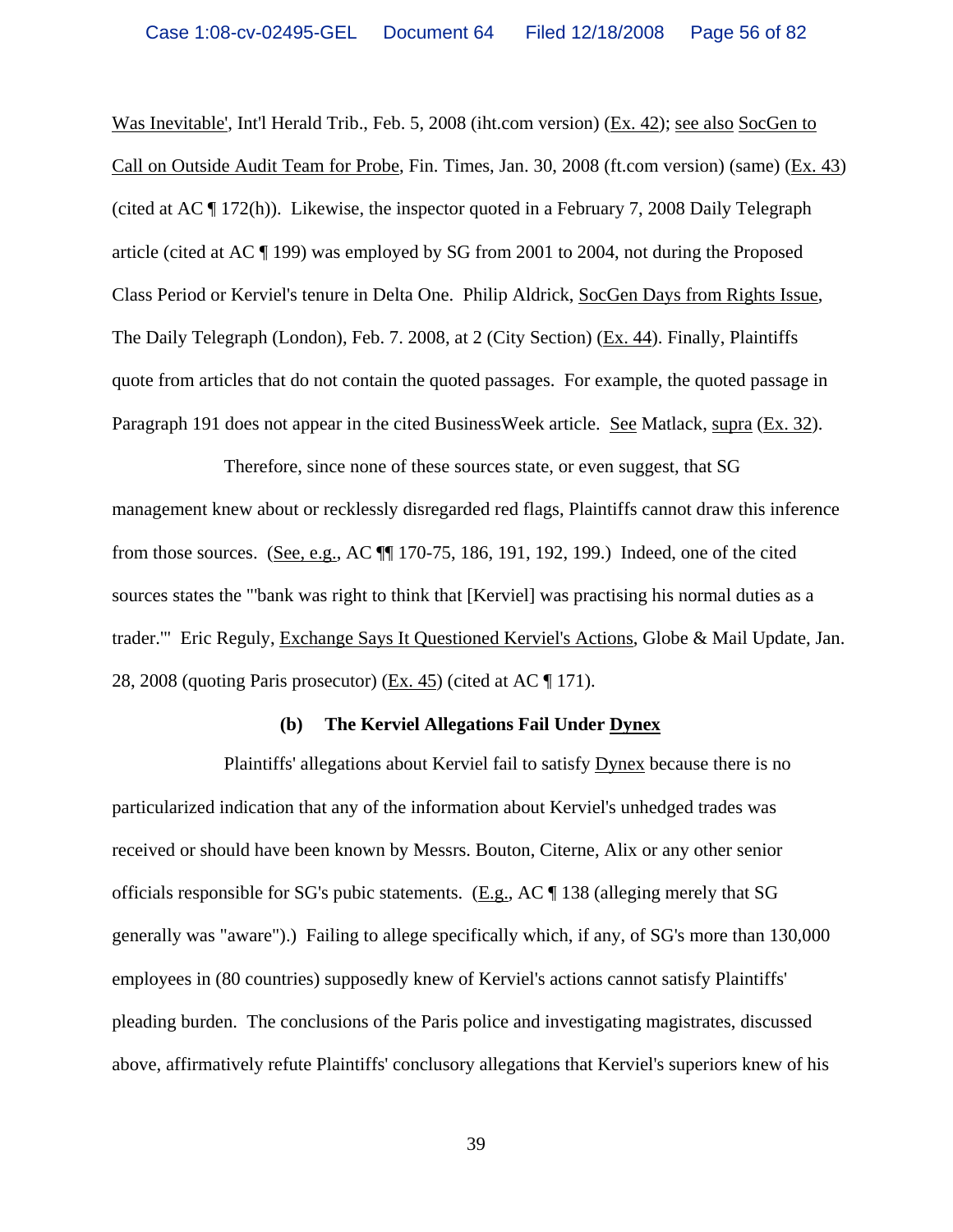Was Inevitable', Int'l Herald Trib., Feb. 5, 2008 (iht.com version) (Ex. 42); see also SocGen to Call on Outside Audit Team for Probe, Fin. Times, Jan. 30, 2008 (ft.com version) (same) (Ex. 43) (cited at AC ¶ 172(h)). Likewise, the inspector quoted in a February 7, 2008 Daily Telegraph article (cited at AC ¶ 199) was employed by SG from 2001 to 2004, not during the Proposed Class Period or Kerviel's tenure in Delta One. Philip Aldrick, SocGen Days from Rights Issue, The Daily Telegraph (London), Feb. 7. 2008, at 2 (City Section) (Ex. 44). Finally, Plaintiffs quote from articles that do not contain the quoted passages. For example, the quoted passage in Paragraph 191 does not appear in the cited BusinessWeek article. See Matlack, supra (Ex. 32).

Therefore, since none of these sources state, or even suggest, that SG management knew about or recklessly disregarded red flags, Plaintiffs cannot draw this inference from those sources. (See, e.g., AC ¶¶ 170-75, 186, 191, 192, 199.) Indeed, one of the cited sources states the "'bank was right to think that [Kerviel] was practising his normal duties as a trader.'" Eric Reguly, Exchange Says It Questioned Kerviel's Actions, Globe & Mail Update, Jan. 28, 2008 (quoting Paris prosecutor) (Ex. 45) (cited at AC ¶ 171).

**(b) The Kerviel Allegations Fail Under Dynex**

Plaintiffs' allegations about Kerviel fail to satisfy Dynex because there is no particularized indication that any of the information about Kerviel's unhedged trades was received or should have been known by Messrs. Bouton, Citerne, Alix or any other senior officials responsible for SG's pubic statements. (E.g., AC ¶ 138 (alleging merely that SG generally was "aware").) Failing to allege specifically which, if any, of SG's more than 130,000 employees in (80 countries) supposedly knew of Kerviel's actions cannot satisfy Plaintiffs' pleading burden. The conclusions of the Paris police and investigating magistrates, discussed above, affirmatively refute Plaintiffs' conclusory allegations that Kerviel's superiors knew of his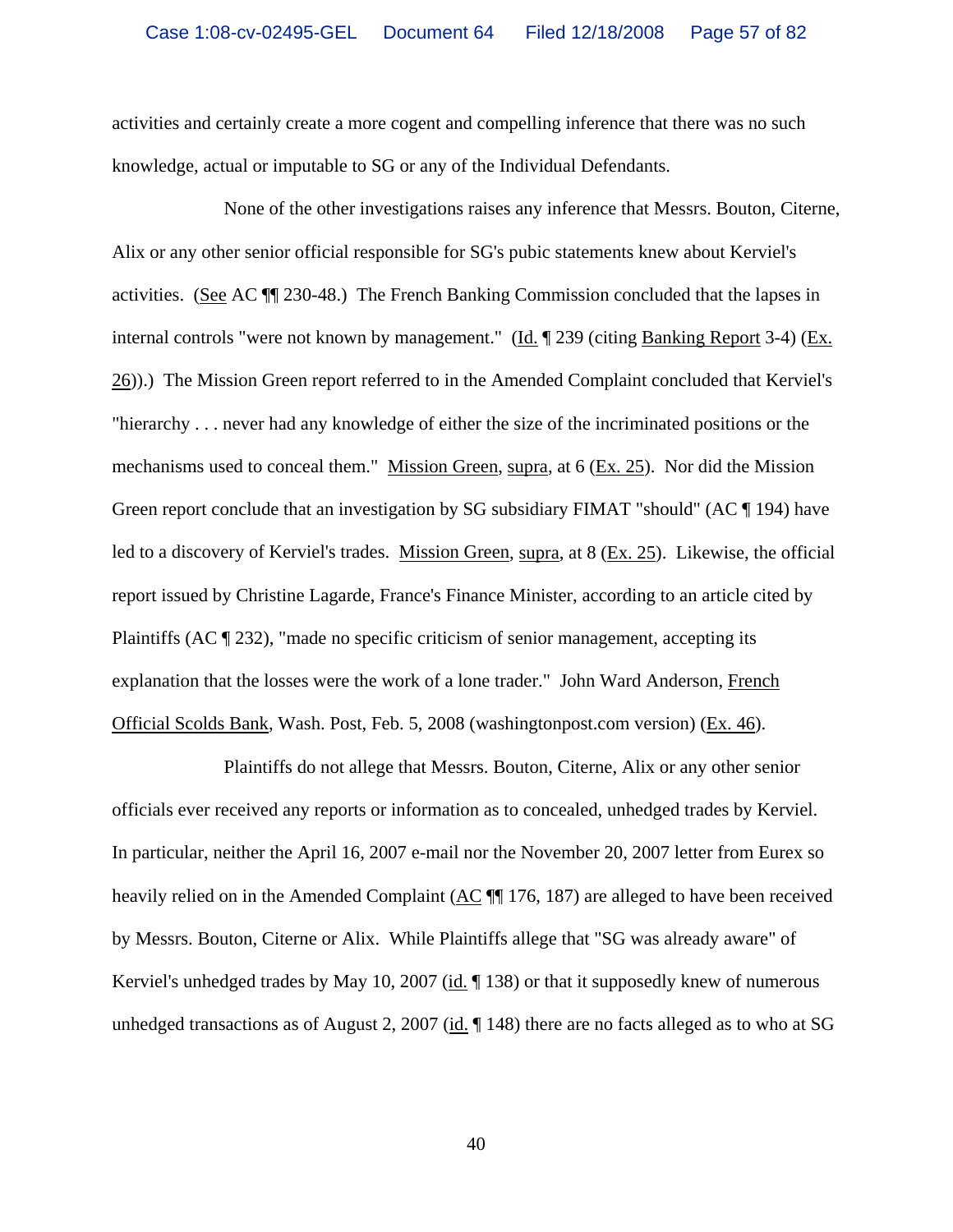activities and certainly create a more cogent and compelling inference that there was no such knowledge, actual or imputable to SG or any of the Individual Defendants.

None of the other investigations raises any inference that Messrs. Bouton, Citerne, Alix or any other senior official responsible for SG's pubic statements knew about Kerviel's activities. (See AC ¶¶ 230-48.) The French Banking Commission concluded that the lapses in internal controls "were not known by management." (Id. ¶ 239 (citing Banking Report 3-4) (Ex. 26)).) The Mission Green report referred to in the Amended Complaint concluded that Kerviel's "hierarchy . . . never had any knowledge of either the size of the incriminated positions or the mechanisms used to conceal them." Mission Green, supra, at 6 (Ex. 25). Nor did the Mission Green report conclude that an investigation by SG subsidiary FIMAT "should" (AC ¶ 194) have led to a discovery of Kerviel's trades. Mission Green, supra, at 8 (Ex. 25). Likewise, the official report issued by Christine Lagarde, France's Finance Minister, according to an article cited by Plaintiffs (AC ¶ 232), "made no specific criticism of senior management, accepting its explanation that the losses were the work of a lone trader." John Ward Anderson, French Official Scolds Bank, Wash. Post, Feb. 5, 2008 (washingtonpost.com version) (Ex. 46).

Plaintiffs do not allege that Messrs. Bouton, Citerne, Alix or any other senior officials ever received any reports or information as to concealed, unhedged trades by Kerviel. In particular, neither the April 16, 2007 e-mail nor the November 20, 2007 letter from Eurex so heavily relied on in the Amended Complaint (AC ¶¶ 176, 187) are alleged to have been received by Messrs. Bouton, Citerne or Alix. While Plaintiffs allege that "SG was already aware" of Kerviel's unhedged trades by May 10, 2007 (id. ¶ 138) or that it supposedly knew of numerous unhedged transactions as of August 2, 2007 (id. ¶ 148) there are no facts alleged as to who at SG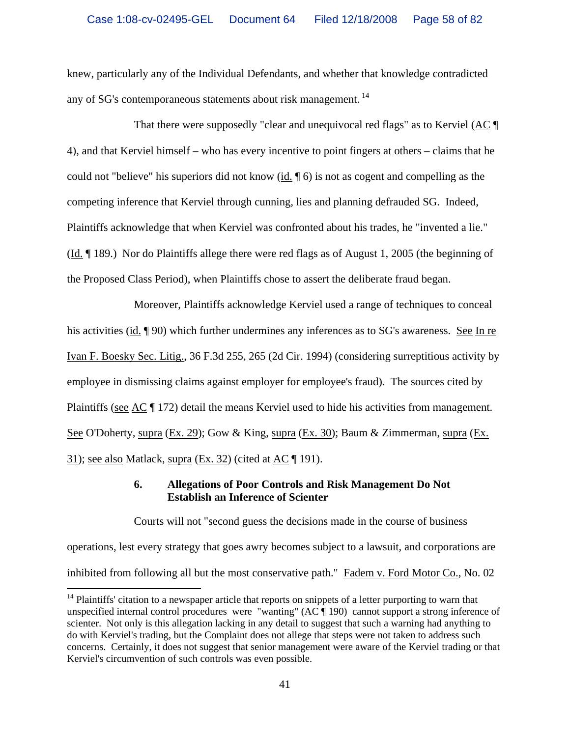knew, particularly any of the Individual Defendants, and whether that knowledge contradicted any of SG's contemporaneous statements about risk management. [14]

That there were supposedly "clear and unequivocal red flags" as to Kerviel (AC ¶ 4), and that Kerviel himself – who has every incentive to point fingers at others – claims that he could not "believe" his superiors did not know (id. ¶ 6) is not as cogent and compelling as the competing inference that Kerviel through cunning, lies and planning defrauded SG. Indeed, Plaintiffs acknowledge that when Kerviel was confronted about his trades, he "invented a lie." (Id. ¶ 189.) Nor do Plaintiffs allege there were red flags as of August 1, 2005 (the beginning of the Proposed Class Period), when Plaintiffs chose to assert the deliberate fraud began.

Moreover, Plaintiffs acknowledge Kerviel used a range of techniques to conceal his activities (id. ¶ 90) which further undermines any inferences as to SG's awareness. See In re Ivan F. Boesky Sec. Litig., 36 F.3d 255, 265 (2d Cir. 1994) (considering surreptitious activity by employee in dismissing claims against employer for employee's fraud). The sources cited by Plaintiffs (see AC ¶ 172) detail the means Kerviel used to hide his activities from management. See O'Doherty, supra (Ex. 29); Gow & King, supra (Ex. 30); Baum & Zimmerman, supra (Ex. 31); see also Matlack, supra (Ex. 32) (cited at AC ¶ 191).

### 6. Allegations of Poor Controls and Risk Management Do Not Establish an Inference of Scienter

Courts will not "second guess the decisions made in the course of business operations, lest every strategy that goes awry becomes subject to a lawsuit, and corporations are inhibited from following all but the most conservative path." Fadem v. Ford Motor Co., No. 02

[14] Plaintiffs' citation to a newspaper article that reports on snippets of a letter purporting to warn that unspecified internal control procedures were "wanting" (AC ¶ 190) cannot support a strong inference of scienter. Not only is this allegation lacking in any detail to suggest that such a warning had anything to do with Kerviel's trading, but the Complaint does not allege that steps were not taken to address such concerns. Certainly, it does not suggest that senior management were aware of the Kerviel trading or that Kerviel's circumvention of such controls was even possible.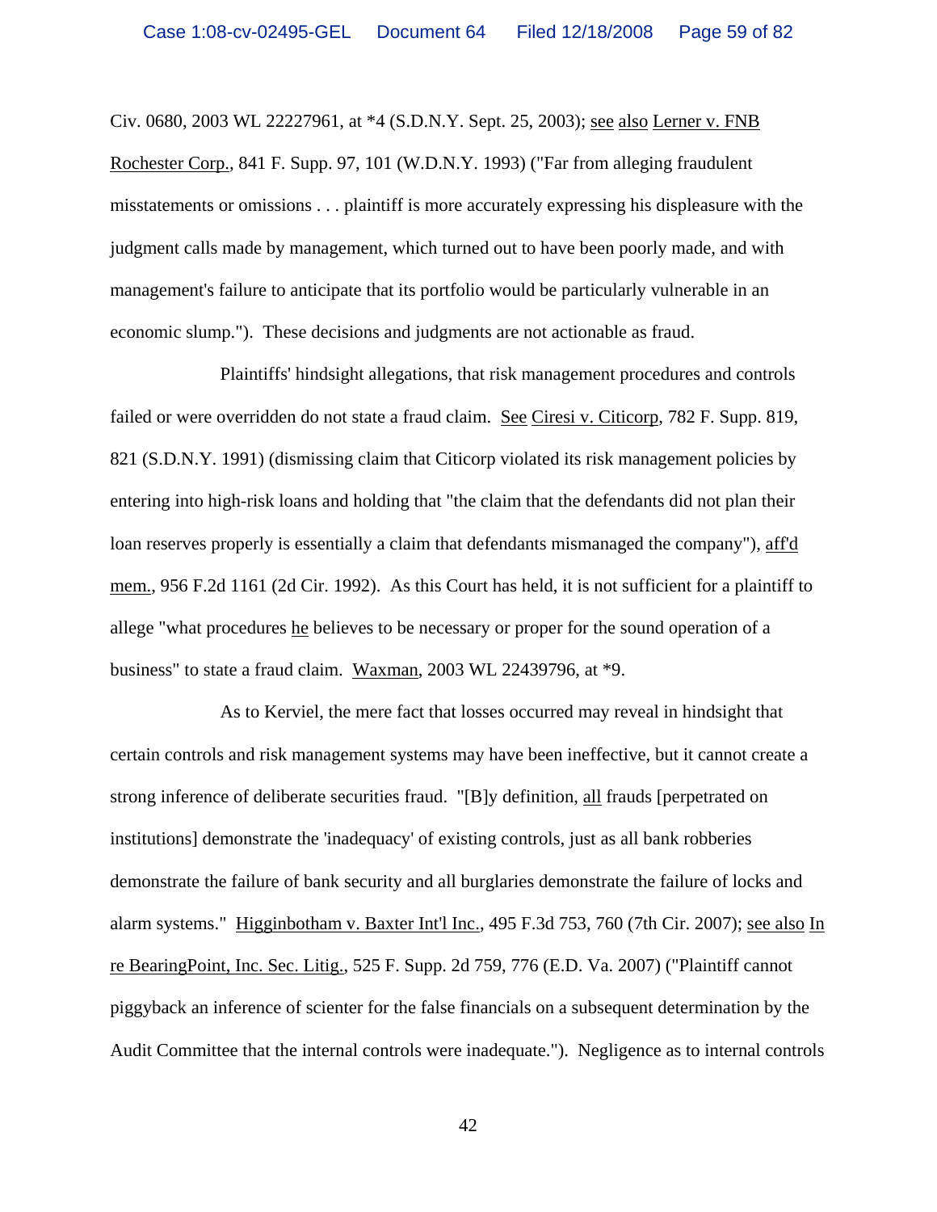Civ. 0680, 2003 WL 22227961, at *4 (S.D.N.Y. Sept. 25, 2003); see also Lerner v. FNB Rochester Corp., 841 F. Supp. 97, 101 (W.D.N.Y. 1993) ("Far from alleging fraudulent misstatements or omissions . . . plaintiff is more accurately expressing his displeasure with the judgment calls made by management, which turned out to have been poorly made, and with management's failure to anticipate that its portfolio would be particularly vulnerable in an economic slump."). These decisions and judgments are not actionable as fraud.

Plaintiffs' hindsight allegations, that risk management procedures and controls failed or were overridden do not state a fraud claim. See Ciresi v. Citicorp, 782 F. Supp. 819, 821 (S.D.N.Y. 1991) (dismissing claim that Citicorp violated its risk management policies by entering into high-risk loans and holding that "the claim that the defendants did not plan their loan reserves properly is essentially a claim that defendants mismanaged the company"), aff'd mem., 956 F.2d 1161 (2d Cir. 1992). As this Court has held, it is not sufficient for a plaintiff to allege "what procedures he believes to be necessary or proper for the sound operation of a business" to state a fraud claim. Waxman, 2003 WL 22439796, at *9.

As to Kerviel, the mere fact that losses occurred may reveal in hindsight that certain controls and risk management systems may have been ineffective, but it cannot create a strong inference of deliberate securities fraud. "[B]y definition, all frauds [perpetrated on institutions] demonstrate the 'inadequacy' of existing controls, just as all bank robberies demonstrate the failure of bank security and all burglaries demonstrate the failure of locks and alarm systems." Higginbotham v. Baxter Int'l Inc., 495 F.3d 753, 760 (7th Cir. 2007); see also In re BearingPoint, Inc. Sec. Litig., 525 F. Supp. 2d 759, 776 (E.D. Va. 2007) ("Plaintiff cannot piggyback an inference of scienter for the false financials on a subsequent determination by the Audit Committee that the internal controls were inadequate."). Negligence as to internal controls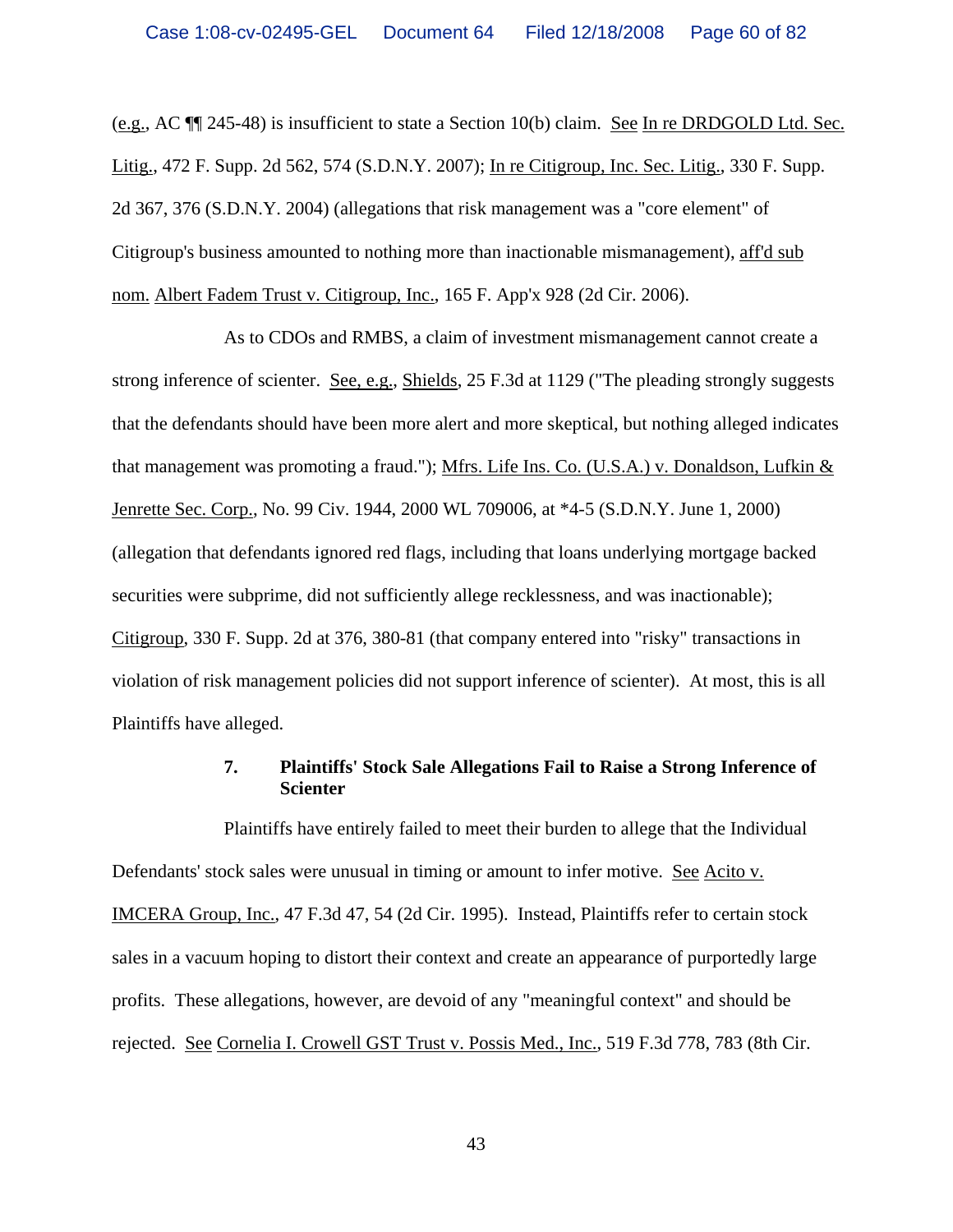(e.g., AC ¶¶ 245-48) is insufficient to state a Section 10(b) claim. See In re DRDGOLD Ltd. Sec. Litig., 472 F. Supp. 2d 562, 574 (S.D.N.Y. 2007); In re Citigroup, Inc. Sec. Litig., 330 F. Supp. 2d 367, 376 (S.D.N.Y. 2004) (allegations that risk management was a "core element" of Citigroup's business amounted to nothing more than inactionable mismanagement), aff'd sub nom. Albert Fadem Trust v. Citigroup, Inc., 165 F. App'x 928 (2d Cir. 2006).

As to CDOs and RMBS, a claim of investment mismanagement cannot create a strong inference of scienter. See, e.g., Shields, 25 F.3d at 1129 ("The pleading strongly suggests that the defendants should have been more alert and more skeptical, but nothing alleged indicates that management was promoting a fraud."); Mfrs. Life Ins. Co. (U.S.A.) v. Donaldson, Lufkin & Jenrette Sec. Corp., No. 99 Civ. 1944, 2000 WL 709006, at *4-5 (S.D.N.Y. June 1, 2000) (allegation that defendants ignored red flags, including that loans underlying mortgage backed securities were subprime, did not sufficiently allege recklessness, and was inactionable); Citigroup, 330 F. Supp. 2d at 376, 380-81 (that company entered into "risky" transactions in violation of risk management policies did not support inference of scienter). At most, this is all Plaintiffs have alleged.

#### 7. Plaintiffs' Stock Sale Allegations Fail to Raise a Strong Inference of Scienter

Plaintiffs have entirely failed to meet their burden to allege that the Individual Defendants' stock sales were unusual in timing or amount to infer motive. See Acito v. IMCERA Group, Inc., 47 F.3d 47, 54 (2d Cir. 1995). Instead, Plaintiffs refer to certain stock sales in a vacuum hoping to distort their context and create an appearance of purportedly large profits. These allegations, however, are devoid of any "meaningful context" and should be rejected. See Cornelia I. Crowell GST Trust v. Possis Med., Inc., 519 F.3d 778, 783 (8th Cir.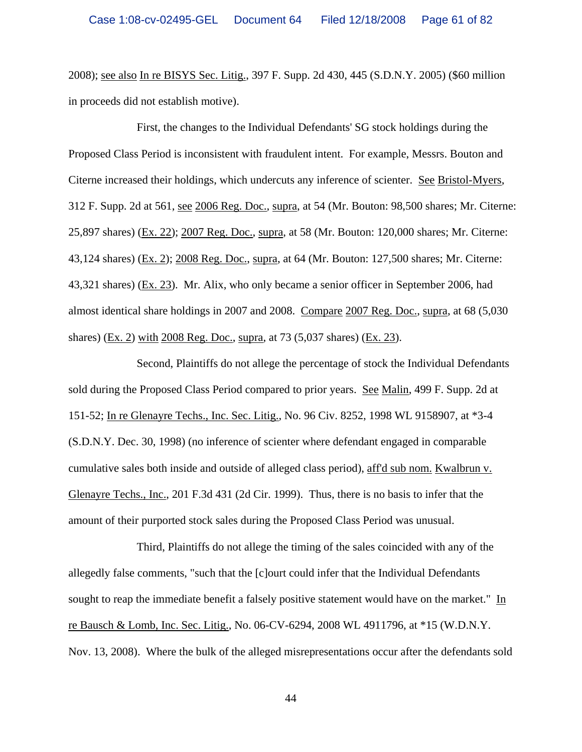2008); see also In re BISYS Sec. Litig., 397 F. Supp. 2d 430, 445 (S.D.N.Y. 2005) ($60 million in proceeds did not establish motive).

First, the changes to the Individual Defendants' SG stock holdings during the Proposed Class Period is inconsistent with fraudulent intent. For example, Messrs. Bouton and Citerne increased their holdings, which undercuts any inference of scienter. See Bristol-Myers, 312 F. Supp. 2d at 561, see 2006 Reg. Doc., supra, at 54 (Mr. Bouton: 98,500 shares; Mr. Citerne: 25,897 shares) (Ex. 22); 2007 Reg. Doc., supra, at 58 (Mr. Bouton: 120,000 shares; Mr. Citerne: 43,124 shares) (Ex. 2); 2008 Reg. Doc., supra, at 64 (Mr. Bouton: 127,500 shares; Mr. Citerne: 43,321 shares) (Ex. 23). Mr. Alix, who only became a senior officer in September 2006, had almost identical share holdings in 2007 and 2008. Compare 2007 Reg. Doc., supra, at 68 (5,030 shares) (Ex. 2) with 2008 Reg. Doc., supra, at 73 (5,037 shares) (Ex. 23).

Second, Plaintiffs do not allege the percentage of stock the Individual Defendants sold during the Proposed Class Period compared to prior years. See Malin, 499 F. Supp. 2d at 151-52; In re Glenayre Techs., Inc. Sec. Litig., No. 96 Civ. 8252, 1998 WL 9158907, at *3-4 (S.D.N.Y. Dec. 30, 1998) (no inference of scienter where defendant engaged in comparable cumulative sales both inside and outside of alleged class period), aff'd sub nom. Kwalbrun v. Glenayre Techs., Inc., 201 F.3d 431 (2d Cir. 1999). Thus, there is no basis to infer that the amount of their purported stock sales during the Proposed Class Period was unusual.

Third, Plaintiffs do not allege the timing of the sales coincided with any of the allegedly false comments, "such that the [c]ourt could infer that the Individual Defendants sought to reap the immediate benefit a falsely positive statement would have on the market." In re Bausch & Lomb, Inc. Sec. Litig., No. 06-CV-6294, 2008 WL 4911796, at *15 (W.D.N.Y. Nov. 13, 2008). Where the bulk of the alleged misrepresentations occur after the defendants sold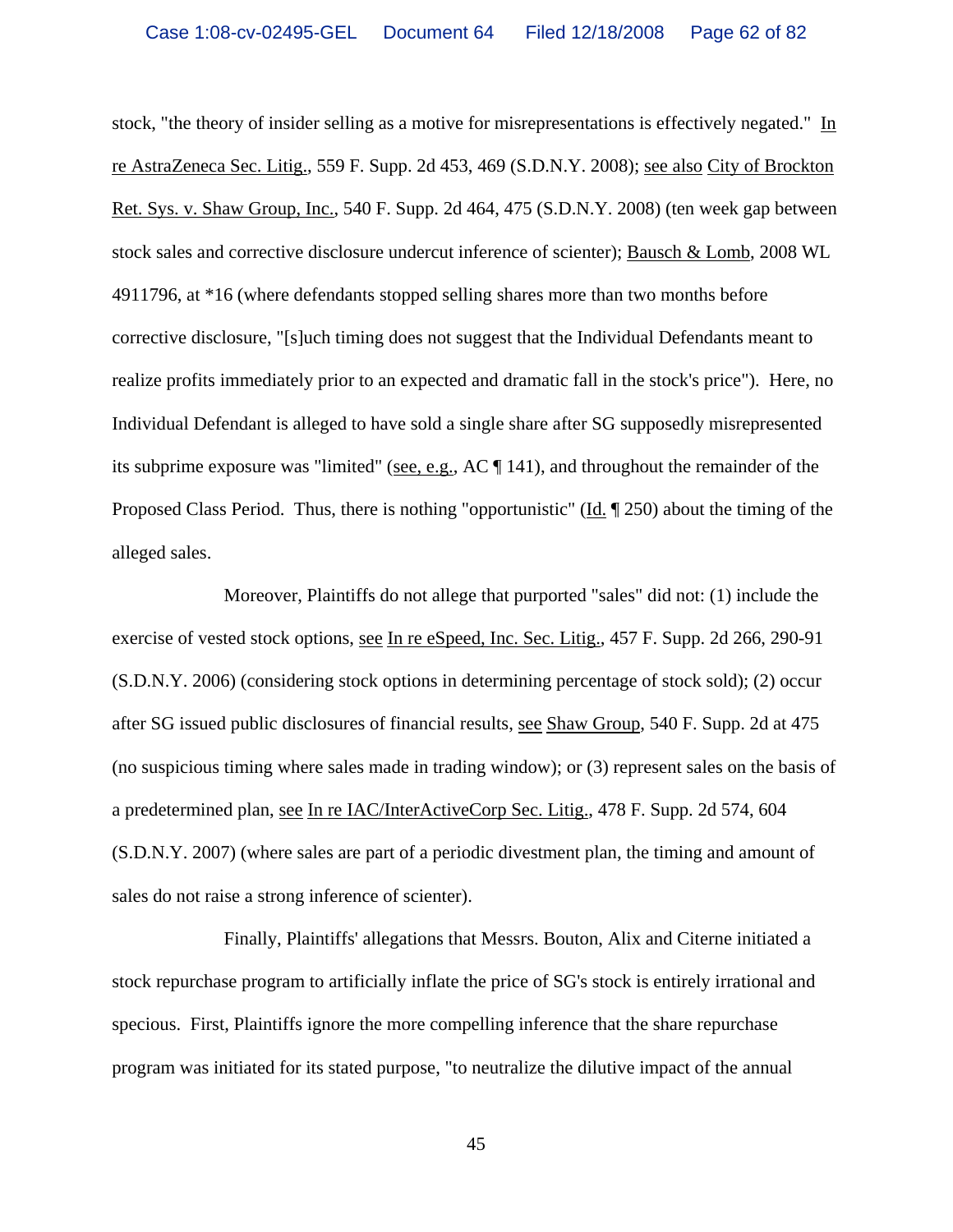stock, "the theory of insider selling as a motive for misrepresentations is effectively negated." In re AstraZeneca Sec. Litig., 559 F. Supp. 2d 453, 469 (S.D.N.Y. 2008); see also City of Brockton Ret. Sys. v. Shaw Group, Inc., 540 F. Supp. 2d 464, 475 (S.D.N.Y. 2008) (ten week gap between stock sales and corrective disclosure undercut inference of scienter); Bausch & Lomb, 2008 WL 4911796, at *16 (where defendants stopped selling shares more than two months before corrective disclosure, "[s]uch timing does not suggest that the Individual Defendants meant to realize profits immediately prior to an expected and dramatic fall in the stock's price"). Here, no Individual Defendant is alleged to have sold a single share after SG supposedly misrepresented its subprime exposure was "limited" (see, e.g., AC ¶ 141), and throughout the remainder of the Proposed Class Period. Thus, there is nothing "opportunistic" (Id. ¶ 250) about the timing of the alleged sales.

Moreover, Plaintiffs do not allege that purported "sales" did not: (1) include the exercise of vested stock options, see In re eSpeed, Inc. Sec. Litig., 457 F. Supp. 2d 266, 290-91 (S.D.N.Y. 2006) (considering stock options in determining percentage of stock sold); (2) occur after SG issued public disclosures of financial results, see Shaw Group, 540 F. Supp. 2d at 475 (no suspicious timing where sales made in trading window); or (3) represent sales on the basis of a predetermined plan, see In re IAC/InterActiveCorp Sec. Litig., 478 F. Supp. 2d 574, 604 (S.D.N.Y. 2007) (where sales are part of a periodic divestment plan, the timing and amount of sales do not raise a strong inference of scienter).

Finally, Plaintiffs' allegations that Messrs. Bouton, Alix and Citerne initiated a stock repurchase program to artificially inflate the price of SG's stock is entirely irrational and specious. First, Plaintiffs ignore the more compelling inference that the share repurchase program was initiated for its stated purpose, "to neutralize the dilutive impact of the annual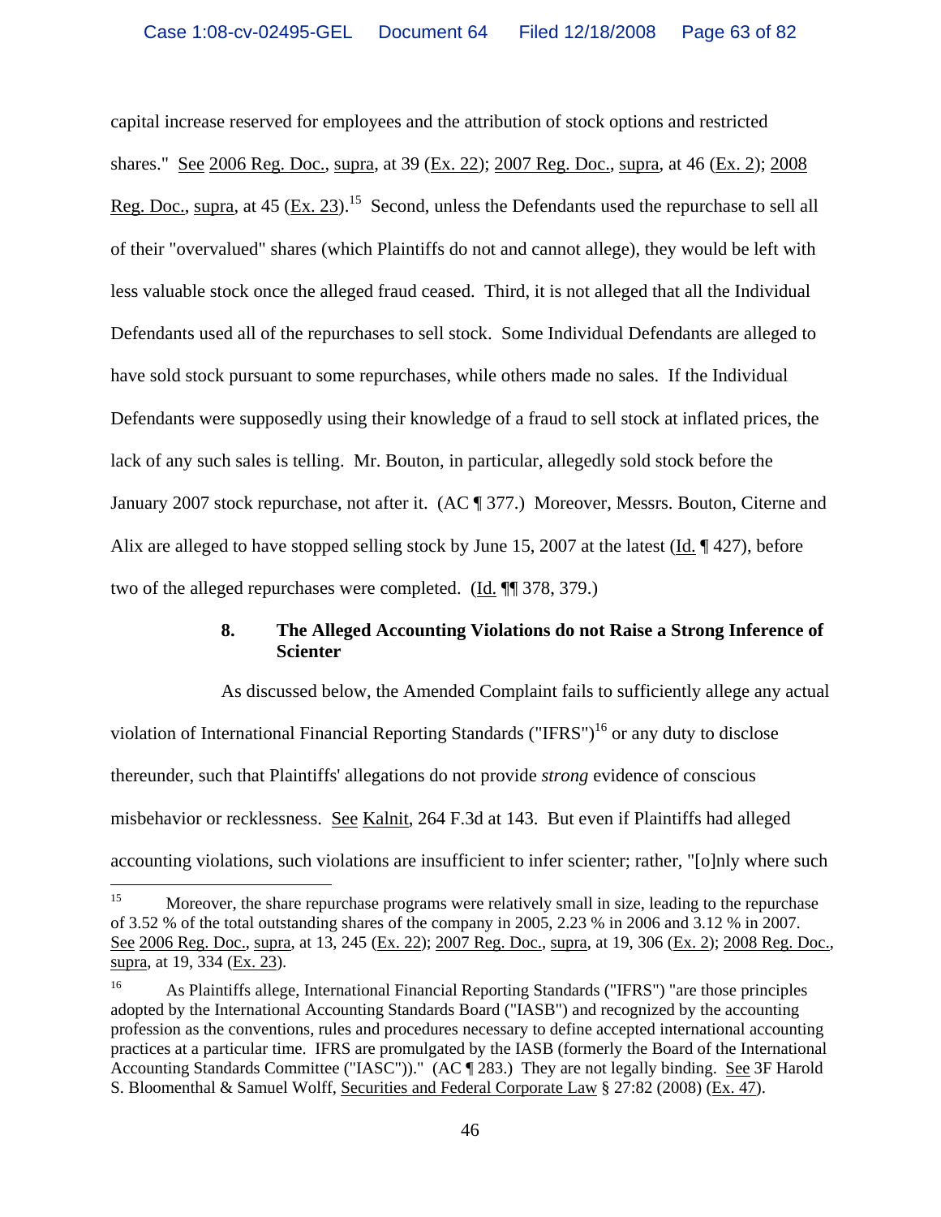capital increase reserved for employees and the attribution of stock options and restricted shares." See 2006 Reg. Doc., supra, at 39 (Ex. 22); 2007 Reg. Doc., supra, at 46 (Ex. 2); 2008 Reg. Doc., supra, at 45 (Ex. 23).[15] Second, unless the Defendants used the repurchase to sell all of their "overvalued" shares (which Plaintiffs do not and cannot allege), they would be left with less valuable stock once the alleged fraud ceased. Third, it is not alleged that all the Individual Defendants used all of the repurchases to sell stock. Some Individual Defendants are alleged to have sold stock pursuant to some repurchases, while others made no sales. If the Individual Defendants were supposedly using their knowledge of a fraud to sell stock at inflated prices, the lack of any such sales is telling. Mr. Bouton, in particular, allegedly sold stock before the January 2007 stock repurchase, not after it. (AC ¶ 377.) Moreover, Messrs. Bouton, Citerne and Alix are alleged to have stopped selling stock by June 15, 2007 at the latest (Id. ¶ 427), before two of the alleged repurchases were completed. (Id. ¶¶ 378, 379.)

### 8. The Alleged Accounting Violations do not Raise a Strong Inference of Scienter

As discussed below, the Amended Complaint fails to sufficiently allege any actual violation of International Financial Reporting Standards ("IFRS")[16] or any duty to disclose thereunder, such that Plaintiffs' allegations do not provide *strong* evidence of conscious misbehavior or recklessness. See Kalnit, 264 F.3d at 143. But even if Plaintiffs had alleged accounting violations, such violations are insufficient to infer scienter; rather, "[o]nly where such

---

[15] Moreover, the share repurchase programs were relatively small in size, leading to the repurchase of 3.52 % of the total outstanding shares of the company in 2005, 2.23 % in 2006 and 3.12 % in 2007. See 2006 Reg. Doc., supra, at 13, 245 (Ex. 22); 2007 Reg. Doc., supra, at 19, 306 (Ex. 2); 2008 Reg. Doc., supra, at 19, 334 (Ex. 23).

[16] As Plaintiffs allege, International Financial Reporting Standards ("IFRS") "are those principles adopted by the International Accounting Standards Board ("IASB") and recognized by the accounting profession as the conventions, rules and procedures necessary to define accepted international accounting practices at a particular time. IFRS are promulgated by the IASB (formerly the Board of the International Accounting Standards Committee ("IASC"))." (AC ¶ 283.) They are not legally binding. See 3F Harold S. Bloomenthal & Samuel Wolff, Securities and Federal Corporate Law § 27:82 (2008) (Ex. 47).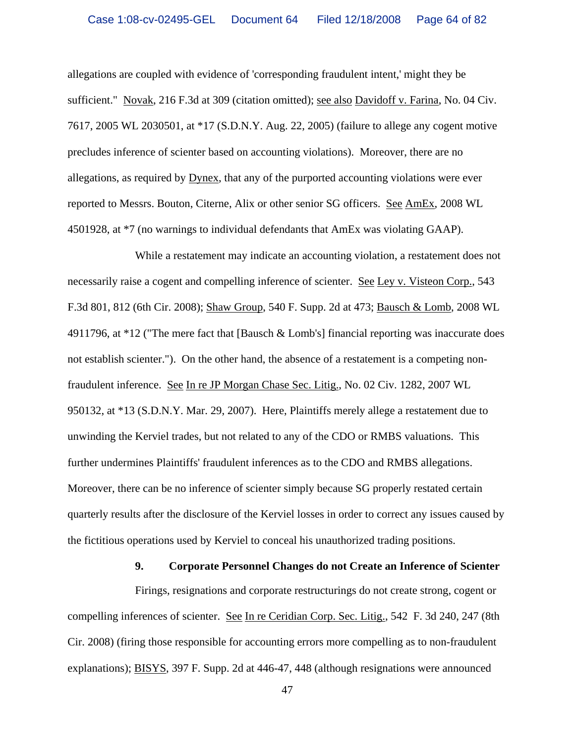allegations are coupled with evidence of 'corresponding fraudulent intent,' might they be sufficient." Novak, 216 F.3d at 309 (citation omitted); see also Davidoff v. Farina, No. 04 Civ. 7617, 2005 WL 2030501, at *17 (S.D.N.Y. Aug. 22, 2005) (failure to allege any cogent motive precludes inference of scienter based on accounting violations). Moreover, there are no allegations, as required by Dynex, that any of the purported accounting violations were ever reported to Messrs. Bouton, Citerne, Alix or other senior SG officers. See AmEx, 2008 WL 4501928, at *7 (no warnings to individual defendants that AmEx was violating GAAP).

While a restatement may indicate an accounting violation, a restatement does not necessarily raise a cogent and compelling inference of scienter. See Ley v. Visteon Corp., 543 F.3d 801, 812 (6th Cir. 2008); Shaw Group, 540 F. Supp. 2d at 473; Bausch & Lomb, 2008 WL 4911796, at *12 ("The mere fact that [Bausch & Lomb's] financial reporting was inaccurate does not establish scienter."). On the other hand, the absence of a restatement is a competing non-fraudulent inference. See In re JP Morgan Chase Sec. Litig., No. 02 Civ. 1282, 2007 WL 950132, at *13 (S.D.N.Y. Mar. 29, 2007). Here, Plaintiffs merely allege a restatement due to unwinding the Kerviel trades, but not related to any of the CDO or RMBS valuations. This further undermines Plaintiffs' fraudulent inferences as to the CDO and RMBS allegations. Moreover, there can be no inference of scienter simply because SG properly restated certain quarterly results after the disclosure of the Kerviel losses in order to correct any issues caused by the fictitious operations used by Kerviel to conceal his unauthorized trading positions.

### 9. Corporate Personnel Changes do not Create an Inference of Scienter

Firings, resignations and corporate restructurings do not create strong, cogent or compelling inferences of scienter. See In re Ceridian Corp. Sec. Litig., 542 F. 3d 240, 247 (8th Cir. 2008) (firing those responsible for accounting errors more compelling as to non-fraudulent explanations); BISYS, 397 F. Supp. 2d at 446-47, 448 (although resignations were announced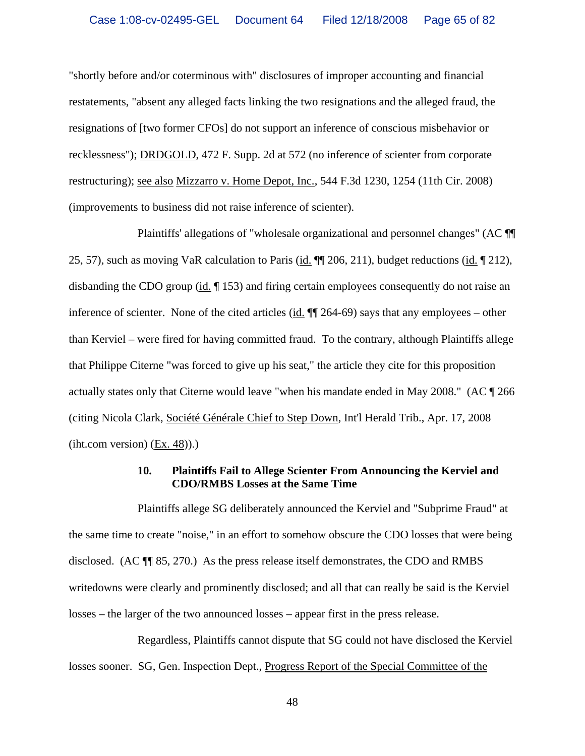"shortly before and/or coterminous with" disclosures of improper accounting and financial restatements, "absent any alleged facts linking the two resignations and the alleged fraud, the resignations of [two former CFOs] do not support an inference of conscious misbehavior or recklessness"); DRDGOLD, 472 F. Supp. 2d at 572 (no inference of scienter from corporate restructuring); see also Mizzarro v. Home Depot, Inc., 544 F.3d 1230, 1254 (11th Cir. 2008) (improvements to business did not raise inference of scienter).

Plaintiffs' allegations of "wholesale organizational and personnel changes" (AC ¶¶ 25, 57), such as moving VaR calculation to Paris (id. ¶¶ 206, 211), budget reductions (id. ¶ 212), disbanding the CDO group (id. ¶ 153) and firing certain employees consequently do not raise an inference of scienter. None of the cited articles (id. ¶¶ 264-69) says that any employees – other than Kerviel – were fired for having committed fraud. To the contrary, although Plaintiffs allege that Philippe Citerne "was forced to give up his seat," the article they cite for this proposition actually states only that Citerne would leave "when his mandate ended in May 2008." (AC ¶ 266 (citing Nicola Clark, Société Générale Chief to Step Down, Int'l Herald Trib., Apr. 17, 2008 (iht.com version) (Ex. 48)).)

### 10. Plaintiffs Fail to Allege Scienter From Announcing the Kerviel and CDO/RMBS Losses at the Same Time

Plaintiffs allege SG deliberately announced the Kerviel and "Subprime Fraud" at the same time to create "noise," in an effort to somehow obscure the CDO losses that were being disclosed. (AC ¶¶ 85, 270.) As the press release itself demonstrates, the CDO and RMBS writedowns were clearly and prominently disclosed; and all that can really be said is the Kerviel losses – the larger of the two announced losses – appear first in the press release.

Regardless, Plaintiffs cannot dispute that SG could not have disclosed the Kerviel losses sooner. SG, Gen. Inspection Dept., Progress Report of the Special Committee of the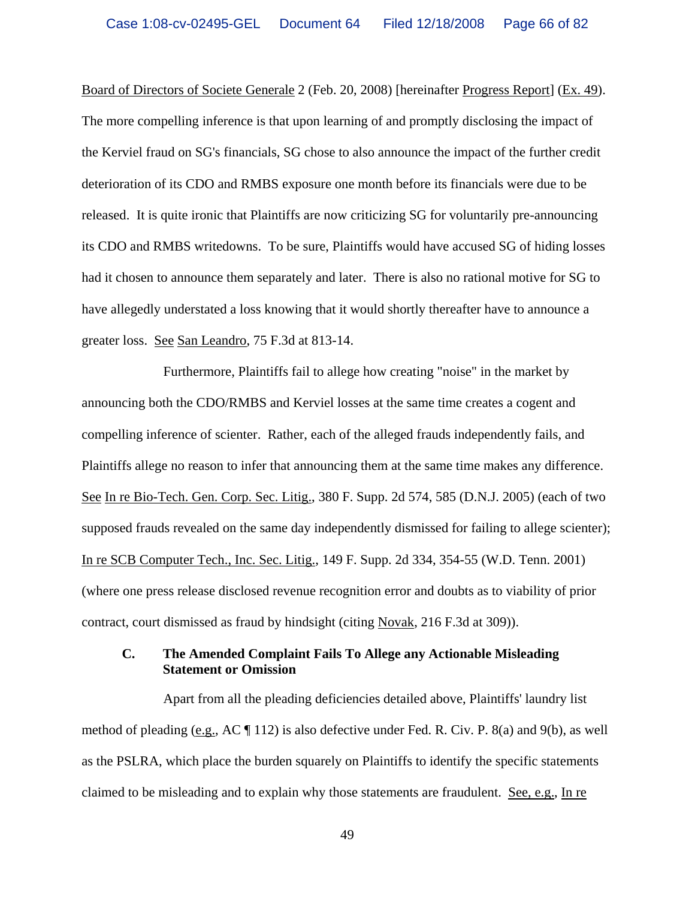Board of Directors of Societe Generale 2 (Feb. 20, 2008) [hereinafter Progress Report] (Ex. 49). The more compelling inference is that upon learning of and promptly disclosing the impact of the Kerviel fraud on SG's financials, SG chose to also announce the impact of the further credit deterioration of its CDO and RMBS exposure one month before its financials were due to be released. It is quite ironic that Plaintiffs are now criticizing SG for voluntarily pre-announcing its CDO and RMBS writedowns. To be sure, Plaintiffs would have accused SG of hiding losses had it chosen to announce them separately and later. There is also no rational motive for SG to have allegedly understated a loss knowing that it would shortly thereafter have to announce a greater loss. See San Leandro, 75 F.3d at 813-14.

Furthermore, Plaintiffs fail to allege how creating "noise" in the market by announcing both the CDO/RMBS and Kerviel losses at the same time creates a cogent and compelling inference of scienter. Rather, each of the alleged frauds independently fails, and Plaintiffs allege no reason to infer that announcing them at the same time makes any difference. See In re Bio-Tech. Gen. Corp. Sec. Litig., 380 F. Supp. 2d 574, 585 (D.N.J. 2005) (each of two supposed frauds revealed on the same day independently dismissed for failing to allege scienter); In re SCB Computer Tech., Inc. Sec. Litig., 149 F. Supp. 2d 334, 354-55 (W.D. Tenn. 2001) (where one press release disclosed revenue recognition error and doubts as to viability of prior contract, court dismissed as fraud by hindsight (citing Novak, 216 F.3d at 309)).

### C. The Amended Complaint Fails To Allege any Actionable Misleading Statement or Omission

Apart from all the pleading deficiencies detailed above, Plaintiffs' laundry list method of pleading (e.g., AC ¶ 112) is also defective under Fed. R. Civ. P. 8(a) and 9(b), as well as the PSLRA, which place the burden squarely on Plaintiffs to identify the specific statements claimed to be misleading and to explain why those statements are fraudulent. See, e.g., In re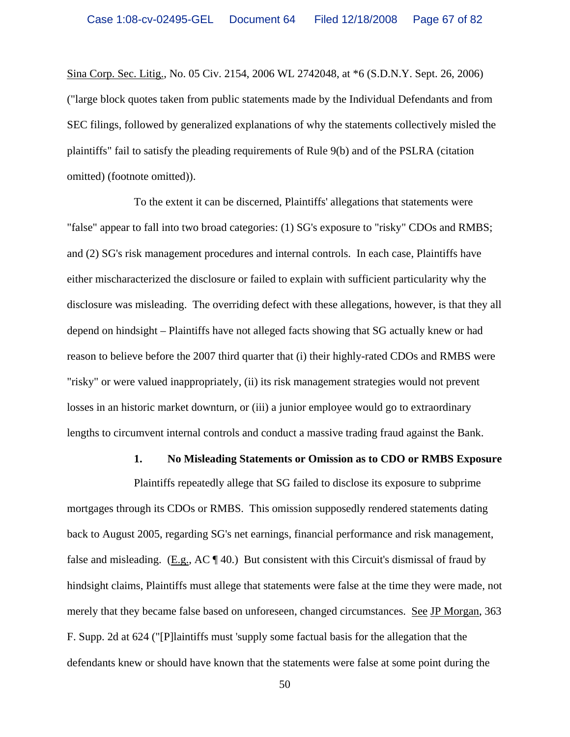Sina Corp. Sec. Litig., No. 05 Civ. 2154, 2006 WL 2742048, at *6 (S.D.N.Y. Sept. 26, 2006) ("large block quotes taken from public statements made by the Individual Defendants and from SEC filings, followed by generalized explanations of why the statements collectively misled the plaintiffs" fail to satisfy the pleading requirements of Rule 9(b) and of the PSLRA (citation omitted) (footnote omitted)).

To the extent it can be discerned, Plaintiffs' allegations that statements were "false" appear to fall into two broad categories: (1) SG's exposure to "risky" CDOs and RMBS; and (2) SG's risk management procedures and internal controls. In each case, Plaintiffs have either mischaracterized the disclosure or failed to explain with sufficient particularity why the disclosure was misleading. The overriding defect with these allegations, however, is that they all depend on hindsight – Plaintiffs have not alleged facts showing that SG actually knew or had reason to believe before the 2007 third quarter that (i) their highly-rated CDOs and RMBS were "risky" or were valued inappropriately, (ii) its risk management strategies would not prevent losses in an historic market downturn, or (iii) a junior employee would go to extraordinary lengths to circumvent internal controls and conduct a massive trading fraud against the Bank.

**1. No Misleading Statements or Omission as to CDO or RMBS Exposure**

Plaintiffs repeatedly allege that SG failed to disclose its exposure to subprime mortgages through its CDOs or RMBS. This omission supposedly rendered statements dating back to August 2005, regarding SG's net earnings, financial performance and risk management, false and misleading. (E.g., AC ¶ 40.) But consistent with this Circuit's dismissal of fraud by hindsight claims, Plaintiffs must allege that statements were false at the time they were made, not merely that they became false based on unforeseen, changed circumstances. See JP Morgan, 363 F. Supp. 2d at 624 ("[P]laintiffs must 'supply some factual basis for the allegation that the defendants knew or should have known that the statements were false at some point during the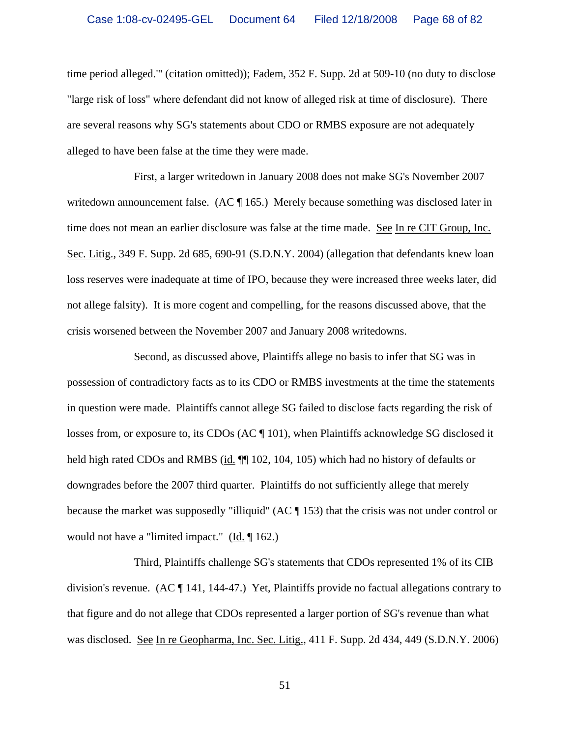time period alleged.'" (citation omitted)); Fadem, 352 F. Supp. 2d at 509-10 (no duty to disclose "large risk of loss" where defendant did not know of alleged risk at time of disclosure). There are several reasons why SG's statements about CDO or RMBS exposure are not adequately alleged to have been false at the time they were made.

First, a larger writedown in January 2008 does not make SG's November 2007 writedown announcement false. (AC ¶ 165.) Merely because something was disclosed later in time does not mean an earlier disclosure was false at the time made. See In re CIT Group, Inc. Sec. Litig., 349 F. Supp. 2d 685, 690-91 (S.D.N.Y. 2004) (allegation that defendants knew loan loss reserves were inadequate at time of IPO, because they were increased three weeks later, did not allege falsity). It is more cogent and compelling, for the reasons discussed above, that the crisis worsened between the November 2007 and January 2008 writedowns.

Second, as discussed above, Plaintiffs allege no basis to infer that SG was in possession of contradictory facts as to its CDO or RMBS investments at the time the statements in question were made. Plaintiffs cannot allege SG failed to disclose facts regarding the risk of losses from, or exposure to, its CDOs (AC ¶ 101), when Plaintiffs acknowledge SG disclosed it held high rated CDOs and RMBS (id. ¶¶ 102, 104, 105) which had no history of defaults or downgrades before the 2007 third quarter. Plaintiffs do not sufficiently allege that merely because the market was supposedly "illiquid" (AC ¶ 153) that the crisis was not under control or would not have a "limited impact." (Id. ¶ 162.)

Third, Plaintiffs challenge SG's statements that CDOs represented 1% of its CIB division's revenue. (AC ¶ 141, 144-47.) Yet, Plaintiffs provide no factual allegations contrary to that figure and do not allege that CDOs represented a larger portion of SG's revenue than what was disclosed. See In re Geopharma, Inc. Sec. Litig., 411 F. Supp. 2d 434, 449 (S.D.N.Y. 2006)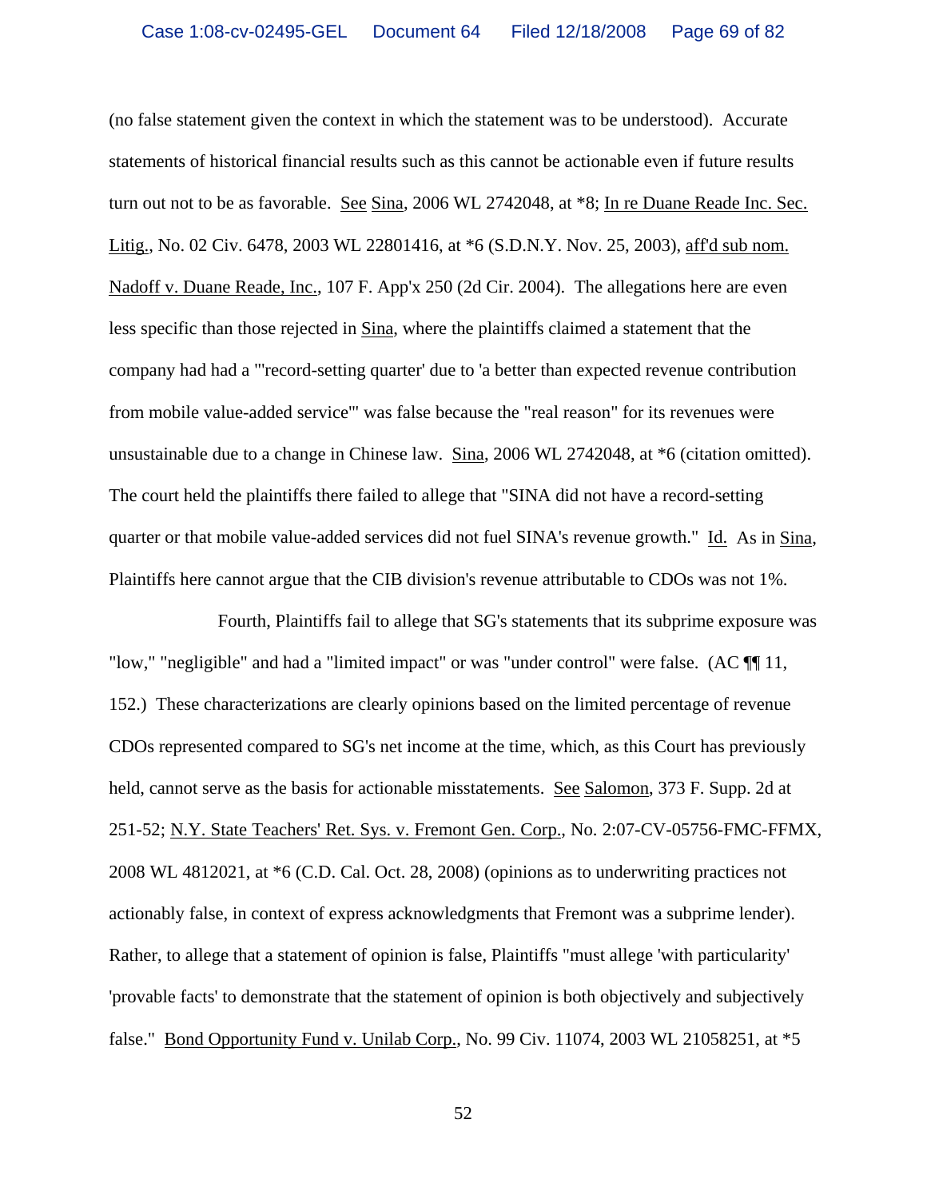(no false statement given the context in which the statement was to be understood). Accurate statements of historical financial results such as this cannot be actionable even if future results turn out not to be as favorable. See Sina, 2006 WL 2742048, at *8; In re Duane Reade Inc. Sec. Litig., No. 02 Civ. 6478, 2003 WL 22801416, at *6 (S.D.N.Y. Nov. 25, 2003), aff'd sub nom. Nadoff v. Duane Reade, Inc., 107 F. App'x 250 (2d Cir. 2004). The allegations here are even less specific than those rejected in Sina, where the plaintiffs claimed a statement that the company had had a "'record-setting quarter' due to 'a better than expected revenue contribution from mobile value-added service'" was false because the "real reason" for its revenues were unsustainable due to a change in Chinese law. Sina, 2006 WL 2742048, at *6 (citation omitted). The court held the plaintiffs there failed to allege that "SINA did not have a record-setting quarter or that mobile value-added services did not fuel SINA's revenue growth." Id. As in Sina, Plaintiffs here cannot argue that the CIB division's revenue attributable to CDOs was not 1%.

Fourth, Plaintiffs fail to allege that SG's statements that its subprime exposure was "low," "negligible" and had a "limited impact" or was "under control" were false. (AC ¶¶ 11, 152.) These characterizations are clearly opinions based on the limited percentage of revenue CDOs represented compared to SG's net income at the time, which, as this Court has previously held, cannot serve as the basis for actionable misstatements. See Salomon, 373 F. Supp. 2d at 251-52; N.Y. State Teachers' Ret. Sys. v. Fremont Gen. Corp., No. 2:07-CV-05756-FMC-FFMX, 2008 WL 4812021, at *6 (C.D. Cal. Oct. 28, 2008) (opinions as to underwriting practices not actionably false, in context of express acknowledgments that Fremont was a subprime lender). Rather, to allege that a statement of opinion is false, Plaintiffs "must allege 'with particularity' 'provable facts' to demonstrate that the statement of opinion is both objectively and subjectively false." Bond Opportunity Fund v. Unilab Corp., No. 99 Civ. 11074, 2003 WL 21058251, at *5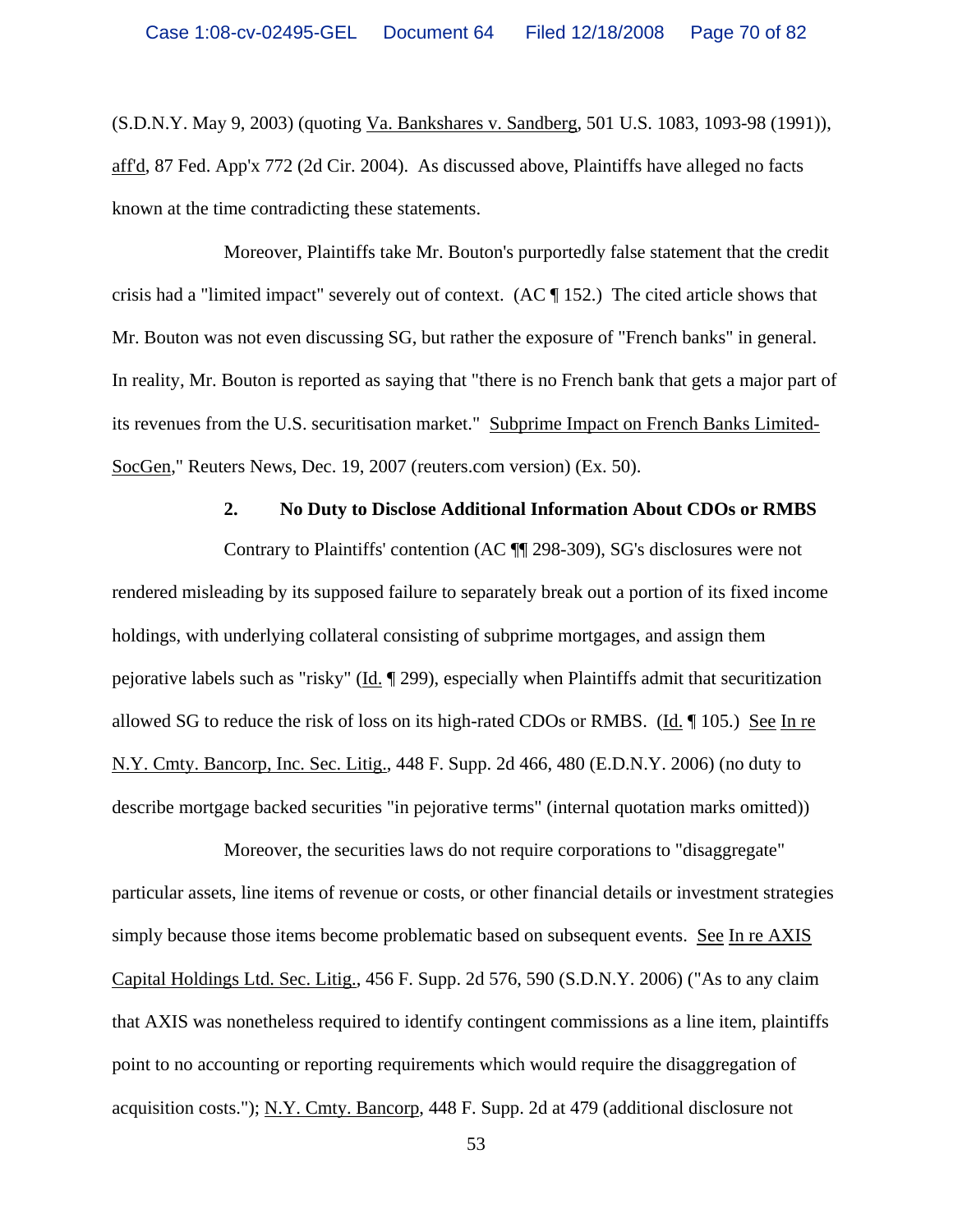(S.D.N.Y. May 9, 2003) (quoting Va. Bankshares v. Sandberg, 501 U.S. 1083, 1093-98 (1991)), aff'd, 87 Fed. App'x 772 (2d Cir. 2004). As discussed above, Plaintiffs have alleged no facts known at the time contradicting these statements.

Moreover, Plaintiffs take Mr. Bouton's purportedly false statement that the credit crisis had a "limited impact" severely out of context. (AC ¶ 152.) The cited article shows that Mr. Bouton was not even discussing SG, but rather the exposure of "French banks" in general. In reality, Mr. Bouton is reported as saying that "there is no French bank that gets a major part of its revenues from the U.S. securitisation market." Subprime Impact on French Banks Limited-SocGen," Reuters News, Dec. 19, 2007 (reuters.com version) (Ex. 50).

**2. No Duty to Disclose Additional Information About CDOs or RMBS**

Contrary to Plaintiffs' contention (AC ¶¶ 298-309), SG's disclosures were not rendered misleading by its supposed failure to separately break out a portion of its fixed income holdings, with underlying collateral consisting of subprime mortgages, and assign them pejorative labels such as "risky" (Id. ¶ 299), especially when Plaintiffs admit that securitization allowed SG to reduce the risk of loss on its high-rated CDOs or RMBS. (Id. ¶ 105.) See In re N.Y. Cmty. Bancorp, Inc. Sec. Litig., 448 F. Supp. 2d 466, 480 (E.D.N.Y. 2006) (no duty to describe mortgage backed securities "in pejorative terms" (internal quotation marks omitted))

Moreover, the securities laws do not require corporations to "disaggregate" particular assets, line items of revenue or costs, or other financial details or investment strategies simply because those items become problematic based on subsequent events. See In re AXIS Capital Holdings Ltd. Sec. Litig., 456 F. Supp. 2d 576, 590 (S.D.N.Y. 2006) ("As to any claim that AXIS was nonetheless required to identify contingent commissions as a line item, plaintiffs point to no accounting or reporting requirements which would require the disaggregation of acquisition costs."); N.Y. Cmty. Bancorp, 448 F. Supp. 2d at 479 (additional disclosure not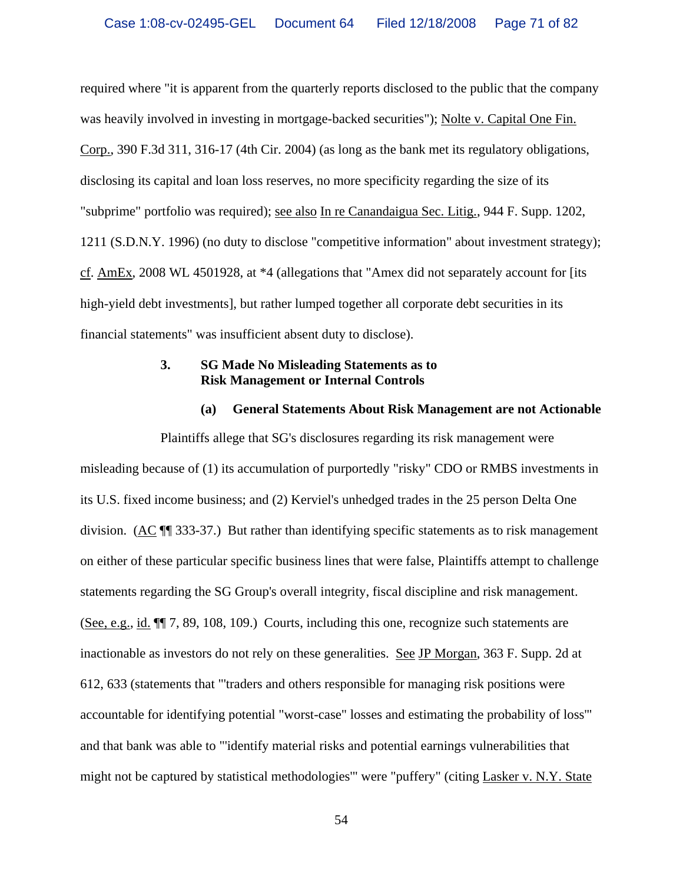required where "it is apparent from the quarterly reports disclosed to the public that the company was heavily involved in investing in mortgage-backed securities"); Nolte v. Capital One Fin. Corp., 390 F.3d 311, 316-17 (4th Cir. 2004) (as long as the bank met its regulatory obligations, disclosing its capital and loan loss reserves, no more specificity regarding the size of its "subprime" portfolio was required); see also In re Canandaigua Sec. Litig., 944 F. Supp. 1202, 1211 (S.D.N.Y. 1996) (no duty to disclose "competitive information" about investment strategy); cf. AmEx, 2008 WL 4501928, at *4 (allegations that "Amex did not separately account for [its high-yield debt investments], but rather lumped together all corporate debt securities in its financial statements" was insufficient absent duty to disclose).

### 3. SG Made No Misleading Statements as to Risk Management or Internal Controls

#### (a) General Statements About Risk Management are not Actionable

Plaintiffs allege that SG's disclosures regarding its risk management were misleading because of (1) its accumulation of purportedly "risky" CDO or RMBS investments in its U.S. fixed income business; and (2) Kerviel's unhedged trades in the 25 person Delta One division. (AC ¶¶ 333-37.) But rather than identifying specific statements as to risk management on either of these particular specific business lines that were false, Plaintiffs attempt to challenge statements regarding the SG Group's overall integrity, fiscal discipline and risk management. (See, e.g., id. ¶¶ 7, 89, 108, 109.) Courts, including this one, recognize such statements are inactionable as investors do not rely on these generalities. See JP Morgan, 363 F. Supp. 2d at 612, 633 (statements that "'traders and others responsible for managing risk positions were accountable for identifying potential "worst-case" losses and estimating the probability of loss'" and that bank was able to "'identify material risks and potential earnings vulnerabilities that might not be captured by statistical methodologies'" were "puffery" (citing Lasker v. N.Y. State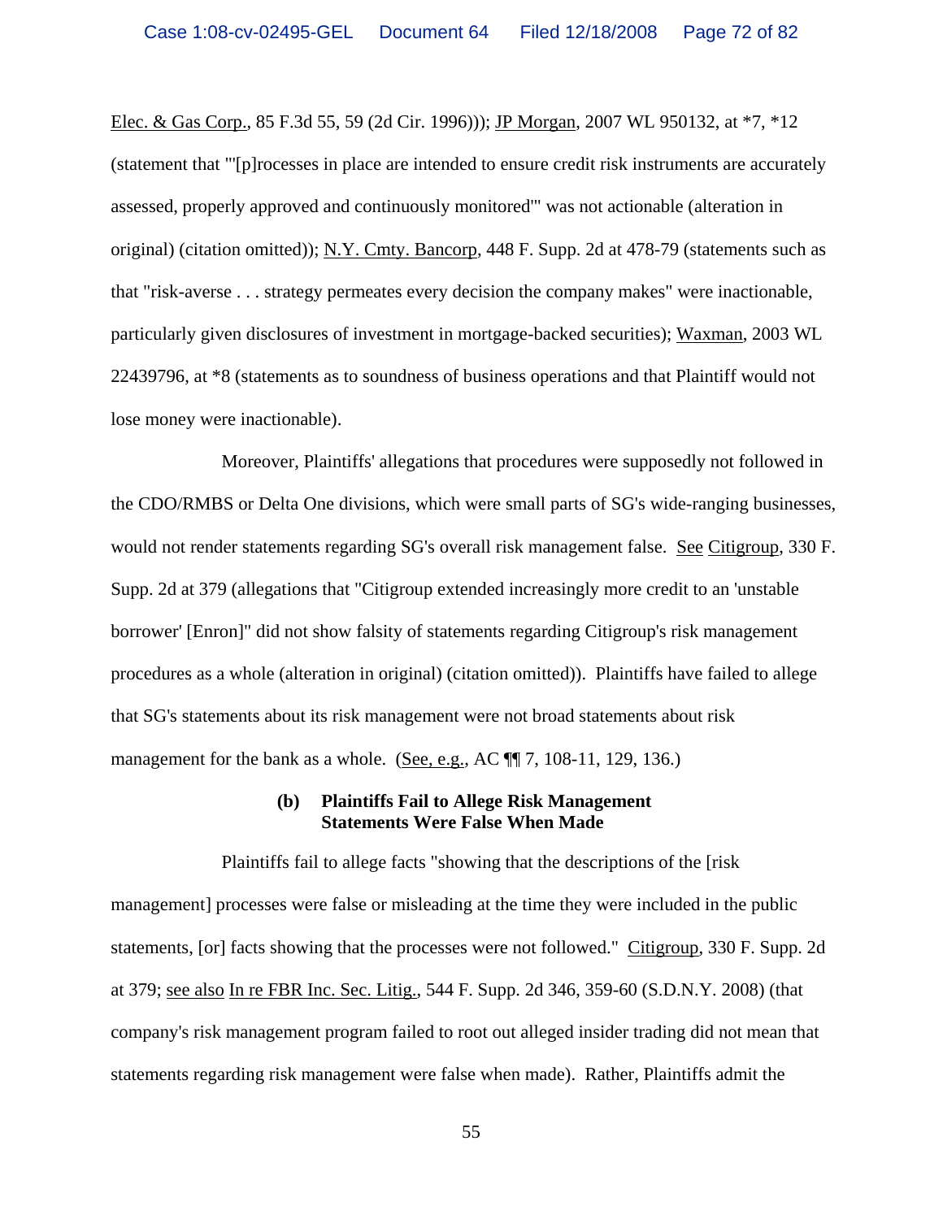Elec. & Gas Corp., 85 F.3d 55, 59 (2d Cir. 1996))); JP Morgan, 2007 WL 950132, at *7, *12 (statement that "'[p]rocesses in place are intended to ensure credit risk instruments are accurately assessed, properly approved and continuously monitored'" was not actionable (alteration in original) (citation omitted)); N.Y. Cmty. Bancorp, 448 F. Supp. 2d at 478-79 (statements such as that "risk-averse . . . strategy permeates every decision the company makes" were inactionable, particularly given disclosures of investment in mortgage-backed securities); Waxman, 2003 WL 22439796, at *8 (statements as to soundness of business operations and that Plaintiff would not lose money were inactionable).

Moreover, Plaintiffs' allegations that procedures were supposedly not followed in the CDO/RMBS or Delta One divisions, which were small parts of SG's wide-ranging businesses, would not render statements regarding SG's overall risk management false. See Citigroup, 330 F. Supp. 2d at 379 (allegations that "Citigroup extended increasingly more credit to an 'unstable borrower' [Enron]" did not show falsity of statements regarding Citigroup's risk management procedures as a whole (alteration in original) (citation omitted)). Plaintiffs have failed to allege that SG's statements about its risk management were not broad statements about risk management for the bank as a whole. (See, e.g., AC ¶¶ 7, 108-11, 129, 136.)

**(b) Plaintiffs Fail to Allege Risk Management Statements Were False When Made**

Plaintiffs fail to allege facts "showing that the descriptions of the [risk management] processes were false or misleading at the time they were included in the public statements, [or] facts showing that the processes were not followed." Citigroup, 330 F. Supp. 2d at 379; see also In re FBR Inc. Sec. Litig., 544 F. Supp. 2d 346, 359-60 (S.D.N.Y. 2008) (that company's risk management program failed to root out alleged insider trading did not mean that statements regarding risk management were false when made). Rather, Plaintiffs admit the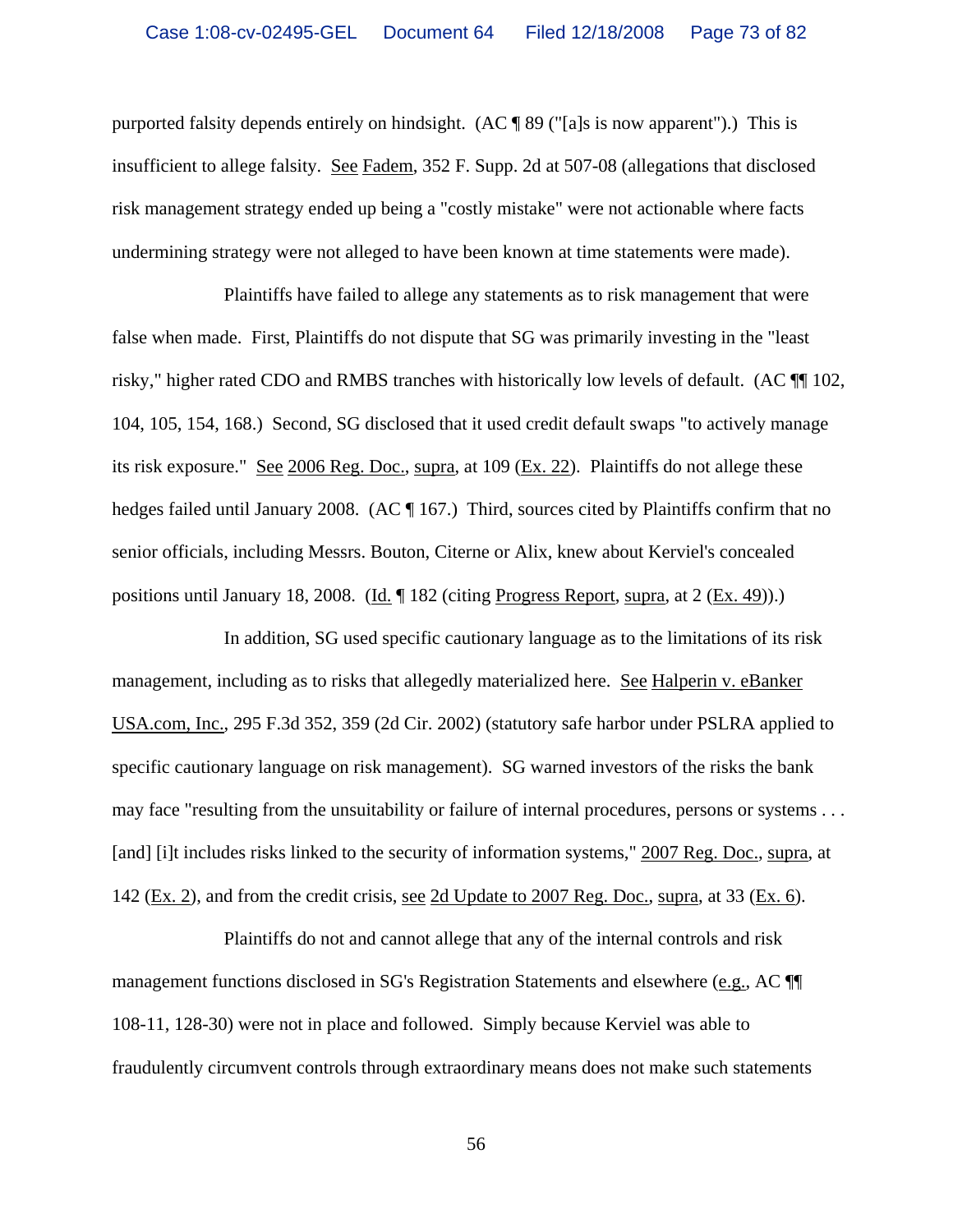purported falsity depends entirely on hindsight. (AC ¶ 89 ("[a]s is now apparent").) This is insufficient to allege falsity. See Fadem, 352 F. Supp. 2d at 507-08 (allegations that disclosed risk management strategy ended up being a "costly mistake" were not actionable where facts undermining strategy were not alleged to have been known at time statements were made).

Plaintiffs have failed to allege any statements as to risk management that were false when made. First, Plaintiffs do not dispute that SG was primarily investing in the "least risky," higher rated CDO and RMBS tranches with historically low levels of default. (AC ¶¶ 102, 104, 105, 154, 168.) Second, SG disclosed that it used credit default swaps "to actively manage its risk exposure." See 2006 Reg. Doc., supra, at 109 (Ex. 22). Plaintiffs do not allege these hedges failed until January 2008. (AC ¶ 167.) Third, sources cited by Plaintiffs confirm that no senior officials, including Messrs. Bouton, Citerne or Alix, knew about Kerviel's concealed positions until January 18, 2008. (Id. ¶ 182 (citing Progress Report, supra, at 2 (Ex. 49)).)

In addition, SG used specific cautionary language as to the limitations of its risk management, including as to risks that allegedly materialized here. See Halperin v. eBanker USA.com, Inc., 295 F.3d 352, 359 (2d Cir. 2002) (statutory safe harbor under PSLRA applied to specific cautionary language on risk management). SG warned investors of the risks the bank may face "resulting from the unsuitability or failure of internal procedures, persons or systems . . . [and] [i]t includes risks linked to the security of information systems," 2007 Reg. Doc., supra, at 142 (Ex. 2), and from the credit crisis, see 2d Update to 2007 Reg. Doc., supra, at 33 (Ex. 6).

Plaintiffs do not and cannot allege that any of the internal controls and risk management functions disclosed in SG's Registration Statements and elsewhere (e.g., AC ¶¶ 108-11, 128-30) were not in place and followed. Simply because Kerviel was able to fraudulently circumvent controls through extraordinary means does not make such statements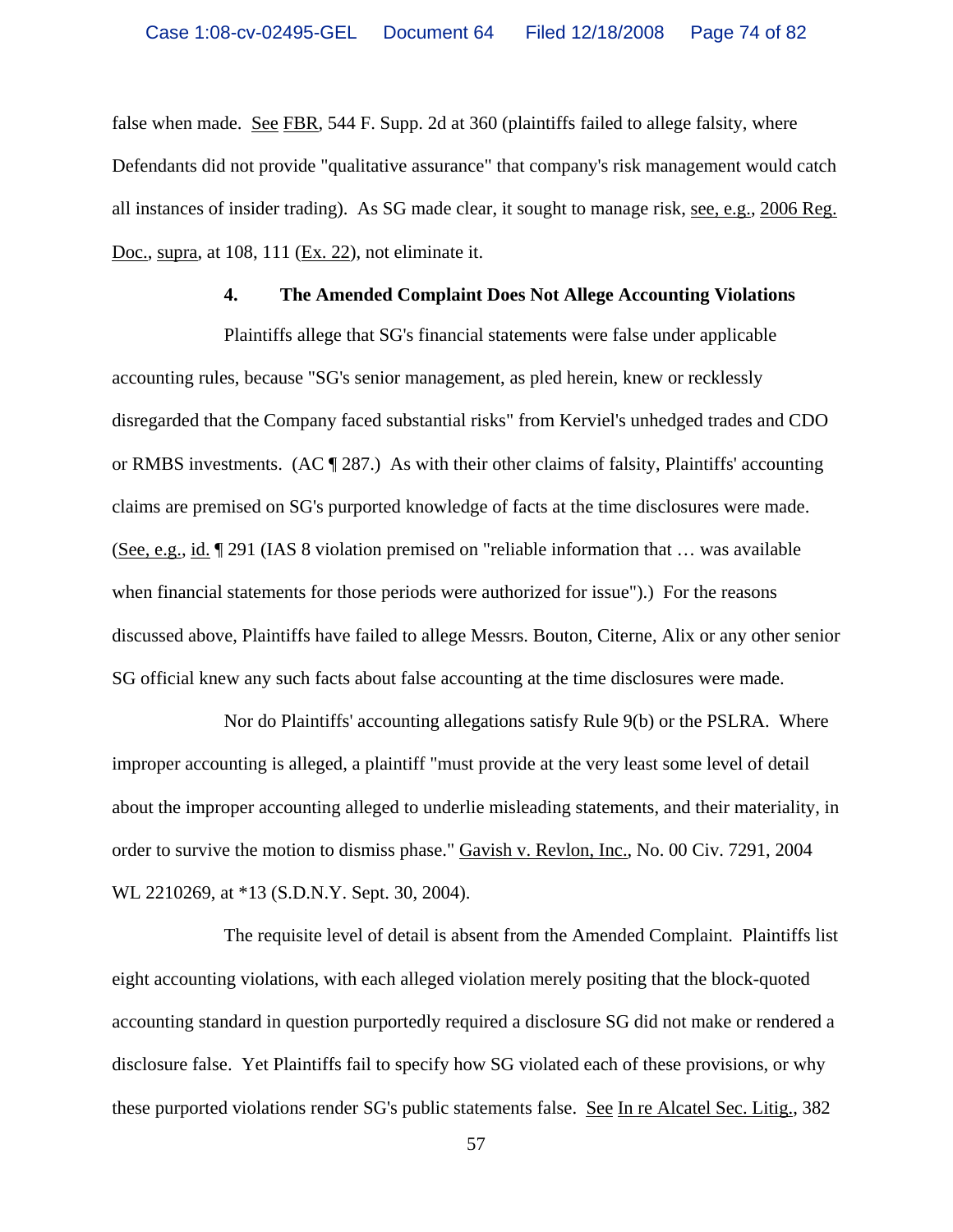false when made. See FBR, 544 F. Supp. 2d at 360 (plaintiffs failed to allege falsity, where Defendants did not provide "qualitative assurance" that company's risk management would catch all instances of insider trading). As SG made clear, it sought to manage risk, see, e.g., 2006 Reg. Doc., supra, at 108, 111 (Ex. 22), not eliminate it.

#### 4. The Amended Complaint Does Not Allege Accounting Violations

Plaintiffs allege that SG's financial statements were false under applicable accounting rules, because "SG's senior management, as pled herein, knew or recklessly disregarded that the Company faced substantial risks" from Kerviel's unhedged trades and CDO or RMBS investments. (AC ¶ 287.) As with their other claims of falsity, Plaintiffs' accounting claims are premised on SG's purported knowledge of facts at the time disclosures were made. (See, e.g., id. ¶ 291 (IAS 8 violation premised on "reliable information that … was available when financial statements for those periods were authorized for issue").) For the reasons discussed above, Plaintiffs have failed to allege Messrs. Bouton, Citerne, Alix or any other senior SG official knew any such facts about false accounting at the time disclosures were made.

Nor do Plaintiffs' accounting allegations satisfy Rule 9(b) or the PSLRA. Where improper accounting is alleged, a plaintiff "must provide at the very least some level of detail about the improper accounting alleged to underlie misleading statements, and their materiality, in order to survive the motion to dismiss phase." Gavish v. Revlon, Inc., No. 00 Civ. 7291, 2004 WL 2210269, at *13 (S.D.N.Y. Sept. 30, 2004).

The requisite level of detail is absent from the Amended Complaint. Plaintiffs list eight accounting violations, with each alleged violation merely positing that the block-quoted accounting standard in question purportedly required a disclosure SG did not make or rendered a disclosure false. Yet Plaintiffs fail to specify how SG violated each of these provisions, or why these purported violations render SG's public statements false. See In re Alcatel Sec. Litig., 382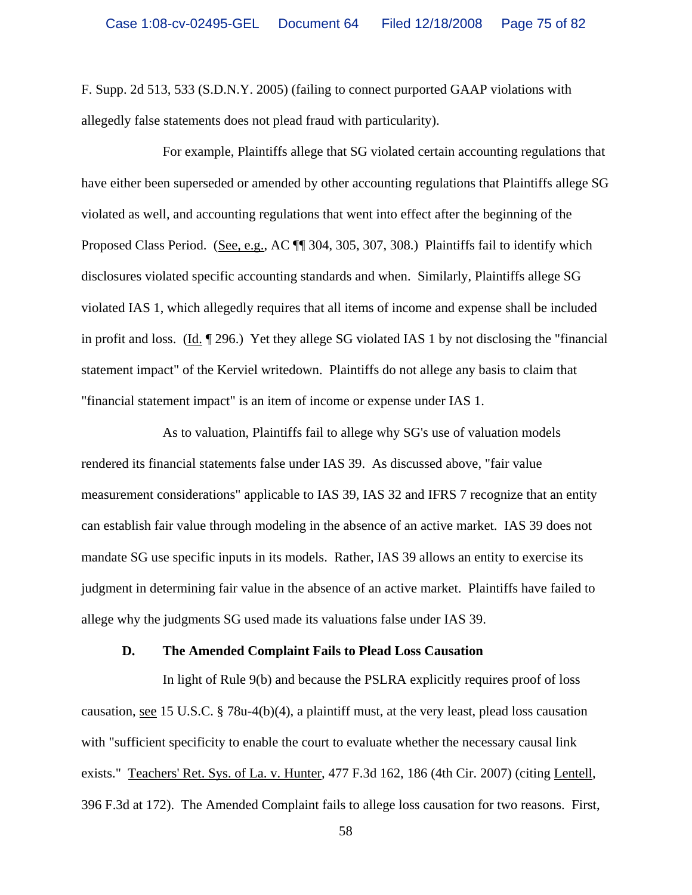F. Supp. 2d 513, 533 (S.D.N.Y. 2005) (failing to connect purported GAAP violations with allegedly false statements does not plead fraud with particularity).

For example, Plaintiffs allege that SG violated certain accounting regulations that have either been superseded or amended by other accounting regulations that Plaintiffs allege SG violated as well, and accounting regulations that went into effect after the beginning of the Proposed Class Period. (See, e.g., AC ¶¶ 304, 305, 307, 308.) Plaintiffs fail to identify which disclosures violated specific accounting standards and when. Similarly, Plaintiffs allege SG violated IAS 1, which allegedly requires that all items of income and expense shall be included in profit and loss. (Id. ¶ 296.) Yet they allege SG violated IAS 1 by not disclosing the "financial statement impact" of the Kerviel writedown. Plaintiffs do not allege any basis to claim that "financial statement impact" is an item of income or expense under IAS 1.

As to valuation, Plaintiffs fail to allege why SG's use of valuation models rendered its financial statements false under IAS 39. As discussed above, "fair value measurement considerations" applicable to IAS 39, IAS 32 and IFRS 7 recognize that an entity can establish fair value through modeling in the absence of an active market. IAS 39 does not mandate SG use specific inputs in its models. Rather, IAS 39 allows an entity to exercise its judgment in determining fair value in the absence of an active market. Plaintiffs have failed to allege why the judgments SG used made its valuations false under IAS 39.

### D. The Amended Complaint Fails to Plead Loss Causation

In light of Rule 9(b) and because the PSLRA explicitly requires proof of loss causation, see 15 U.S.C. § 78u-4(b)(4), a plaintiff must, at the very least, plead loss causation with "sufficient specificity to enable the court to evaluate whether the necessary causal link exists." Teachers' Ret. Sys. of La. v. Hunter, 477 F.3d 162, 186 (4th Cir. 2007) (citing Lentell, 396 F.3d at 172). The Amended Complaint fails to allege loss causation for two reasons. First,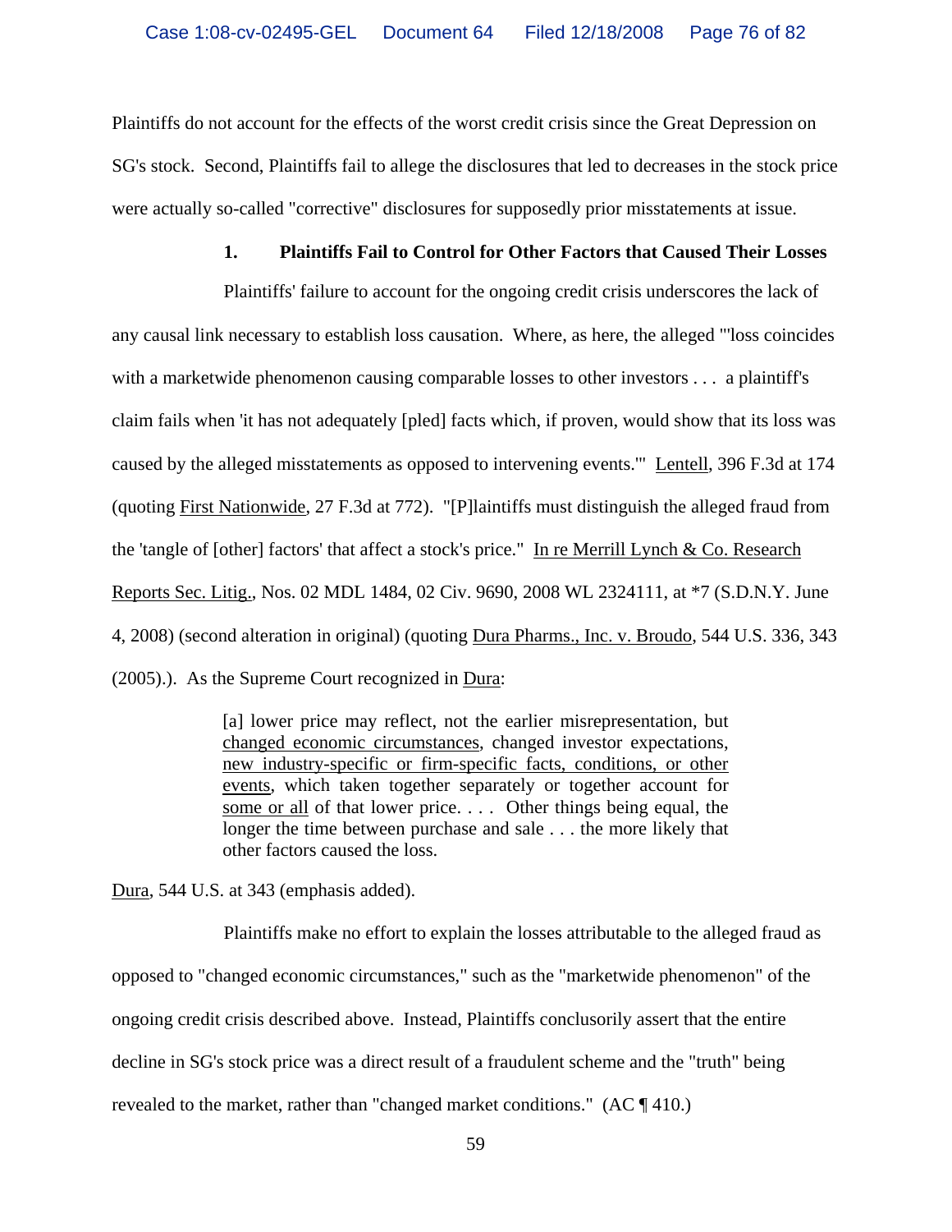Plaintiffs do not account for the effects of the worst credit crisis since the Great Depression on SG's stock. Second, Plaintiffs fail to allege the disclosures that led to decreases in the stock price were actually so-called "corrective" disclosures for supposedly prior misstatements at issue.

### 1. Plaintiffs Fail to Control for Other Factors that Caused Their Losses

Plaintiffs' failure to account for the ongoing credit crisis underscores the lack of any causal link necessary to establish loss causation. Where, as here, the alleged "'loss coincides with a marketwide phenomenon causing comparable losses to other investors . . . a plaintiff's claim fails when 'it has not adequately [pled] facts which, if proven, would show that its loss was caused by the alleged misstatements as opposed to intervening events.'" Lentell, 396 F.3d at 174 (quoting First Nationwide, 27 F.3d at 772). "[P]laintiffs must distinguish the alleged fraud from the 'tangle of [other] factors' that affect a stock's price." In re Merrill Lynch & Co. Research Reports Sec. Litig., Nos. 02 MDL 1484, 02 Civ. 9690, 2008 WL 2324111, at *7 (S.D.N.Y. June 4, 2008) (second alteration in original) (quoting Dura Pharms., Inc. v. Broudo, 544 U.S. 336, 343 (2005).). As the Supreme Court recognized in Dura:

> [a] lower price may reflect, not the earlier misrepresentation, but changed economic circumstances, changed investor expectations, new industry-specific or firm-specific facts, conditions, or other events, which taken together separately or together account for some or all of that lower price. . . . Other things being equal, the longer the time between purchase and sale . . . the more likely that other factors caused the loss.

Dura, 544 U.S. at 343 (emphasis added).

Plaintiffs make no effort to explain the losses attributable to the alleged fraud as opposed to "changed economic circumstances," such as the "marketwide phenomenon" of the ongoing credit crisis described above. Instead, Plaintiffs conclusorily assert that the entire decline in SG's stock price was a direct result of a fraudulent scheme and the "truth" being revealed to the market, rather than "changed market conditions." (AC ¶ 410.)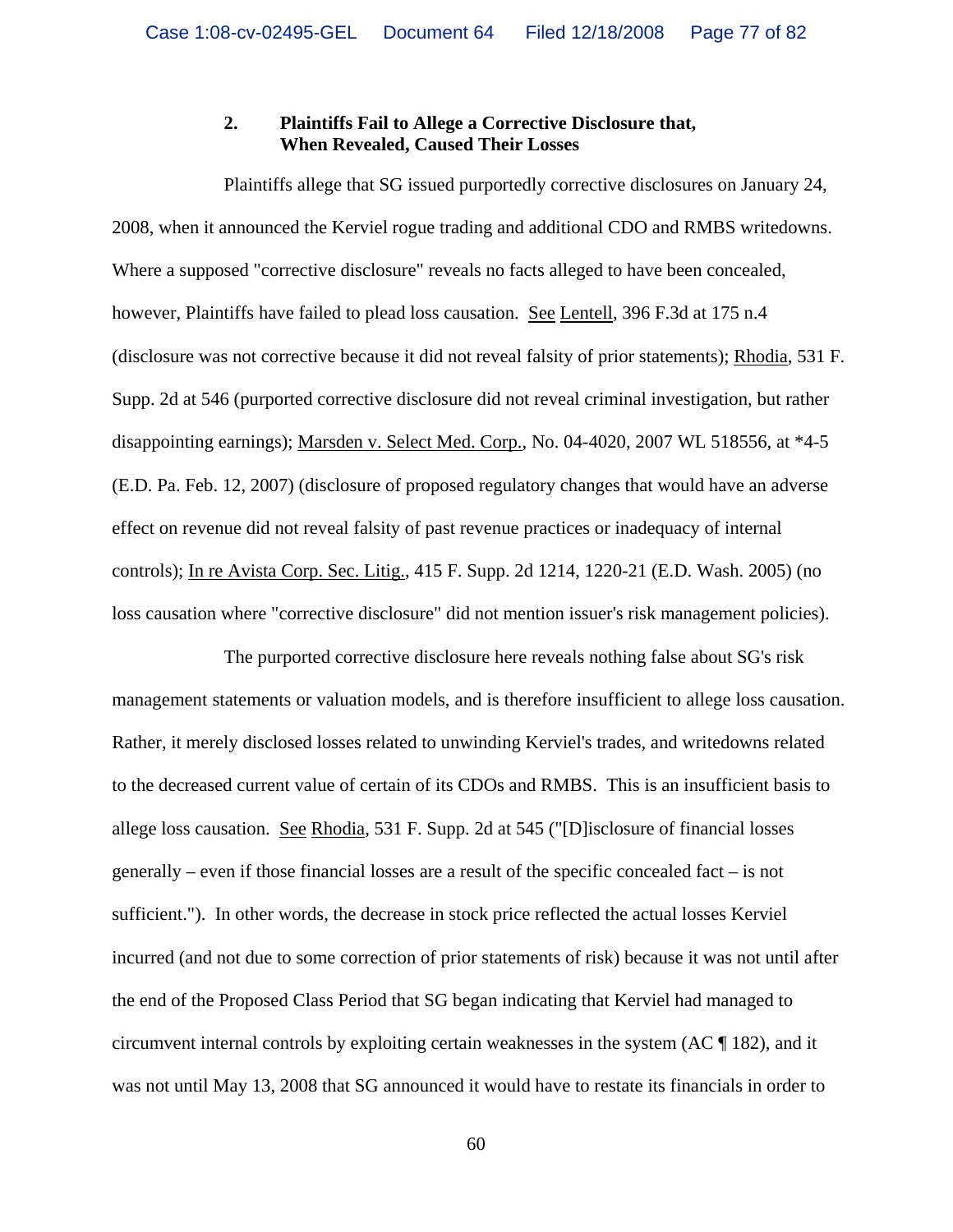### 2. Plaintiffs Fail to Allege a Corrective Disclosure that, When Revealed, Caused Their Losses

Plaintiffs allege that SG issued purportedly corrective disclosures on January 24, 2008, when it announced the Kerviel rogue trading and additional CDO and RMBS writedowns. Where a supposed "corrective disclosure" reveals no facts alleged to have been concealed, however, Plaintiffs have failed to plead loss causation. See Lentell, 396 F.3d at 175 n.4 (disclosure was not corrective because it did not reveal falsity of prior statements); Rhodia, 531 F. Supp. 2d at 546 (purported corrective disclosure did not reveal criminal investigation, but rather disappointing earnings); Marsden v. Select Med. Corp., No. 04-4020, 2007 WL 518556, at *4-5 (E.D. Pa. Feb. 12, 2007) (disclosure of proposed regulatory changes that would have an adverse effect on revenue did not reveal falsity of past revenue practices or inadequacy of internal controls); In re Avista Corp. Sec. Litig., 415 F. Supp. 2d 1214, 1220-21 (E.D. Wash. 2005) (no loss causation where "corrective disclosure" did not mention issuer's risk management policies).

The purported corrective disclosure here reveals nothing false about SG's risk management statements or valuation models, and is therefore insufficient to allege loss causation. Rather, it merely disclosed losses related to unwinding Kerviel's trades, and writedowns related to the decreased current value of certain of its CDOs and RMBS. This is an insufficient basis to allege loss causation. See Rhodia, 531 F. Supp. 2d at 545 ("[D]isclosure of financial losses generally – even if those financial losses are a result of the specific concealed fact – is not sufficient."). In other words, the decrease in stock price reflected the actual losses Kerviel incurred (and not due to some correction of prior statements of risk) because it was not until after the end of the Proposed Class Period that SG began indicating that Kerviel had managed to circumvent internal controls by exploiting certain weaknesses in the system (AC ¶ 182), and it was not until May 13, 2008 that SG announced it would have to restate its financials in order to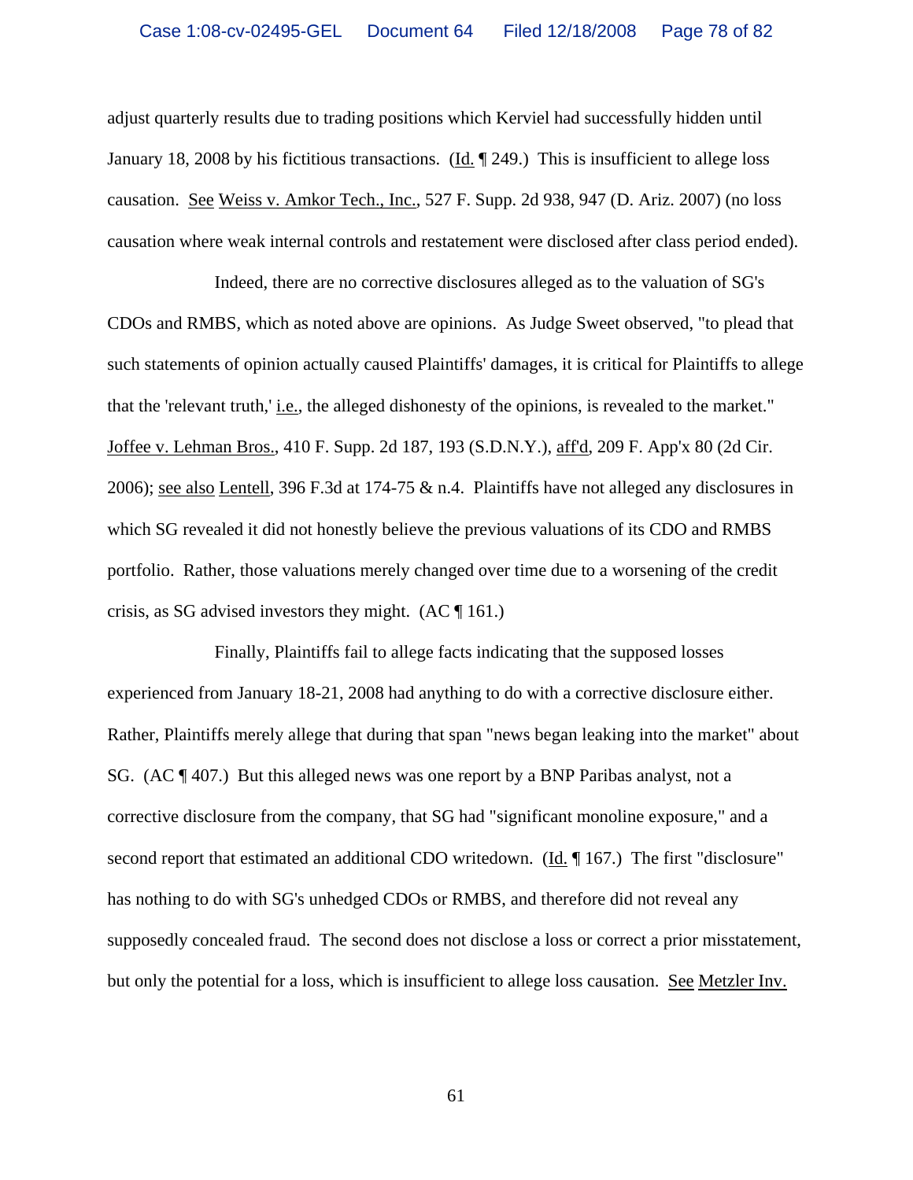adjust quarterly results due to trading positions which Kerviel had successfully hidden until January 18, 2008 by his fictitious transactions. (Id. ¶ 249.) This is insufficient to allege loss causation. See Weiss v. Amkor Tech., Inc., 527 F. Supp. 2d 938, 947 (D. Ariz. 2007) (no loss causation where weak internal controls and restatement were disclosed after class period ended).

Indeed, there are no corrective disclosures alleged as to the valuation of SG's CDOs and RMBS, which as noted above are opinions. As Judge Sweet observed, "to plead that such statements of opinion actually caused Plaintiffs' damages, it is critical for Plaintiffs to allege that the 'relevant truth,' i.e., the alleged dishonesty of the opinions, is revealed to the market." Joffee v. Lehman Bros., 410 F. Supp. 2d 187, 193 (S.D.N.Y.), aff'd, 209 F. App'x 80 (2d Cir. 2006); see also Lentell, 396 F.3d at 174-75 & n.4. Plaintiffs have not alleged any disclosures in which SG revealed it did not honestly believe the previous valuations of its CDO and RMBS portfolio. Rather, those valuations merely changed over time due to a worsening of the credit crisis, as SG advised investors they might. (AC ¶ 161.)

Finally, Plaintiffs fail to allege facts indicating that the supposed losses experienced from January 18-21, 2008 had anything to do with a corrective disclosure either. Rather, Plaintiffs merely allege that during that span "news began leaking into the market" about SG. (AC ¶ 407.) But this alleged news was one report by a BNP Paribas analyst, not a corrective disclosure from the company, that SG had "significant monoline exposure," and a second report that estimated an additional CDO writedown. (Id. ¶ 167.) The first "disclosure" has nothing to do with SG's unhedged CDOs or RMBS, and therefore did not reveal any supposedly concealed fraud. The second does not disclose a loss or correct a prior misstatement, but only the potential for a loss, which is insufficient to allege loss causation. See Metzler Inv.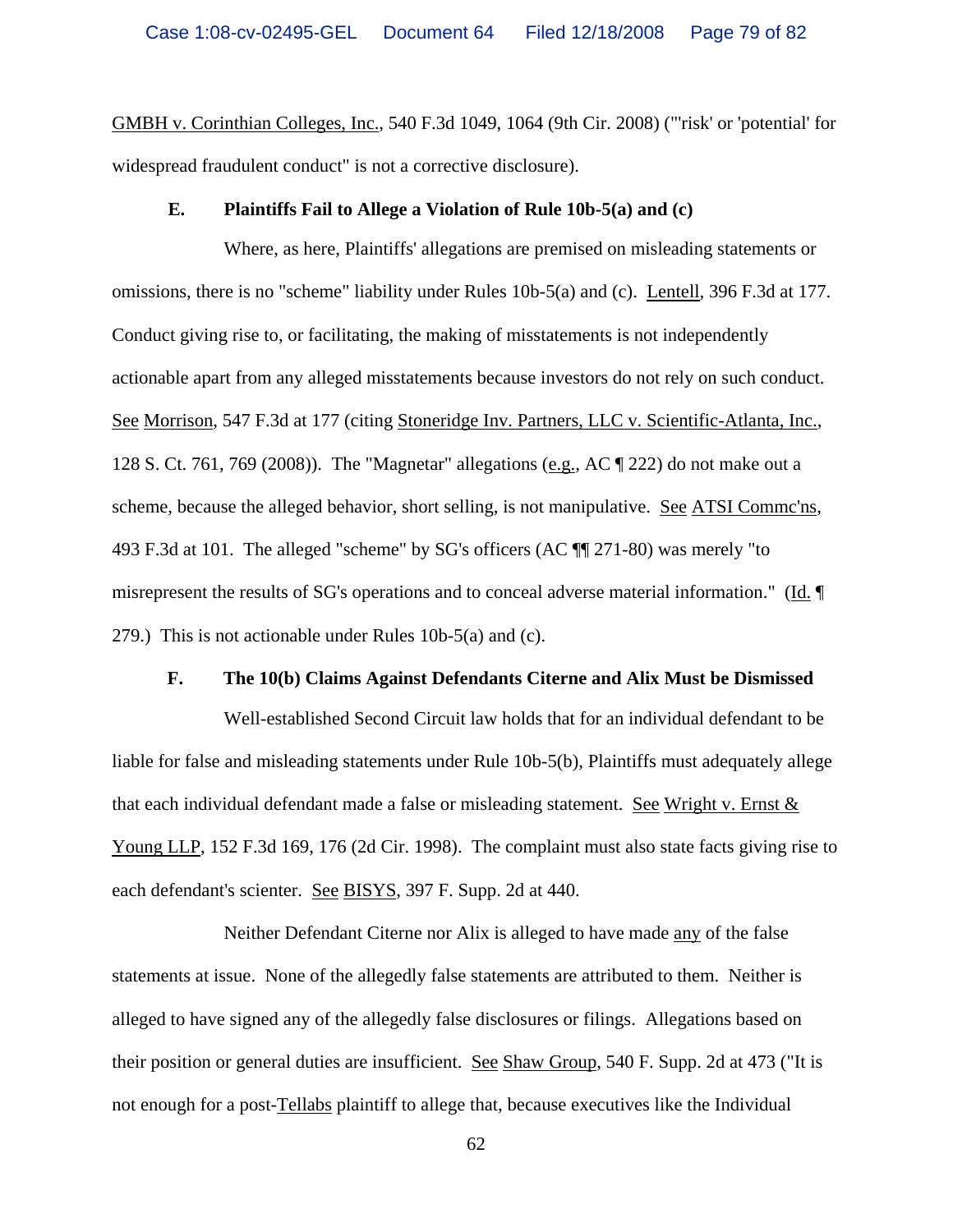GMBH v. Corinthian Colleges, Inc., 540 F.3d 1049, 1064 (9th Cir. 2008) ("'risk' or 'potential' for widespread fraudulent conduct" is not a corrective disclosure).

**E. Plaintiffs Fail to Allege a Violation of Rule 10b-5(a) and (c)**

Where, as here, Plaintiffs' allegations are premised on misleading statements or omissions, there is no "scheme" liability under Rules 10b-5(a) and (c). Lentell, 396 F.3d at 177. Conduct giving rise to, or facilitating, the making of misstatements is not independently actionable apart from any alleged misstatements because investors do not rely on such conduct. See Morrison, 547 F.3d at 177 (citing Stoneridge Inv. Partners, LLC v. Scientific-Atlanta, Inc., 128 S. Ct. 761, 769 (2008)). The "Magnetar" allegations (e.g., AC ¶ 222) do not make out a scheme, because the alleged behavior, short selling, is not manipulative. See ATSI Commc'ns, 493 F.3d at 101. The alleged "scheme" by SG's officers (AC ¶¶ 271-80) was merely "to misrepresent the results of SG's operations and to conceal adverse material information." (Id. ¶ 279.) This is not actionable under Rules 10b-5(a) and (c).

**F. The 10(b) Claims Against Defendants Citerne and Alix Must be Dismissed**

Well-established Second Circuit law holds that for an individual defendant to be liable for false and misleading statements under Rule 10b-5(b), Plaintiffs must adequately allege that each individual defendant made a false or misleading statement. See Wright v. Ernst & Young LLP, 152 F.3d 169, 176 (2d Cir. 1998). The complaint must also state facts giving rise to each defendant's scienter. See BISYS, 397 F. Supp. 2d at 440.

Neither Defendant Citerne nor Alix is alleged to have made any of the false statements at issue. None of the allegedly false statements are attributed to them. Neither is alleged to have signed any of the allegedly false disclosures or filings. Allegations based on their position or general duties are insufficient. See Shaw Group, 540 F. Supp. 2d at 473 ("It is not enough for a post-Tellabs plaintiff to allege that, because executives like the Individual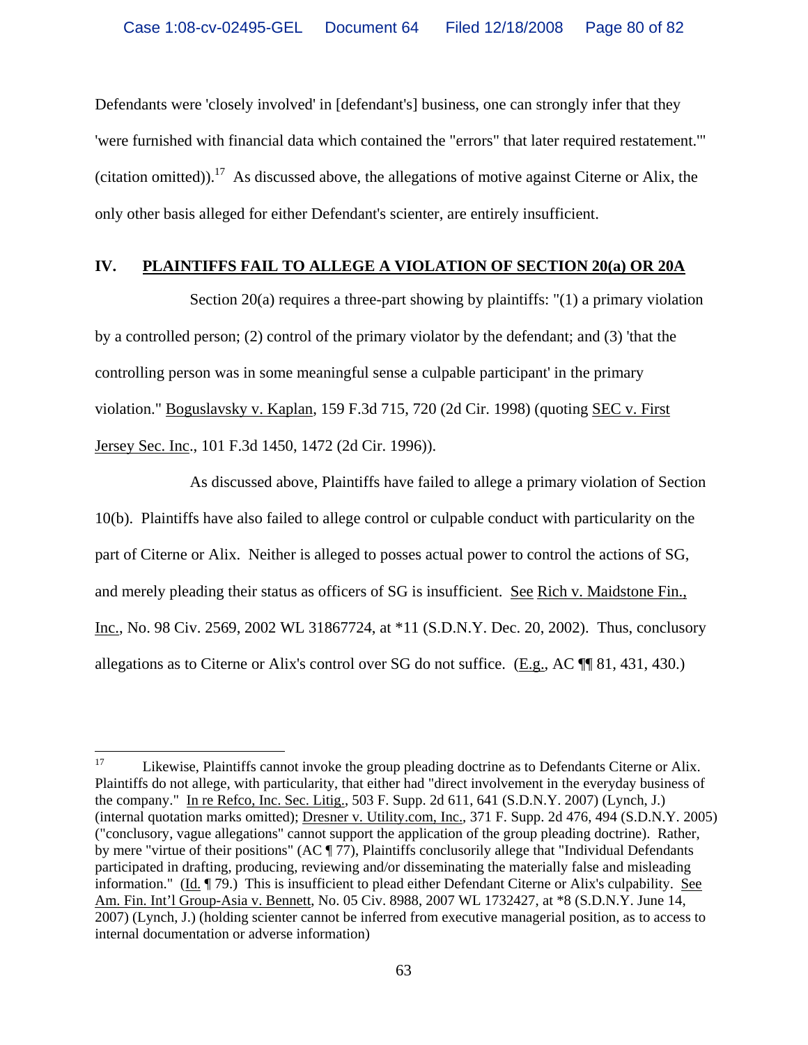Defendants were 'closely involved' in [defendant's] business, one can strongly infer that they 'were furnished with financial data which contained the "errors" that later required restatement.'" (citation omitted)).[17] As discussed above, the allegations of motive against Citerne or Alix, the only other basis alleged for either Defendant's scienter, are entirely insufficient.

## IV. PLAINTIFFS FAIL TO ALLEGE A VIOLATION OF SECTION 20(a) OR 20A

Section 20(a) requires a three-part showing by plaintiffs: "(1) a primary violation by a controlled person; (2) control of the primary violator by the defendant; and (3) 'that the controlling person was in some meaningful sense a culpable participant' in the primary violation." Boguslavsky v. Kaplan, 159 F.3d 715, 720 (2d Cir. 1998) (quoting SEC v. First Jersey Sec. Inc., 101 F.3d 1450, 1472 (2d Cir. 1996)).

As discussed above, Plaintiffs have failed to allege a primary violation of Section 10(b). Plaintiffs have also failed to allege control or culpable conduct with particularity on the part of Citerne or Alix. Neither is alleged to posses actual power to control the actions of SG, and merely pleading their status as officers of SG is insufficient. See Rich v. Maidstone Fin., Inc., No. 98 Civ. 2569, 2002 WL 31867724, at *11 (S.D.N.Y. Dec. 20, 2002). Thus, conclusory allegations as to Citerne or Alix's control over SG do not suffice. (E.g., AC ¶¶ 81, 431, 430.)

---

[17] Likewise, Plaintiffs cannot invoke the group pleading doctrine as to Defendants Citerne or Alix. Plaintiffs do not allege, with particularity, that either had "direct involvement in the everyday business of the company." In re Refco, Inc. Sec. Litig., 503 F. Supp. 2d 611, 641 (S.D.N.Y. 2007) (Lynch, J.) (internal quotation marks omitted); Dresner v. Utility.com, Inc., 371 F. Supp. 2d 476, 494 (S.D.N.Y. 2005) ("conclusory, vague allegations" cannot support the application of the group pleading doctrine). Rather, by mere "virtue of their positions" (AC ¶ 77), Plaintiffs conclusorily allege that "Individual Defendants participated in drafting, producing, reviewing and/or disseminating the materially false and misleading information." (Id. ¶ 79.) This is insufficient to plead either Defendant Citerne or Alix's culpability. See Am. Fin. Int'l Group-Asia v. Bennett, No. 05 Civ. 8988, 2007 WL 1732427, at *8 (S.D.N.Y. June 14, 2007) (Lynch, J.) (holding scienter cannot be inferred from executive managerial position, as to access to internal documentation or adverse information)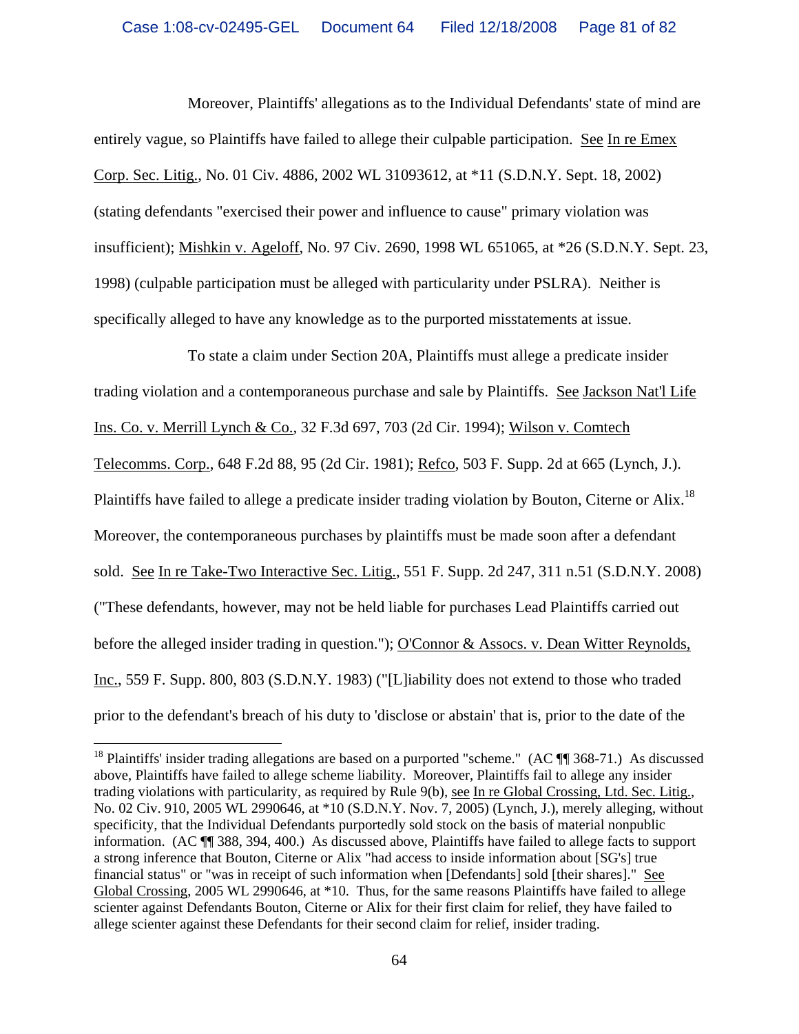Moreover, Plaintiffs' allegations as to the Individual Defendants' state of mind are entirely vague, so Plaintiffs have failed to allege their culpable participation. See In re Emex Corp. Sec. Litig., No. 01 Civ. 4886, 2002 WL 31093612, at *11 (S.D.N.Y. Sept. 18, 2002) (stating defendants "exercised their power and influence to cause" primary violation was insufficient); Mishkin v. Ageloff, No. 97 Civ. 2690, 1998 WL 651065, at *26 (S.D.N.Y. Sept. 23, 1998) (culpable participation must be alleged with particularity under PSLRA). Neither is specifically alleged to have any knowledge as to the purported misstatements at issue.

To state a claim under Section 20A, Plaintiffs must allege a predicate insider trading violation and a contemporaneous purchase and sale by Plaintiffs. See Jackson Nat'l Life Ins. Co. v. Merrill Lynch & Co., 32 F.3d 697, 703 (2d Cir. 1994); Wilson v. Comtech Telecomms. Corp., 648 F.2d 88, 95 (2d Cir. 1981); Refco, 503 F. Supp. 2d at 665 (Lynch, J.). Plaintiffs have failed to allege a predicate insider trading violation by Bouton, Citerne or Alix.[18] Moreover, the contemporaneous purchases by plaintiffs must be made soon after a defendant sold. See In re Take-Two Interactive Sec. Litig., 551 F. Supp. 2d 247, 311 n.51 (S.D.N.Y. 2008) ("These defendants, however, may not be held liable for purchases Lead Plaintiffs carried out before the alleged insider trading in question."); O'Connor & Assocs. v. Dean Witter Reynolds, Inc., 559 F. Supp. 800, 803 (S.D.N.Y. 1983) ("[L]iability does not extend to those who traded prior to the defendant's breach of his duty to 'disclose or abstain' that is, prior to the date of the

---

[18] Plaintiffs' insider trading allegations are based on a purported "scheme." (AC ¶¶ 368-71.) As discussed above, Plaintiffs have failed to allege scheme liability. Moreover, Plaintiffs fail to allege any insider trading violations with particularity, as required by Rule 9(b), see In re Global Crossing, Ltd. Sec. Litig., No. 02 Civ. 910, 2005 WL 2990646, at *10 (S.D.N.Y. Nov. 7, 2005) (Lynch, J.), merely alleging, without specificity, that the Individual Defendants purportedly sold stock on the basis of material nonpublic information. (AC ¶¶ 388, 394, 400.) As discussed above, Plaintiffs have failed to allege facts to support a strong inference that Bouton, Citerne or Alix "had access to inside information about [SG's] true financial status" or "was in receipt of such information when [Defendants] sold [their shares]." See Global Crossing, 2005 WL 2990646, at *10. Thus, for the same reasons Plaintiffs have failed to allege scienter against Defendants Bouton, Citerne or Alix for their first claim for relief, they have failed to allege scienter against these Defendants for their second claim for relief, insider trading.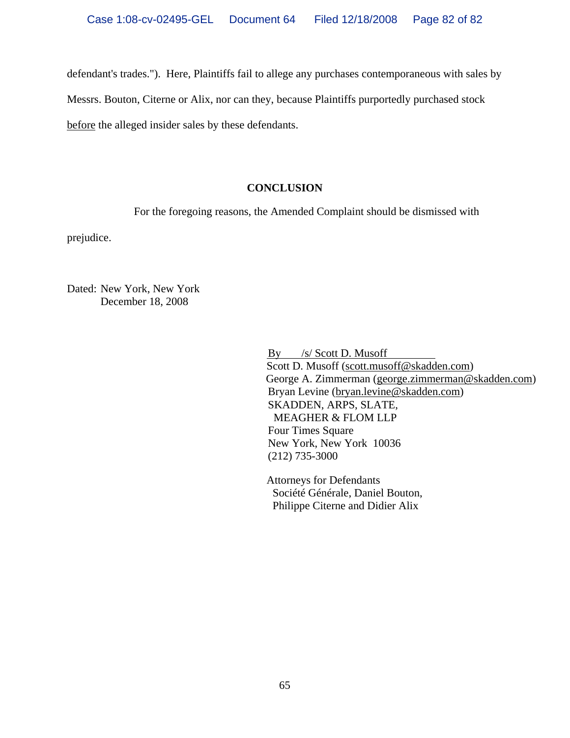defendant's trades."). Here, Plaintiffs fail to allege any purchases contemporaneous with sales by Messrs. Bouton, Citerne or Alix, nor can they, because Plaintiffs purportedly purchased stock before the alleged insider sales by these defendants.

## CONCLUSION

For the foregoing reasons, the Amended Complaint should be dismissed with prejudice.

Dated: New York, New York
December 18, 2008

By /s/ Scott D. Musoff
Scott D. Musoff (scott.musoff@skadden.com)
George A. Zimmerman (george.zimmerman@skadden.com)
Bryan Levine (bryan.levine@skadden.com)
SKADDEN, ARPS, SLATE,
MEAGHER & FLOM LLP
Four Times Square
New York, New York 10036
(212) 735-3000

Attorneys for Defendants
Société Générale, Daniel Bouton,
Philippe Citerne and Didier Alix